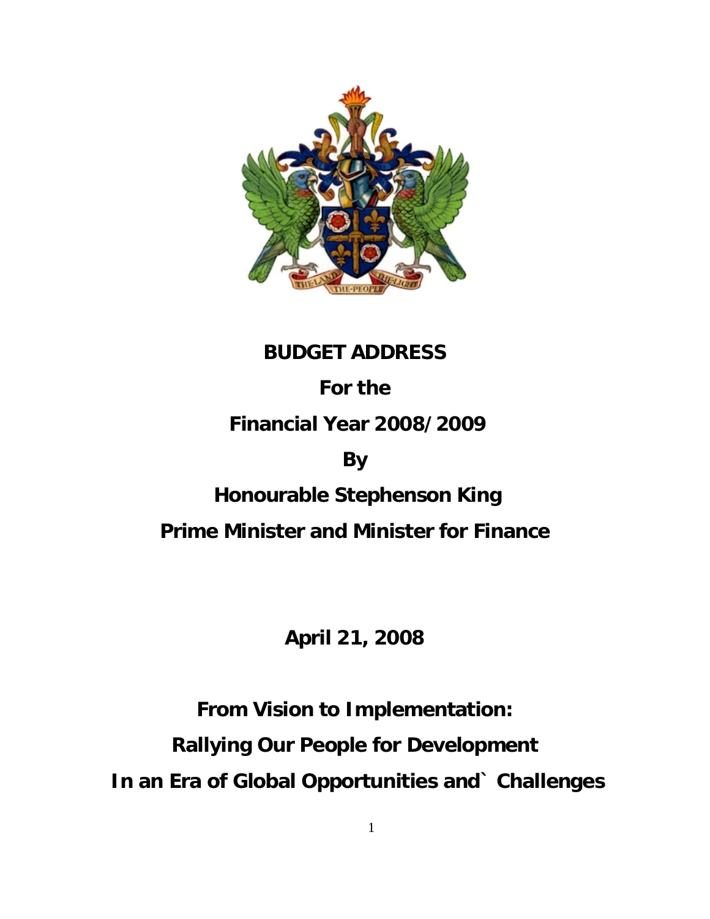**BUDGET ADDRESS**

**For the**

**Financial Year 2008/2009**

**By**

**Honourable Stephenson King**

**Prime Minister and Minister for Finance**

**April 21, 2008**

**From Vision to Implementation:**

**Rallying Our People for Development**

**In an Era of Global Opportunities and` Challenges**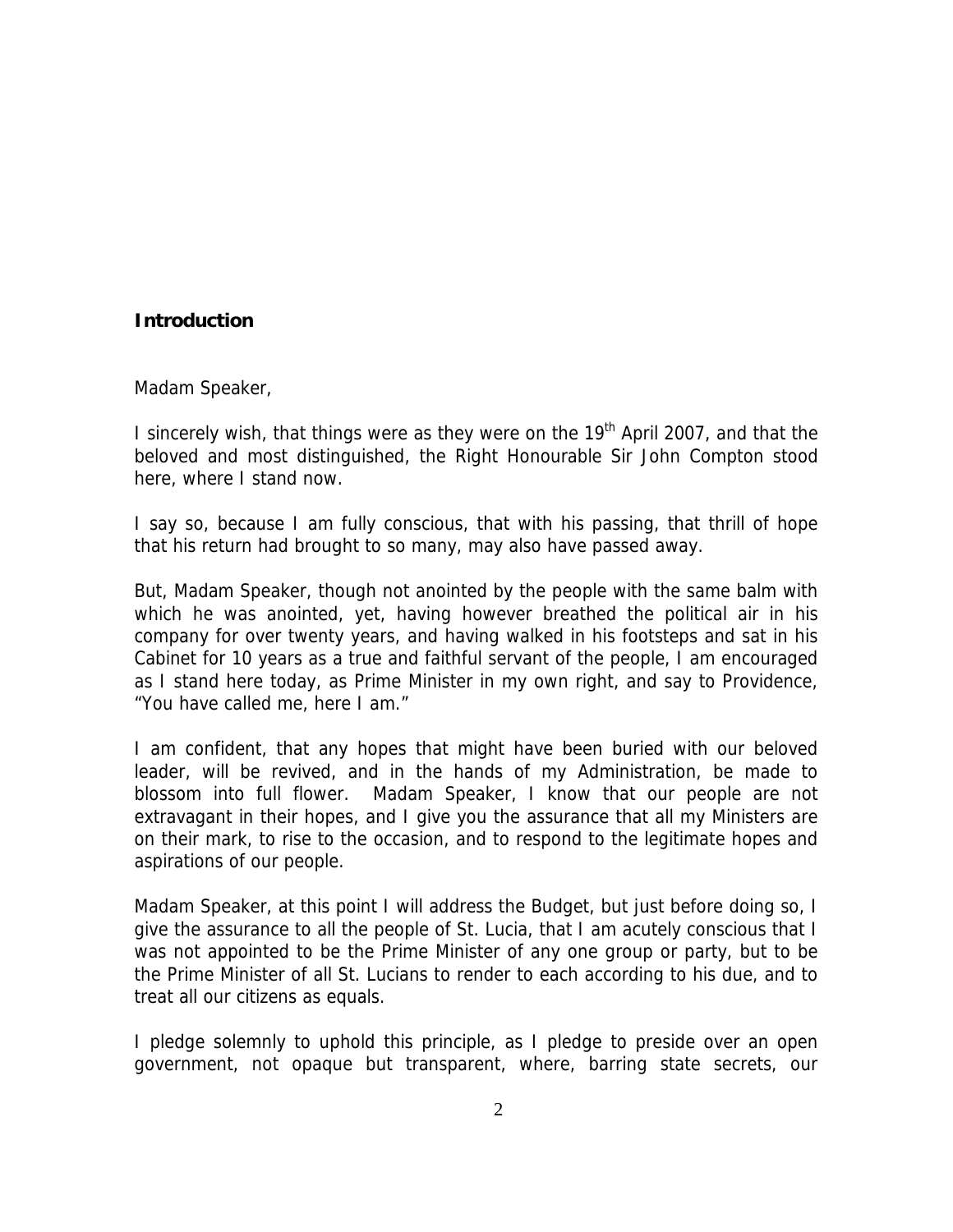## Introduction

Madam Speaker,

I sincerely wish, that things were as they were on the 19th April 2007, and that the beloved and most distinguished, the Right Honourable Sir John Compton stood here, where I stand now.

I say so, because I am fully conscious, that with his passing, that thrill of hope that his return had brought to so many, may also have passed away.

But, Madam Speaker, though not anointed by the people with the same balm with which he was anointed, yet, having however breathed the political air in his company for over twenty years, and having walked in his footsteps and sat in his Cabinet for 10 years as a true and faithful servant of the people, I am encouraged as I stand here today, as Prime Minister in my own right, and say to Providence, "You have called me, here I am."

I am confident, that any hopes that might have been buried with our beloved leader, will be revived, and in the hands of my Administration, be made to blossom into full flower. Madam Speaker, I know that our people are not extravagant in their hopes, and I give you the assurance that all my Ministers are on their mark, to rise to the occasion, and to respond to the legitimate hopes and aspirations of our people.

Madam Speaker, at this point I will address the Budget, but just before doing so, I give the assurance to all the people of St. Lucia, that I am acutely conscious that I was not appointed to be the Prime Minister of any one group or party, but to be the Prime Minister of all St. Lucians to render to each according to his due, and to treat all our citizens as equals.

I pledge solemnly to uphold this principle, as I pledge to preside over an open government, not opaque but transparent, where, barring state secrets, our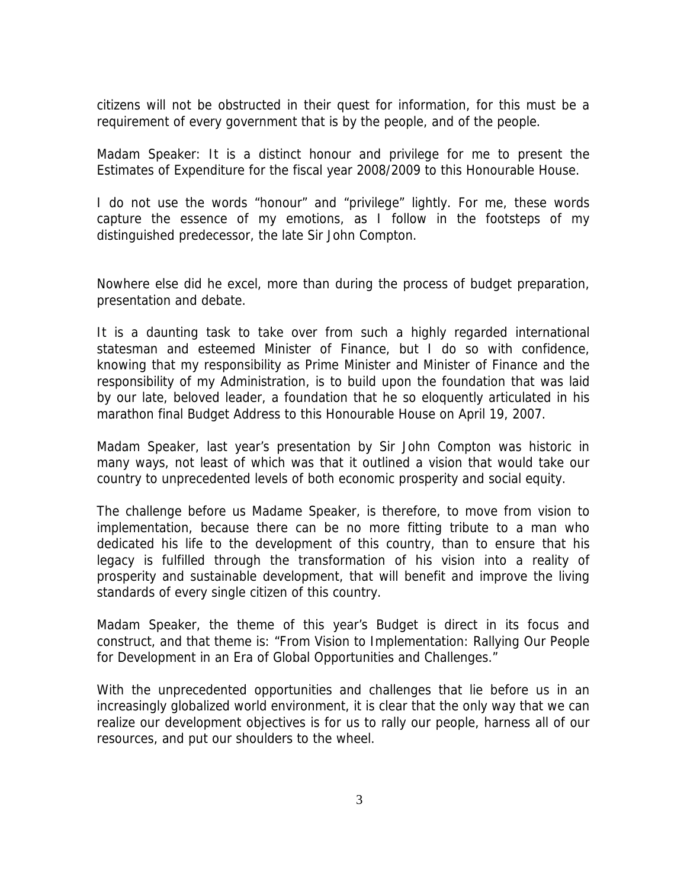citizens will not be obstructed in their quest for information, for this must be a requirement of every government that is by the people, and of the people.

Madam Speaker: It is a distinct honour and privilege for me to present the Estimates of Expenditure for the fiscal year 2008/2009 to this Honourable House.

I do not use the words "honour" and "privilege" lightly. For me, these words capture the essence of my emotions, as I follow in the footsteps of my distinguished predecessor, the late Sir John Compton.

Nowhere else did he excel, more than during the process of budget preparation, presentation and debate.

It is a daunting task to take over from such a highly regarded international statesman and esteemed Minister of Finance, but I do so with confidence, knowing that my responsibility as Prime Minister and Minister of Finance and the responsibility of my Administration, is to build upon the foundation that was laid by our late, beloved leader, a foundation that he so eloquently articulated in his marathon final Budget Address to this Honourable House on April 19, 2007.

Madam Speaker, last year's presentation by Sir John Compton was historic in many ways, not least of which was that it outlined a vision that would take our country to unprecedented levels of both economic prosperity and social equity.

The challenge before us Madame Speaker, is therefore, to move from vision to implementation, because there can be no more fitting tribute to a man who dedicated his life to the development of this country, than to ensure that his legacy is fulfilled through the transformation of his vision into a reality of prosperity and sustainable development, that will benefit and improve the living standards of every single citizen of this country.

Madam Speaker, the theme of this year's Budget is direct in its focus and construct, and that theme is: "From Vision to Implementation: Rallying Our People for Development in an Era of Global Opportunities and Challenges."

With the unprecedented opportunities and challenges that lie before us in an increasingly globalized world environment, it is clear that the only way that we can realize our development objectives is for us to rally our people, harness all of our resources, and put our shoulders to the wheel.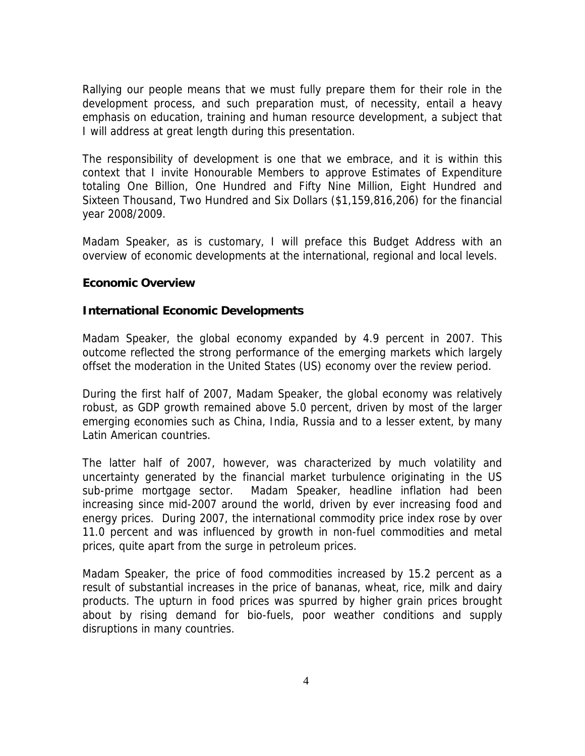Rallying our people means that we must fully prepare them for their role in the development process, and such preparation must, of necessity, entail a heavy emphasis on education, training and human resource development, a subject that I will address at great length during this presentation.

The responsibility of development is one that we embrace, and it is within this context that I invite Honourable Members to approve Estimates of Expenditure totaling One Billion, One Hundred and Fifty Nine Million, Eight Hundred and Sixteen Thousand, Two Hundred and Six Dollars ($1,159,816,206) for the financial year 2008/2009.

Madam Speaker, as is customary, I will preface this Budget Address with an overview of economic developments at the international, regional and local levels.

## Economic Overview

### International Economic Developments

Madam Speaker, the global economy expanded by 4.9 percent in 2007. This outcome reflected the strong performance of the emerging markets which largely offset the moderation in the United States (US) economy over the review period.

During the first half of 2007, Madam Speaker, the global economy was relatively robust, as GDP growth remained above 5.0 percent, driven by most of the larger emerging economies such as China, India, Russia and to a lesser extent, by many Latin American countries.

The latter half of 2007, however, was characterized by much volatility and uncertainty generated by the financial market turbulence originating in the US sub-prime mortgage sector. Madam Speaker, headline inflation had been increasing since mid-2007 around the world, driven by ever increasing food and energy prices. During 2007, the international commodity price index rose by over 11.0 percent and was influenced by growth in non-fuel commodities and metal prices, quite apart from the surge in petroleum prices.

Madam Speaker, the price of food commodities increased by 15.2 percent as a result of substantial increases in the price of bananas, wheat, rice, milk and dairy products. The upturn in food prices was spurred by higher grain prices brought about by rising demand for bio-fuels, poor weather conditions and supply disruptions in many countries.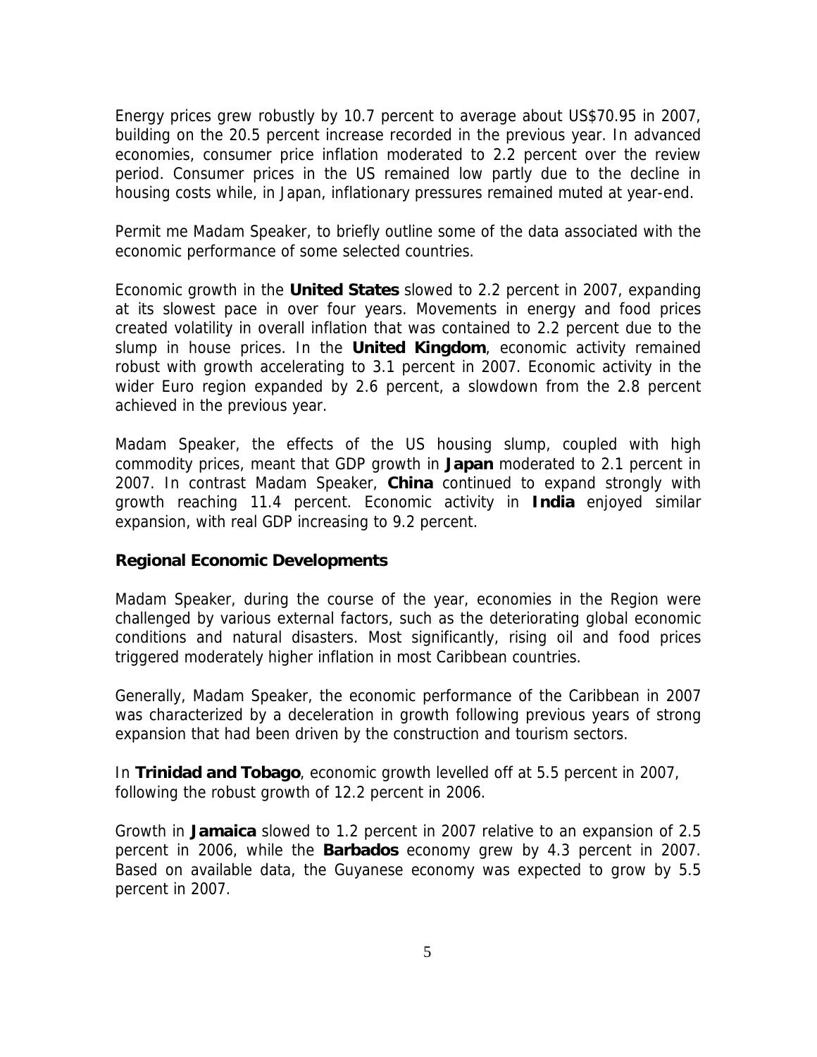Energy prices grew robustly by 10.7 percent to average about US$70.95 in 2007, building on the 20.5 percent increase recorded in the previous year. In advanced economies, consumer price inflation moderated to 2.2 percent over the review period. Consumer prices in the US remained low partly due to the decline in housing costs while, in Japan, inflationary pressures remained muted at year-end.

Permit me Madam Speaker, to briefly outline some of the data associated with the economic performance of some selected countries.

Economic growth in the **United States** slowed to 2.2 percent in 2007, expanding at its slowest pace in over four years. Movements in energy and food prices created volatility in overall inflation that was contained to 2.2 percent due to the slump in house prices. In the **United Kingdom**, economic activity remained robust with growth accelerating to 3.1 percent in 2007. Economic activity in the wider Euro region expanded by 2.6 percent, a slowdown from the 2.8 percent achieved in the previous year.

Madam Speaker, the effects of the US housing slump, coupled with high commodity prices, meant that GDP growth in **Japan** moderated to 2.1 percent in 2007. In contrast Madam Speaker, **China** continued to expand strongly with growth reaching 11.4 percent. Economic activity in **India** enjoyed similar expansion, with real GDP increasing to 9.2 percent.

**Regional Economic Developments**

Madam Speaker, during the course of the year, economies in the Region were challenged by various external factors, such as the deteriorating global economic conditions and natural disasters. Most significantly, rising oil and food prices triggered moderately higher inflation in most Caribbean countries.

Generally, Madam Speaker, the economic performance of the Caribbean in 2007 was characterized by a deceleration in growth following previous years of strong expansion that had been driven by the construction and tourism sectors.

In **Trinidad and Tobago**, economic growth levelled off at 5.5 percent in 2007, following the robust growth of 12.2 percent in 2006.

Growth in **Jamaica** slowed to 1.2 percent in 2007 relative to an expansion of 2.5 percent in 2006, while the **Barbados** economy grew by 4.3 percent in 2007. Based on available data, the Guyanese economy was expected to grow by 5.5 percent in 2007.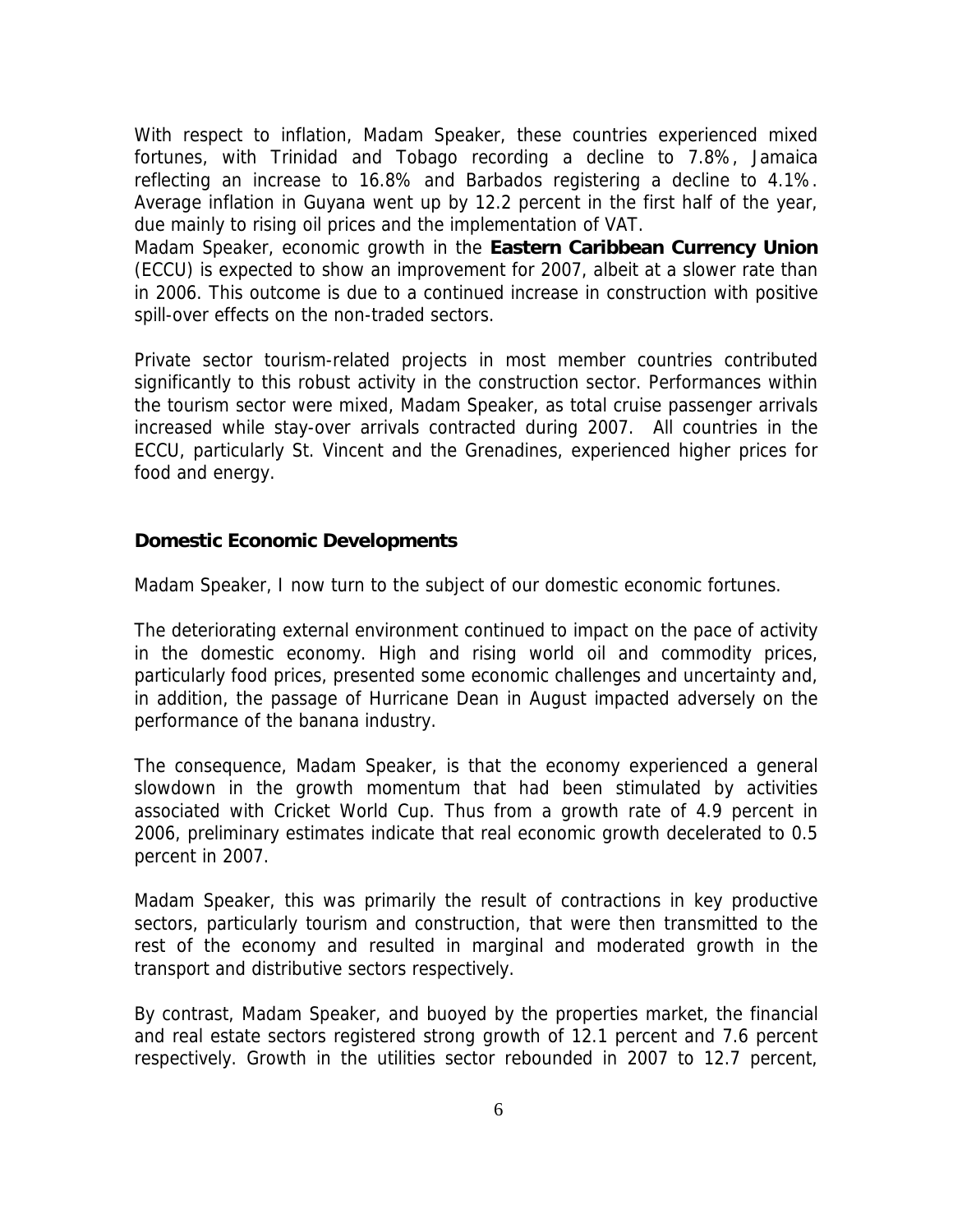With respect to inflation, Madam Speaker, these countries experienced mixed fortunes, with Trinidad and Tobago recording a decline to 7.8%, Jamaica reflecting an increase to 16.8% and Barbados registering a decline to 4.1%. Average inflation in Guyana went up by 12.2 percent in the first half of the year, due mainly to rising oil prices and the implementation of VAT.

Madam Speaker, economic growth in the **Eastern Caribbean Currency Union** (ECCU) is expected to show an improvement for 2007, albeit at a slower rate than in 2006. This outcome is due to a continued increase in construction with positive spill-over effects on the non-traded sectors.

Private sector tourism-related projects in most member countries contributed significantly to this robust activity in the construction sector. Performances within the tourism sector were mixed, Madam Speaker, as total cruise passenger arrivals increased while stay-over arrivals contracted during 2007. All countries in the ECCU, particularly St. Vincent and the Grenadines, experienced higher prices for food and energy.

## Domestic Economic Developments

Madam Speaker, I now turn to the subject of our domestic economic fortunes.

The deteriorating external environment continued to impact on the pace of activity in the domestic economy. High and rising world oil and commodity prices, particularly food prices, presented some economic challenges and uncertainty and, in addition, the passage of Hurricane Dean in August impacted adversely on the performance of the banana industry.

The consequence, Madam Speaker, is that the economy experienced a general slowdown in the growth momentum that had been stimulated by activities associated with Cricket World Cup. Thus from a growth rate of 4.9 percent in 2006, preliminary estimates indicate that real economic growth decelerated to 0.5 percent in 2007.

Madam Speaker, this was primarily the result of contractions in key productive sectors, particularly tourism and construction, that were then transmitted to the rest of the economy and resulted in marginal and moderated growth in the transport and distributive sectors respectively.

By contrast, Madam Speaker, and buoyed by the properties market, the financial and real estate sectors registered strong growth of 12.1 percent and 7.6 percent respectively. Growth in the utilities sector rebounded in 2007 to 12.7 percent,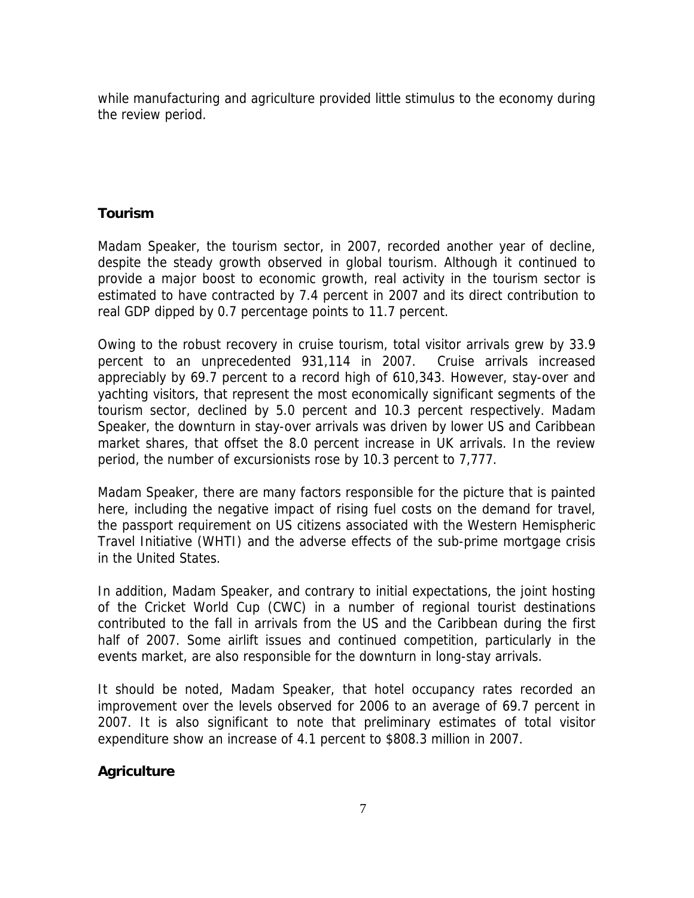while manufacturing and agriculture provided little stimulus to the economy during the review period.

## Tourism

Madam Speaker, the tourism sector, in 2007, recorded another year of decline, despite the steady growth observed in global tourism. Although it continued to provide a major boost to economic growth, real activity in the tourism sector is estimated to have contracted by 7.4 percent in 2007 and its direct contribution to real GDP dipped by 0.7 percentage points to 11.7 percent.

Owing to the robust recovery in cruise tourism, total visitor arrivals grew by 33.9 percent to an unprecedented 931,114 in 2007. Cruise arrivals increased appreciably by 69.7 percent to a record high of 610,343. However, stay-over and yachting visitors, that represent the most economically significant segments of the tourism sector, declined by 5.0 percent and 10.3 percent respectively. Madam Speaker, the downturn in stay-over arrivals was driven by lower US and Caribbean market shares, that offset the 8.0 percent increase in UK arrivals. In the review period, the number of excursionists rose by 10.3 percent to 7,777.

Madam Speaker, there are many factors responsible for the picture that is painted here, including the negative impact of rising fuel costs on the demand for travel, the passport requirement on US citizens associated with the Western Hemispheric Travel Initiative (WHTI) and the adverse effects of the sub-prime mortgage crisis in the United States.

In addition, Madam Speaker, and contrary to initial expectations, the joint hosting of the Cricket World Cup (CWC) in a number of regional tourist destinations contributed to the fall in arrivals from the US and the Caribbean during the first half of 2007. Some airlift issues and continued competition, particularly in the events market, are also responsible for the downturn in long-stay arrivals.

It should be noted, Madam Speaker, that hotel occupancy rates recorded an improvement over the levels observed for 2006 to an average of 69.7 percent in 2007. It is also significant to note that preliminary estimates of total visitor expenditure show an increase of 4.1 percent to $808.3 million in 2007.

## Agriculture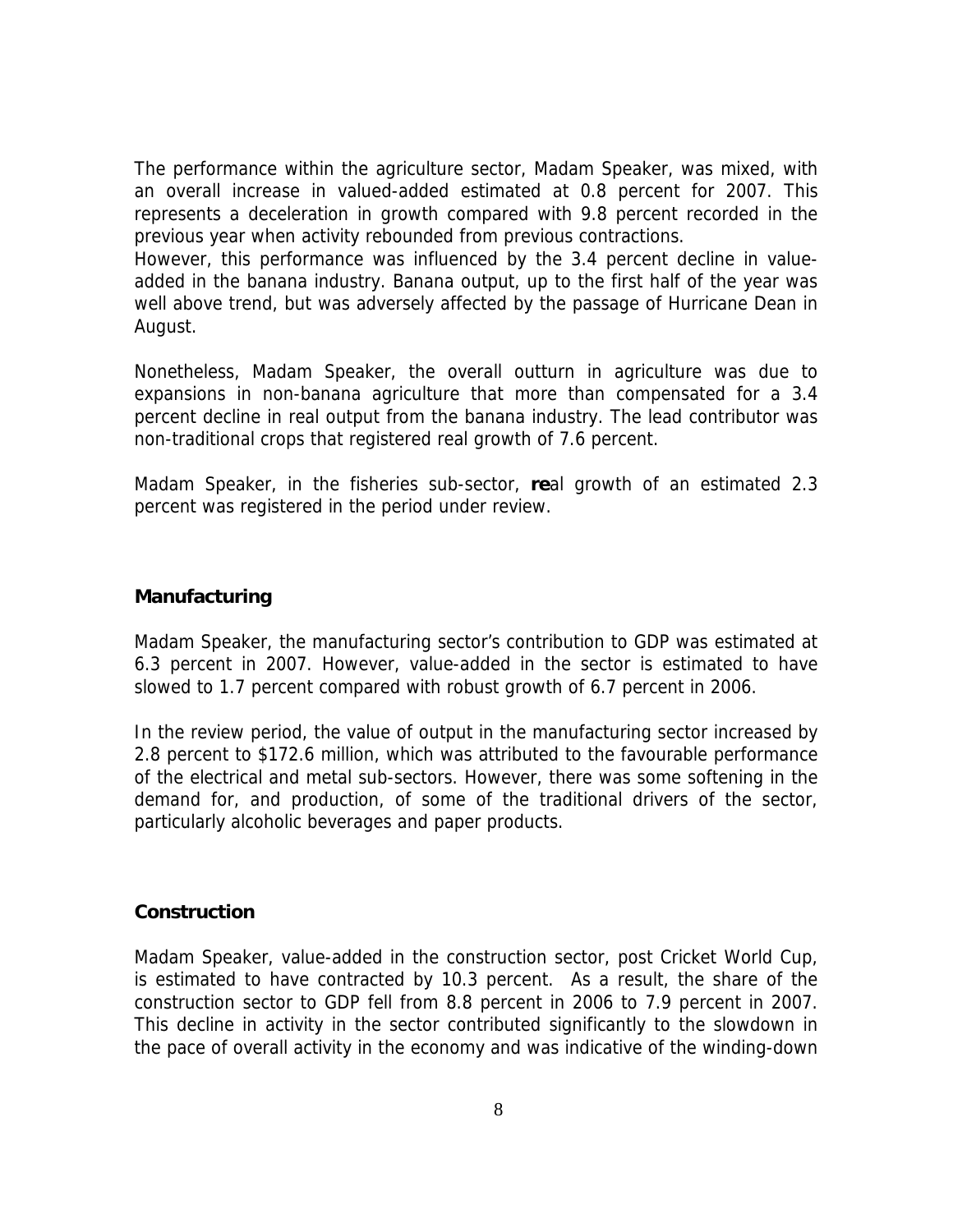The performance within the agriculture sector, Madam Speaker, was mixed, with an overall increase in valued-added estimated at 0.8 percent for 2007. This represents a deceleration in growth compared with 9.8 percent recorded in the previous year when activity rebounded from previous contractions.
However, this performance was influenced by the 3.4 percent decline in value-added in the banana industry. Banana output, up to the first half of the year was well above trend, but was adversely affected by the passage of Hurricane Dean in August.

Nonetheless, Madam Speaker, the overall outturn in agriculture was due to expansions in non-banana agriculture that more than compensated for a 3.4 percent decline in real output from the banana industry. The lead contributor was non-traditional crops that registered real growth of 7.6 percent.

Madam Speaker, in the fisheries sub-sector, **re**al growth of an estimated 2.3 percent was registered in the period under review.

### Manufacturing

Madam Speaker, the manufacturing sector's contribution to GDP was estimated at 6.3 percent in 2007. However, value-added in the sector is estimated to have slowed to 1.7 percent compared with robust growth of 6.7 percent in 2006.

In the review period, the value of output in the manufacturing sector increased by 2.8 percent to $172.6 million, which was attributed to the favourable performance of the electrical and metal sub-sectors. However, there was some softening in the demand for, and production, of some of the traditional drivers of the sector, particularly alcoholic beverages and paper products.

### Construction

Madam Speaker, value-added in the construction sector, post Cricket World Cup, is estimated to have contracted by 10.3 percent. As a result, the share of the construction sector to GDP fell from 8.8 percent in 2006 to 7.9 percent in 2007. This decline in activity in the sector contributed significantly to the slowdown in the pace of overall activity in the economy and was indicative of the winding-down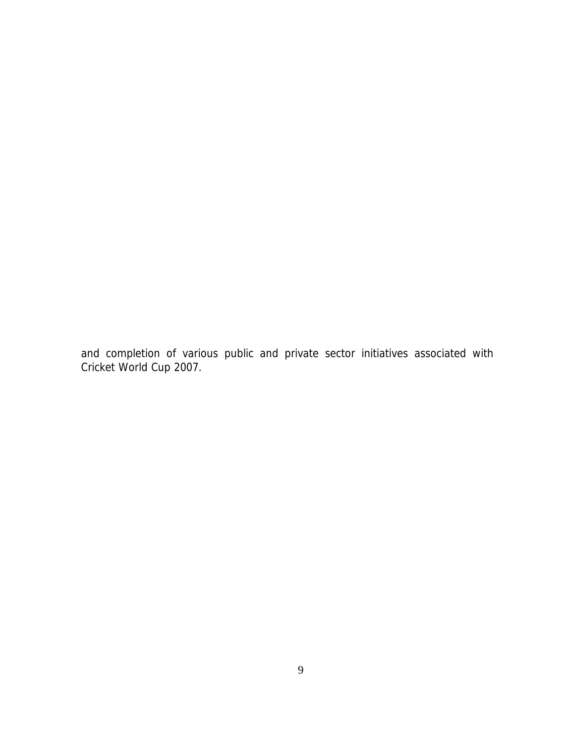and completion of various public and private sector initiatives associated with Cricket World Cup 2007.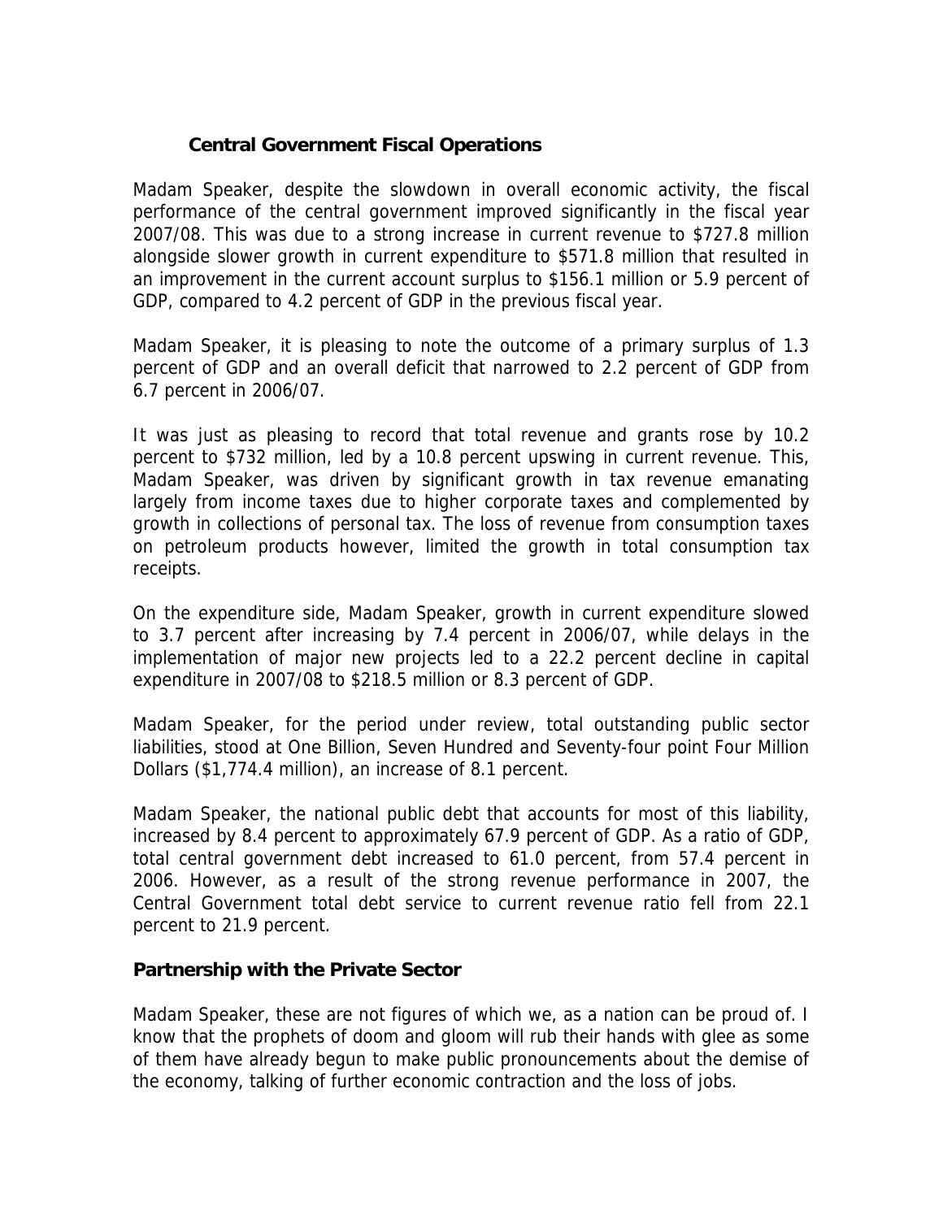### Central Government Fiscal Operations

Madam Speaker, despite the slowdown in overall economic activity, the fiscal performance of the central government improved significantly in the fiscal year 2007/08. This was due to a strong increase in current revenue to $727.8 million alongside slower growth in current expenditure to $571.8 million that resulted in an improvement in the current account surplus to $156.1 million or 5.9 percent of GDP, compared to 4.2 percent of GDP in the previous fiscal year.

Madam Speaker, it is pleasing to note the outcome of a primary surplus of 1.3 percent of GDP and an overall deficit that narrowed to 2.2 percent of GDP from 6.7 percent in 2006/07.

It was just as pleasing to record that total revenue and grants rose by 10.2 percent to $732 million, led by a 10.8 percent upswing in current revenue. This, Madam Speaker, was driven by significant growth in tax revenue emanating largely from income taxes due to higher corporate taxes and complemented by growth in collections of personal tax. The loss of revenue from consumption taxes on petroleum products however, limited the growth in total consumption tax receipts.

On the expenditure side, Madam Speaker, growth in current expenditure slowed to 3.7 percent after increasing by 7.4 percent in 2006/07, while delays in the implementation of major new projects led to a 22.2 percent decline in capital expenditure in 2007/08 to $218.5 million or 8.3 percent of GDP.

Madam Speaker, for the period under review, total outstanding public sector liabilities, stood at One Billion, Seven Hundred and Seventy-four point Four Million Dollars ($1,774.4 million), an increase of 8.1 percent.

Madam Speaker, the national public debt that accounts for most of this liability, increased by 8.4 percent to approximately 67.9 percent of GDP. As a ratio of GDP, total central government debt increased to 61.0 percent, from 57.4 percent in 2006. However, as a result of the strong revenue performance in 2007, the Central Government total debt service to current revenue ratio fell from 22.1 percent to 21.9 percent.

### Partnership with the Private Sector

Madam Speaker, these are not figures of which we, as a nation can be proud of. I know that the prophets of doom and gloom will rub their hands with glee as some of them have already begun to make public pronouncements about the demise of the economy, talking of further economic contraction and the loss of jobs.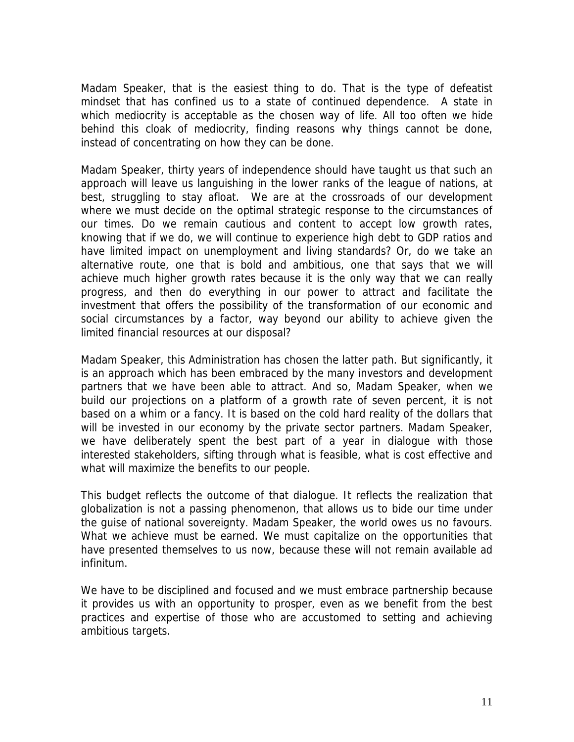Madam Speaker, that is the easiest thing to do. That is the type of defeatist mindset that has confined us to a state of continued dependence. A state in which mediocrity is acceptable as the chosen way of life. All too often we hide behind this cloak of mediocrity, finding reasons why things cannot be done, instead of concentrating on how they can be done.

Madam Speaker, thirty years of independence should have taught us that such an approach will leave us languishing in the lower ranks of the league of nations, at best, struggling to stay afloat. We are at the crossroads of our development where we must decide on the optimal strategic response to the circumstances of our times. Do we remain cautious and content to accept low growth rates, knowing that if we do, we will continue to experience high debt to GDP ratios and have limited impact on unemployment and living standards? Or, do we take an alternative route, one that is bold and ambitious, one that says that we will achieve much higher growth rates because it is the only way that we can really progress, and then do everything in our power to attract and facilitate the investment that offers the possibility of the transformation of our economic and social circumstances by a factor, way beyond our ability to achieve given the limited financial resources at our disposal?

Madam Speaker, this Administration has chosen the latter path. But significantly, it is an approach which has been embraced by the many investors and development partners that we have been able to attract. And so, Madam Speaker, when we build our projections on a platform of a growth rate of seven percent, it is not based on a whim or a fancy. It is based on the cold hard reality of the dollars that will be invested in our economy by the private sector partners. Madam Speaker, we have deliberately spent the best part of a year in dialogue with those interested stakeholders, sifting through what is feasible, what is cost effective and what will maximize the benefits to our people.

This budget reflects the outcome of that dialogue. It reflects the realization that globalization is not a passing phenomenon, that allows us to bide our time under the guise of national sovereignty. Madam Speaker, the world owes us no favours. What we achieve must be earned. We must capitalize on the opportunities that have presented themselves to us now, because these will not remain available ad infinitum.

We have to be disciplined and focused and we must embrace partnership because it provides us with an opportunity to prosper, even as we benefit from the best practices and expertise of those who are accustomed to setting and achieving ambitious targets.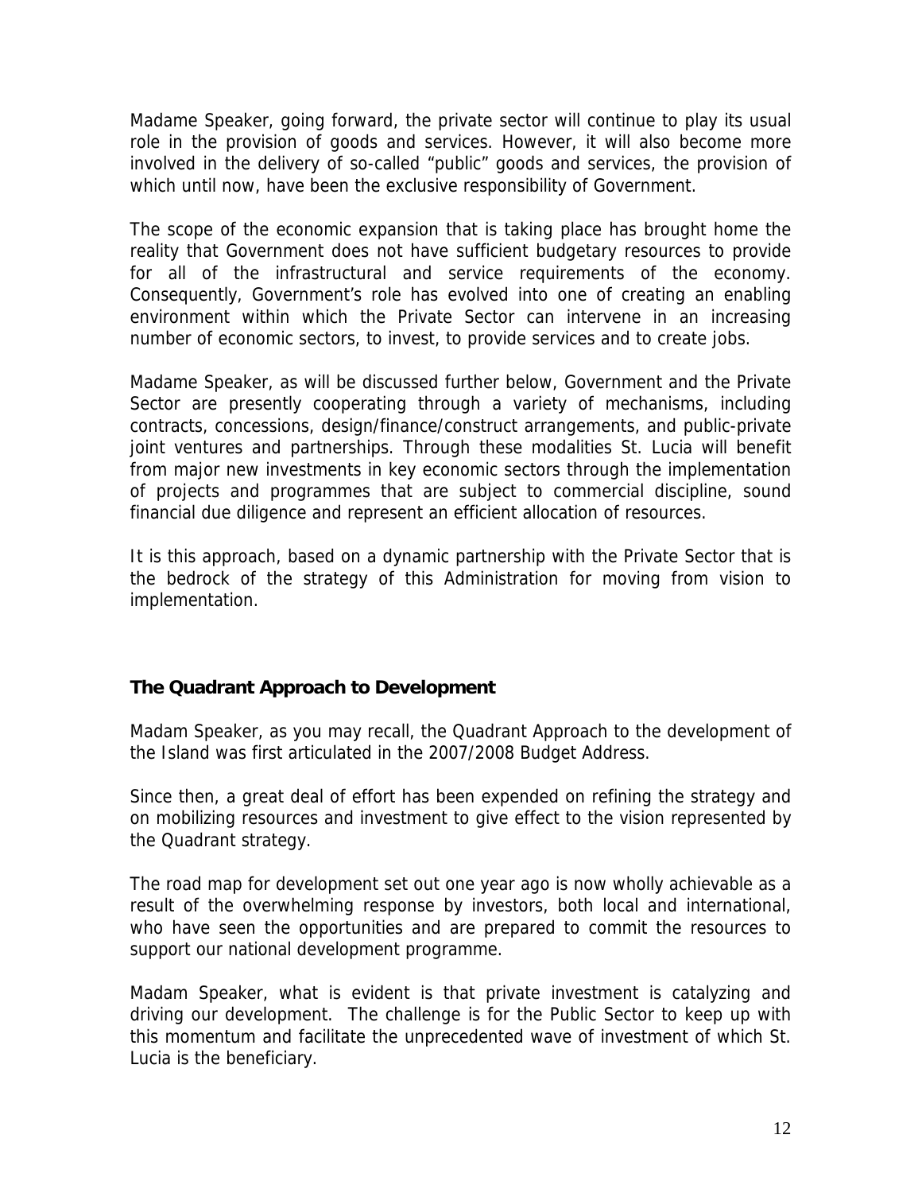Madame Speaker, going forward, the private sector will continue to play its usual role in the provision of goods and services. However, it will also become more involved in the delivery of so-called "public" goods and services, the provision of which until now, have been the exclusive responsibility of Government.

The scope of the economic expansion that is taking place has brought home the reality that Government does not have sufficient budgetary resources to provide for all of the infrastructural and service requirements of the economy. Consequently, Government's role has evolved into one of creating an enabling environment within which the Private Sector can intervene in an increasing number of economic sectors, to invest, to provide services and to create jobs.

Madame Speaker, as will be discussed further below, Government and the Private Sector are presently cooperating through a variety of mechanisms, including contracts, concessions, design/finance/construct arrangements, and public-private joint ventures and partnerships. Through these modalities St. Lucia will benefit from major new investments in key economic sectors through the implementation of projects and programmes that are subject to commercial discipline, sound financial due diligence and represent an efficient allocation of resources.

It is this approach, based on a dynamic partnership with the Private Sector that is the bedrock of the strategy of this Administration for moving from vision to implementation.

## The Quadrant Approach to Development

Madam Speaker, as you may recall, the Quadrant Approach to the development of the Island was first articulated in the 2007/2008 Budget Address.

Since then, a great deal of effort has been expended on refining the strategy and on mobilizing resources and investment to give effect to the vision represented by the Quadrant strategy.

The road map for development set out one year ago is now wholly achievable as a result of the overwhelming response by investors, both local and international, who have seen the opportunities and are prepared to commit the resources to support our national development programme.

Madam Speaker, what is evident is that private investment is catalyzing and driving our development. The challenge is for the Public Sector to keep up with this momentum and facilitate the unprecedented wave of investment of which St. Lucia is the beneficiary.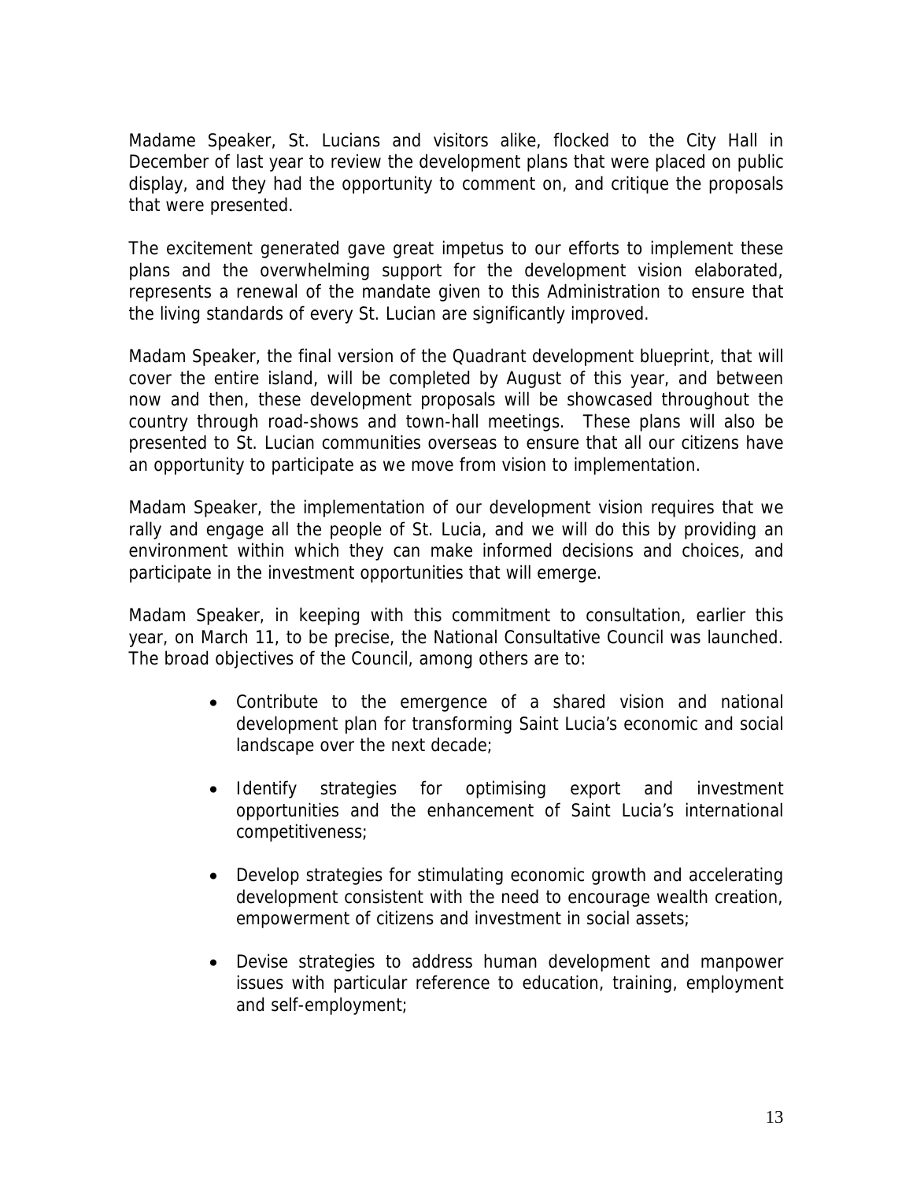Madame Speaker, St. Lucians and visitors alike, flocked to the City Hall in December of last year to review the development plans that were placed on public display, and they had the opportunity to comment on, and critique the proposals that were presented.

The excitement generated gave great impetus to our efforts to implement these plans and the overwhelming support for the development vision elaborated, represents a renewal of the mandate given to this Administration to ensure that the living standards of every St. Lucian are significantly improved.

Madam Speaker, the final version of the Quadrant development blueprint, that will cover the entire island, will be completed by August of this year, and between now and then, these development proposals will be showcased throughout the country through road-shows and town-hall meetings. These plans will also be presented to St. Lucian communities overseas to ensure that all our citizens have an opportunity to participate as we move from vision to implementation.

Madam Speaker, the implementation of our development vision requires that we rally and engage all the people of St. Lucia, and we will do this by providing an environment within which they can make informed decisions and choices, and participate in the investment opportunities that will emerge.

Madam Speaker, in keeping with this commitment to consultation, earlier this year, on March 11, to be precise, the National Consultative Council was launched. The broad objectives of the Council, among others are to:

- Contribute to the emergence of a shared vision and national development plan for transforming Saint Lucia's economic and social landscape over the next decade;

- Identify strategies for optimising export and investment opportunities and the enhancement of Saint Lucia's international competitiveness;

- Develop strategies for stimulating economic growth and accelerating development consistent with the need to encourage wealth creation, empowerment of citizens and investment in social assets;

- Devise strategies to address human development and manpower issues with particular reference to education, training, employment and self-employment;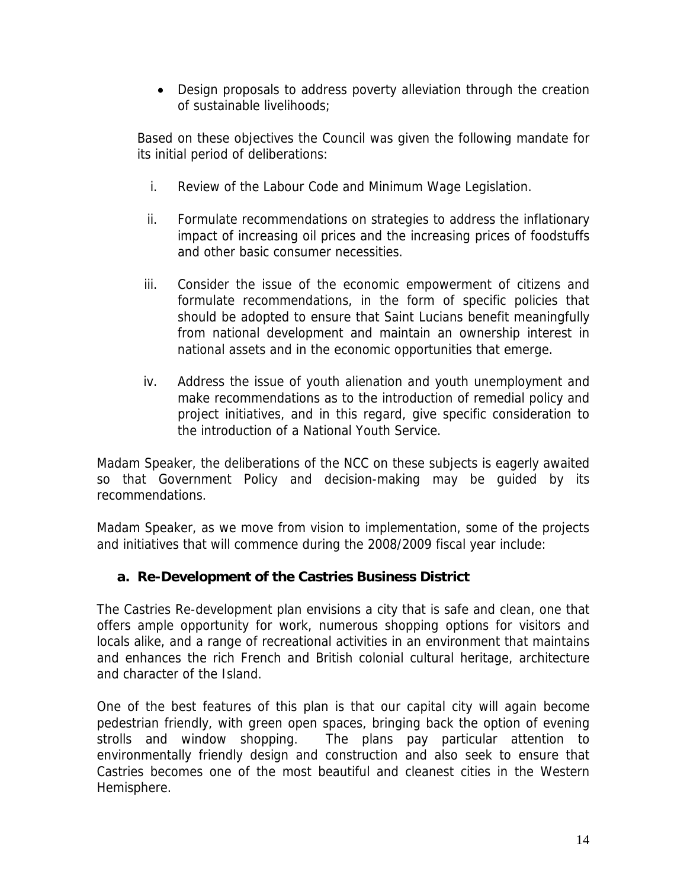- Design proposals to address poverty alleviation through the creation of sustainable livelihoods;

Based on these objectives the Council was given the following mandate for its initial period of deliberations:

i. Review of the Labour Code and Minimum Wage Legislation.

ii. Formulate recommendations on strategies to address the inflationary impact of increasing oil prices and the increasing prices of foodstuffs and other basic consumer necessities.

iii. Consider the issue of the economic empowerment of citizens and formulate recommendations, in the form of specific policies that should be adopted to ensure that Saint Lucians benefit meaningfully from national development and maintain an ownership interest in national assets and in the economic opportunities that emerge.

iv. Address the issue of youth alienation and youth unemployment and make recommendations as to the introduction of remedial policy and project initiatives, and in this regard, give specific consideration to the introduction of a National Youth Service.

Madam Speaker, the deliberations of the NCC on these subjects is eagerly awaited so that Government Policy and decision-making may be guided by its recommendations.

Madam Speaker, as we move from vision to implementation, some of the projects and initiatives that will commence during the 2008/2009 fiscal year include:

**a. Re-Development of the Castries Business District**

The Castries Re-development plan envisions a city that is safe and clean, one that offers ample opportunity for work, numerous shopping options for visitors and locals alike, and a range of recreational activities in an environment that maintains and enhances the rich French and British colonial cultural heritage, architecture and character of the Island.

One of the best features of this plan is that our capital city will again become pedestrian friendly, with green open spaces, bringing back the option of evening strolls and window shopping. The plans pay particular attention to environmentally friendly design and construction and also seek to ensure that Castries becomes one of the most beautiful and cleanest cities in the Western Hemisphere.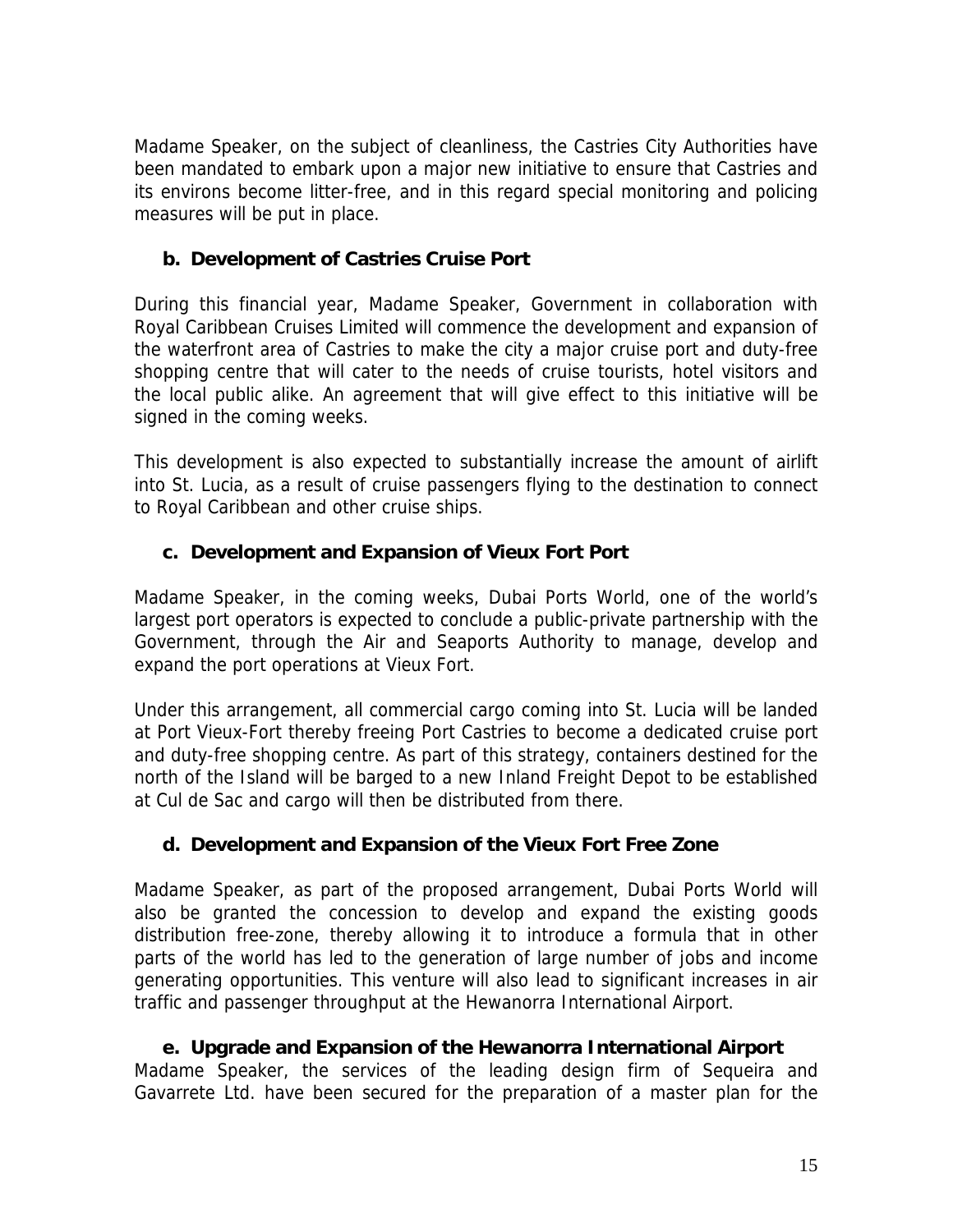Madame Speaker, on the subject of cleanliness, the Castries City Authorities have been mandated to embark upon a major new initiative to ensure that Castries and its environs become litter-free, and in this regard special monitoring and policing measures will be put in place.

### b. Development of Castries Cruise Port

During this financial year, Madame Speaker, Government in collaboration with Royal Caribbean Cruises Limited will commence the development and expansion of the waterfront area of Castries to make the city a major cruise port and duty-free shopping centre that will cater to the needs of cruise tourists, hotel visitors and the local public alike. An agreement that will give effect to this initiative will be signed in the coming weeks.

This development is also expected to substantially increase the amount of airlift into St. Lucia, as a result of cruise passengers flying to the destination to connect to Royal Caribbean and other cruise ships.

### c. Development and Expansion of Vieux Fort Port

Madame Speaker, in the coming weeks, Dubai Ports World, one of the world's largest port operators is expected to conclude a public-private partnership with the Government, through the Air and Seaports Authority to manage, develop and expand the port operations at Vieux Fort.

Under this arrangement, all commercial cargo coming into St. Lucia will be landed at Port Vieux-Fort thereby freeing Port Castries to become a dedicated cruise port and duty-free shopping centre. As part of this strategy, containers destined for the north of the Island will be barged to a new Inland Freight Depot to be established at Cul de Sac and cargo will then be distributed from there.

### d. Development and Expansion of the Vieux Fort Free Zone

Madame Speaker, as part of the proposed arrangement, Dubai Ports World will also be granted the concession to develop and expand the existing goods distribution free-zone, thereby allowing it to introduce a formula that in other parts of the world has led to the generation of large number of jobs and income generating opportunities. This venture will also lead to significant increases in air traffic and passenger throughput at the Hewanorra International Airport.

### e. Upgrade and Expansion of the Hewanorra International Airport

Madame Speaker, the services of the leading design firm of Sequeira and Gavarrete Ltd. have been secured for the preparation of a master plan for the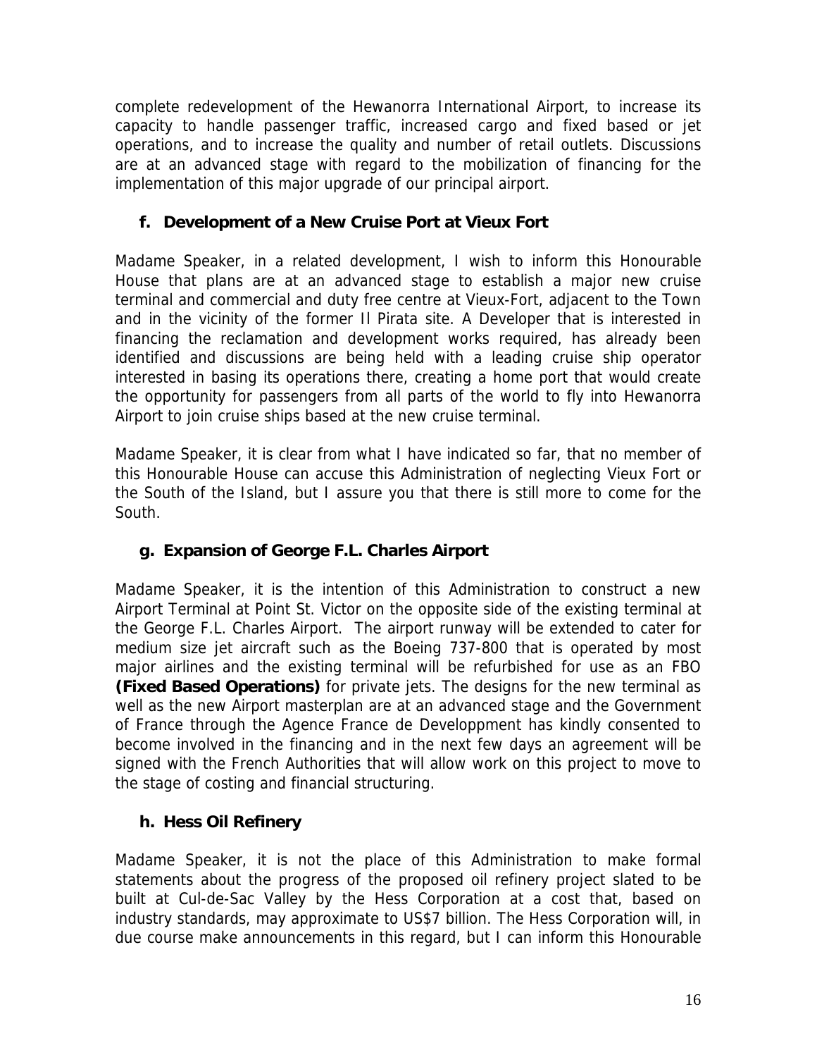complete redevelopment of the Hewanorra International Airport, to increase its capacity to handle passenger traffic, increased cargo and fixed based or jet operations, and to increase the quality and number of retail outlets. Discussions are at an advanced stage with regard to the mobilization of financing for the implementation of this major upgrade of our principal airport.

### f. Development of a New Cruise Port at Vieux Fort

Madame Speaker, in a related development, I wish to inform this Honourable House that plans are at an advanced stage to establish a major new cruise terminal and commercial and duty free centre at Vieux-Fort, adjacent to the Town and in the vicinity of the former Il Pirata site. A Developer that is interested in financing the reclamation and development works required, has already been identified and discussions are being held with a leading cruise ship operator interested in basing its operations there, creating a home port that would create the opportunity for passengers from all parts of the world to fly into Hewanorra Airport to join cruise ships based at the new cruise terminal.

Madame Speaker, it is clear from what I have indicated so far, that no member of this Honourable House can accuse this Administration of neglecting Vieux Fort or the South of the Island, but I assure you that there is still more to come for the South.

### g. Expansion of George F.L. Charles Airport

Madame Speaker, it is the intention of this Administration to construct a new Airport Terminal at Point St. Victor on the opposite side of the existing terminal at the George F.L. Charles Airport. The airport runway will be extended to cater for medium size jet aircraft such as the Boeing 737-800 that is operated by most major airlines and the existing terminal will be refurbished for use as an FBO **(Fixed Based Operations)** for private jets. The designs for the new terminal as well as the new Airport masterplan are at an advanced stage and the Government of France through the Agence France de Developpment has kindly consented to become involved in the financing and in the next few days an agreement will be signed with the French Authorities that will allow work on this project to move to the stage of costing and financial structuring.

### h. Hess Oil Refinery

Madame Speaker, it is not the place of this Administration to make formal statements about the progress of the proposed oil refinery project slated to be built at Cul-de-Sac Valley by the Hess Corporation at a cost that, based on industry standards, may approximate to US$7 billion. The Hess Corporation will, in due course make announcements in this regard, but I can inform this Honourable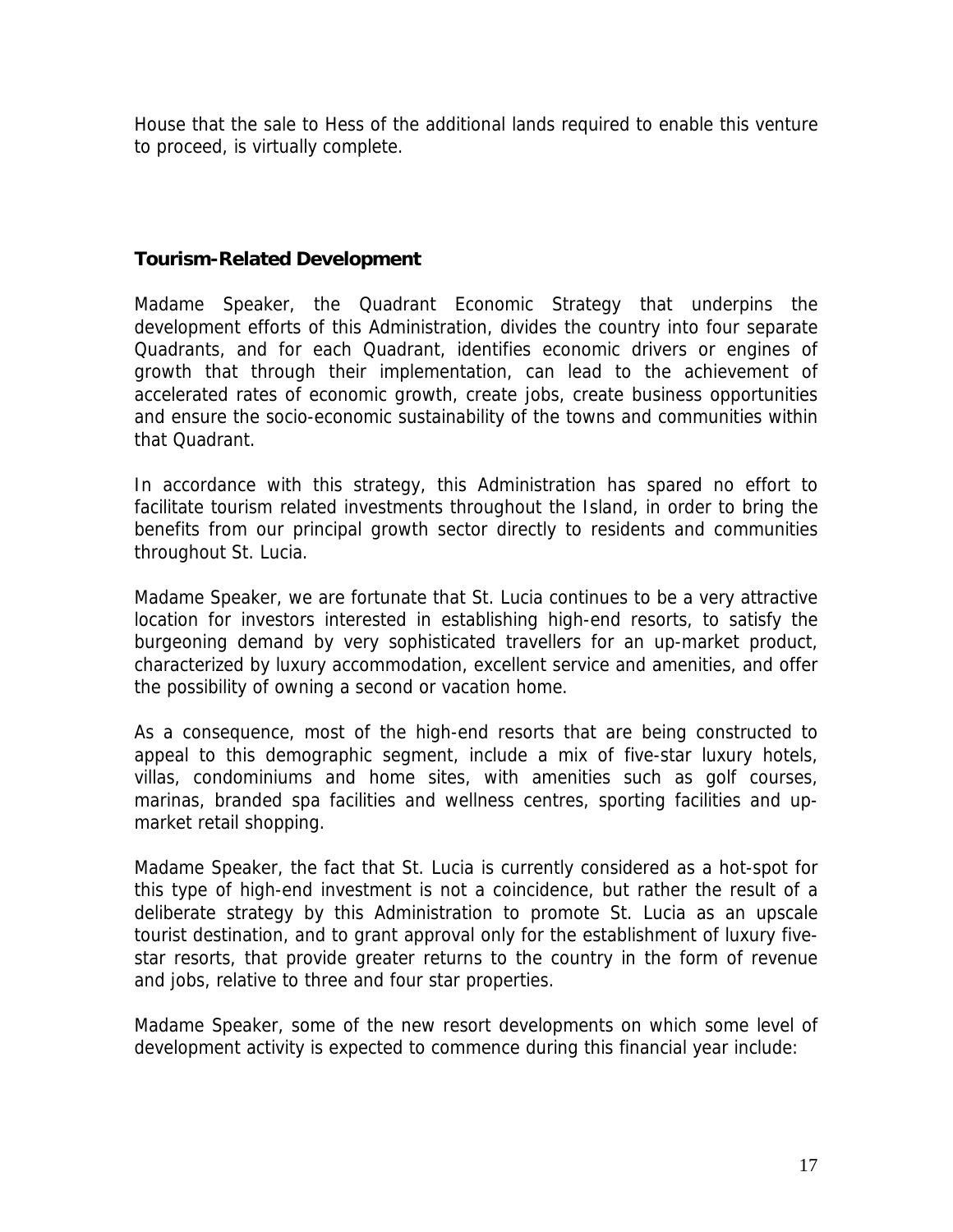House that the sale to Hess of the additional lands required to enable this venture to proceed, is virtually complete.

## Tourism-Related Development

Madame Speaker, the Quadrant Economic Strategy that underpins the development efforts of this Administration, divides the country into four separate Quadrants, and for each Quadrant, identifies economic drivers or engines of growth that through their implementation, can lead to the achievement of accelerated rates of economic growth, create jobs, create business opportunities and ensure the socio-economic sustainability of the towns and communities within that Quadrant.

In accordance with this strategy, this Administration has spared no effort to facilitate tourism related investments throughout the Island, in order to bring the benefits from our principal growth sector directly to residents and communities throughout St. Lucia.

Madame Speaker, we are fortunate that St. Lucia continues to be a very attractive location for investors interested in establishing high-end resorts, to satisfy the burgeoning demand by very sophisticated travellers for an up-market product, characterized by luxury accommodation, excellent service and amenities, and offer the possibility of owning a second or vacation home.

As a consequence, most of the high-end resorts that are being constructed to appeal to this demographic segment, include a mix of five-star luxury hotels, villas, condominiums and home sites, with amenities such as golf courses, marinas, branded spa facilities and wellness centres, sporting facilities and up-market retail shopping.

Madame Speaker, the fact that St. Lucia is currently considered as a hot-spot for this type of high-end investment is not a coincidence, but rather the result of a deliberate strategy by this Administration to promote St. Lucia as an upscale tourist destination, and to grant approval only for the establishment of luxury five-star resorts, that provide greater returns to the country in the form of revenue and jobs, relative to three and four star properties.

Madame Speaker, some of the new resort developments on which some level of development activity is expected to commence during this financial year include: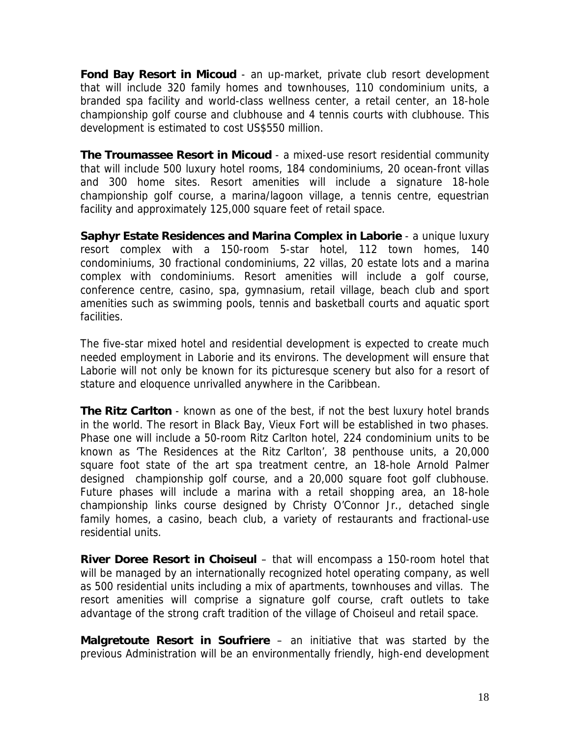**Fond Bay Resort in Micoud** - an up-market, private club resort development that will include 320 family homes and townhouses, 110 condominium units, a branded spa facility and world-class wellness center, a retail center, an 18-hole championship golf course and clubhouse and 4 tennis courts with clubhouse. This development is estimated to cost US$550 million.

**The Troumassee Resort in Micoud** - a mixed-use resort residential community that will include 500 luxury hotel rooms, 184 condominiums, 20 ocean-front villas and 300 home sites. Resort amenities will include a signature 18-hole championship golf course, a marina/lagoon village, a tennis centre, equestrian facility and approximately 125,000 square feet of retail space.

**Saphyr Estate Residences and Marina Complex in Laborie** - a unique luxury resort complex with a 150-room 5-star hotel, 112 town homes, 140 condominiums, 30 fractional condominiums, 22 villas, 20 estate lots and a marina complex with condominiums. Resort amenities will include a golf course, conference centre, casino, spa, gymnasium, retail village, beach club and sport amenities such as swimming pools, tennis and basketball courts and aquatic sport facilities.

The five-star mixed hotel and residential development is expected to create much needed employment in Laborie and its environs. The development will ensure that Laborie will not only be known for its picturesque scenery but also for a resort of stature and eloquence unrivalled anywhere in the Caribbean.

**The Ritz Carlton** - known as one of the best, if not the best luxury hotel brands in the world. The resort in Black Bay, Vieux Fort will be established in two phases. Phase one will include a 50-room Ritz Carlton hotel, 224 condominium units to be known as 'The Residences at the Ritz Carlton', 38 penthouse units, a 20,000 square foot state of the art spa treatment centre, an 18-hole Arnold Palmer designed championship golf course, and a 20,000 square foot golf clubhouse. Future phases will include a marina with a retail shopping area, an 18-hole championship links course designed by Christy O'Connor Jr., detached single family homes, a casino, beach club, a variety of restaurants and fractional-use residential units.

**River Doree Resort in Choiseul** – that will encompass a 150-room hotel that will be managed by an internationally recognized hotel operating company, as well as 500 residential units including a mix of apartments, townhouses and villas. The resort amenities will comprise a signature golf course, craft outlets to take advantage of the strong craft tradition of the village of Choiseul and retail space.

**Malgretoute Resort in Soufriere** – an initiative that was started by the previous Administration will be an environmentally friendly, high-end development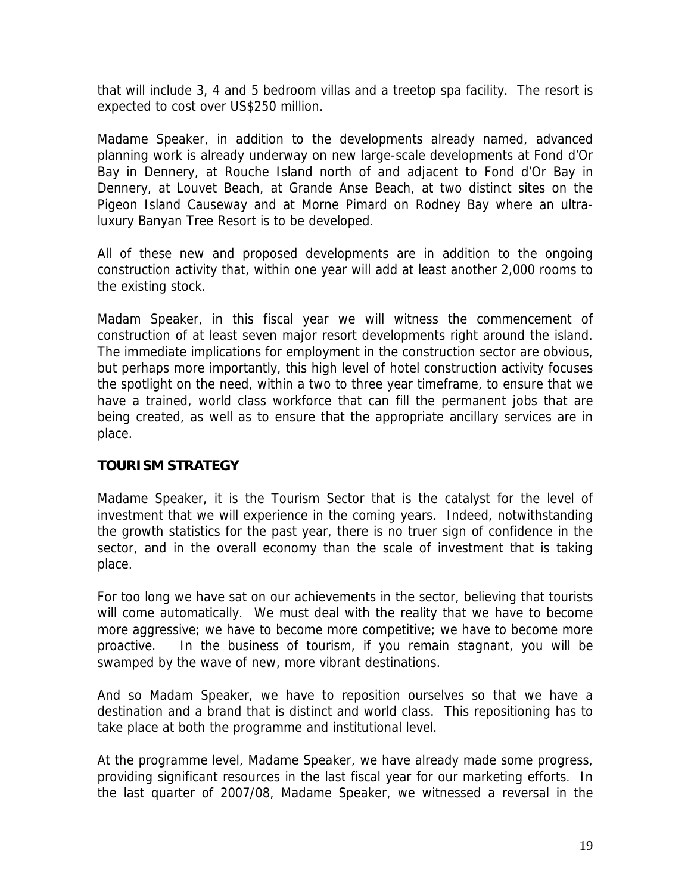that will include 3, 4 and 5 bedroom villas and a treetop spa facility. The resort is expected to cost over US$250 million.

Madame Speaker, in addition to the developments already named, advanced planning work is already underway on new large-scale developments at Fond d'Or Bay in Dennery, at Rouche Island north of and adjacent to Fond d'Or Bay in Dennery, at Louvet Beach, at Grande Anse Beach, at two distinct sites on the Pigeon Island Causeway and at Morne Pimard on Rodney Bay where an ultra-luxury Banyan Tree Resort is to be developed.

All of these new and proposed developments are in addition to the ongoing construction activity that, within one year will add at least another 2,000 rooms to the existing stock.

Madam Speaker, in this fiscal year we will witness the commencement of construction of at least seven major resort developments right around the island. The immediate implications for employment in the construction sector are obvious, but perhaps more importantly, this high level of hotel construction activity focuses the spotlight on the need, within a two to three year timeframe, to ensure that we have a trained, world class workforce that can fill the permanent jobs that are being created, as well as to ensure that the appropriate ancillary services are in place.

**TOURISM STRATEGY**

Madame Speaker, it is the Tourism Sector that is the catalyst for the level of investment that we will experience in the coming years. Indeed, notwithstanding the growth statistics for the past year, there is no truer sign of confidence in the sector, and in the overall economy than the scale of investment that is taking place.

For too long we have sat on our achievements in the sector, believing that tourists will come automatically. We must deal with the reality that we have to become more aggressive; we have to become more competitive; we have to become more proactive. In the business of tourism, if you remain stagnant, you will be swamped by the wave of new, more vibrant destinations.

And so Madam Speaker, we have to reposition ourselves so that we have a destination and a brand that is distinct and world class. This repositioning has to take place at both the programme and institutional level.

At the programme level, Madame Speaker, we have already made some progress, providing significant resources in the last fiscal year for our marketing efforts. In the last quarter of 2007/08, Madame Speaker, we witnessed a reversal in the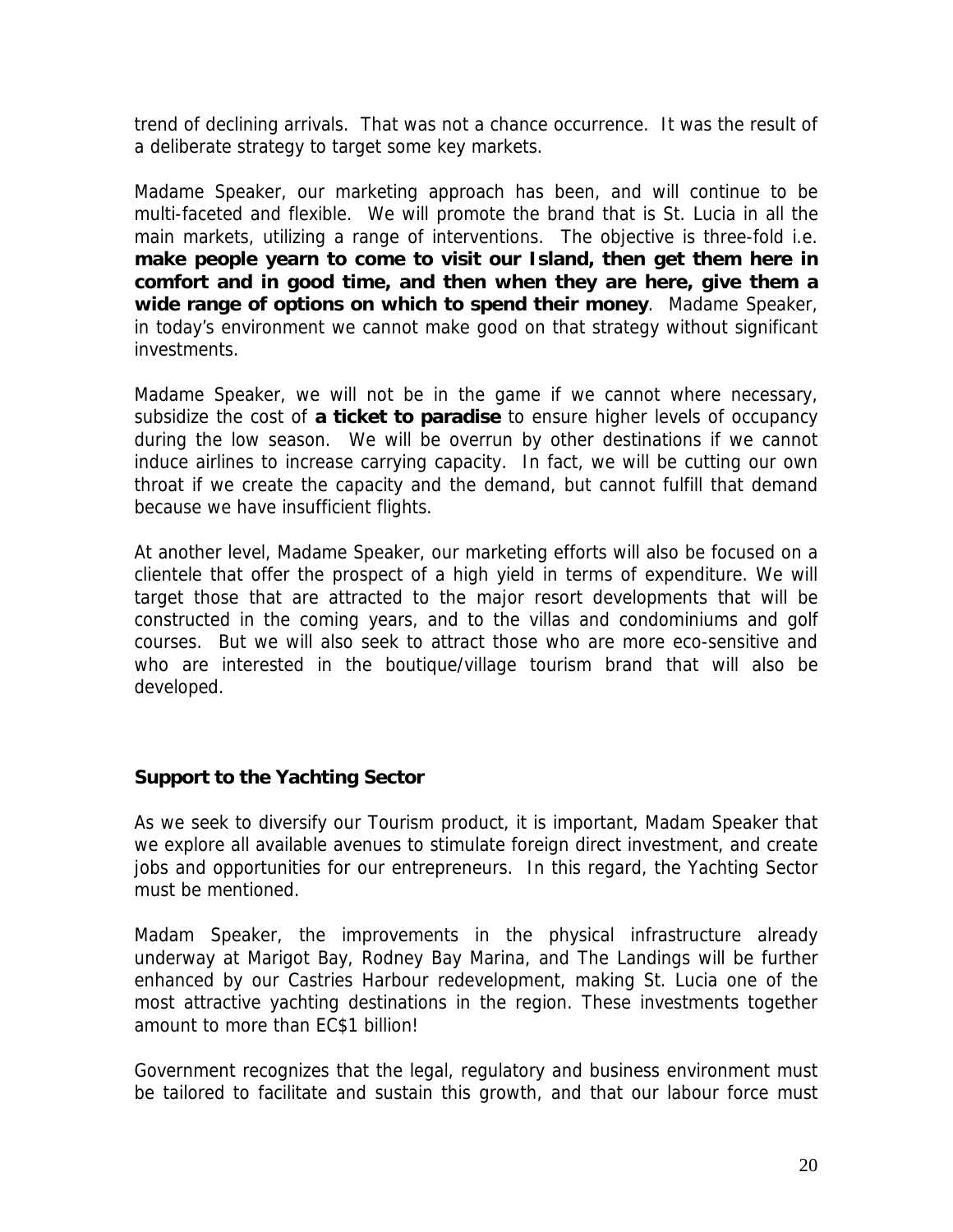trend of declining arrivals. That was not a chance occurrence. It was the result of a deliberate strategy to target some key markets.

Madame Speaker, our marketing approach has been, and will continue to be multi-faceted and flexible. We will promote the brand that is St. Lucia in all the main markets, utilizing a range of interventions. The objective is three-fold i.e. **make people yearn to come to visit our Island, then get them here in comfort and in good time, and then when they are here, give them a wide range of options on which to spend their money**. Madame Speaker, in today's environment we cannot make good on that strategy without significant investments.

Madame Speaker, we will not be in the game if we cannot where necessary, subsidize the cost of **a ticket to paradise** to ensure higher levels of occupancy during the low season. We will be overrun by other destinations if we cannot induce airlines to increase carrying capacity. In fact, we will be cutting our own throat if we create the capacity and the demand, but cannot fulfill that demand because we have insufficient flights.

At another level, Madame Speaker, our marketing efforts will also be focused on a clientele that offer the prospect of a high yield in terms of expenditure. We will target those that are attracted to the major resort developments that will be constructed in the coming years, and to the villas and condominiums and golf courses. But we will also seek to attract those who are more eco-sensitive and who are interested in the boutique/village tourism brand that will also be developed.

## Support to the Yachting Sector

As we seek to diversify our Tourism product, it is important, Madam Speaker that we explore all available avenues to stimulate foreign direct investment, and create jobs and opportunities for our entrepreneurs. In this regard, the Yachting Sector must be mentioned.

Madam Speaker, the improvements in the physical infrastructure already underway at Marigot Bay, Rodney Bay Marina, and The Landings will be further enhanced by our Castries Harbour redevelopment, making St. Lucia one of the most attractive yachting destinations in the region. These investments together amount to more than EC$1 billion!

Government recognizes that the legal, regulatory and business environment must be tailored to facilitate and sustain this growth, and that our labour force must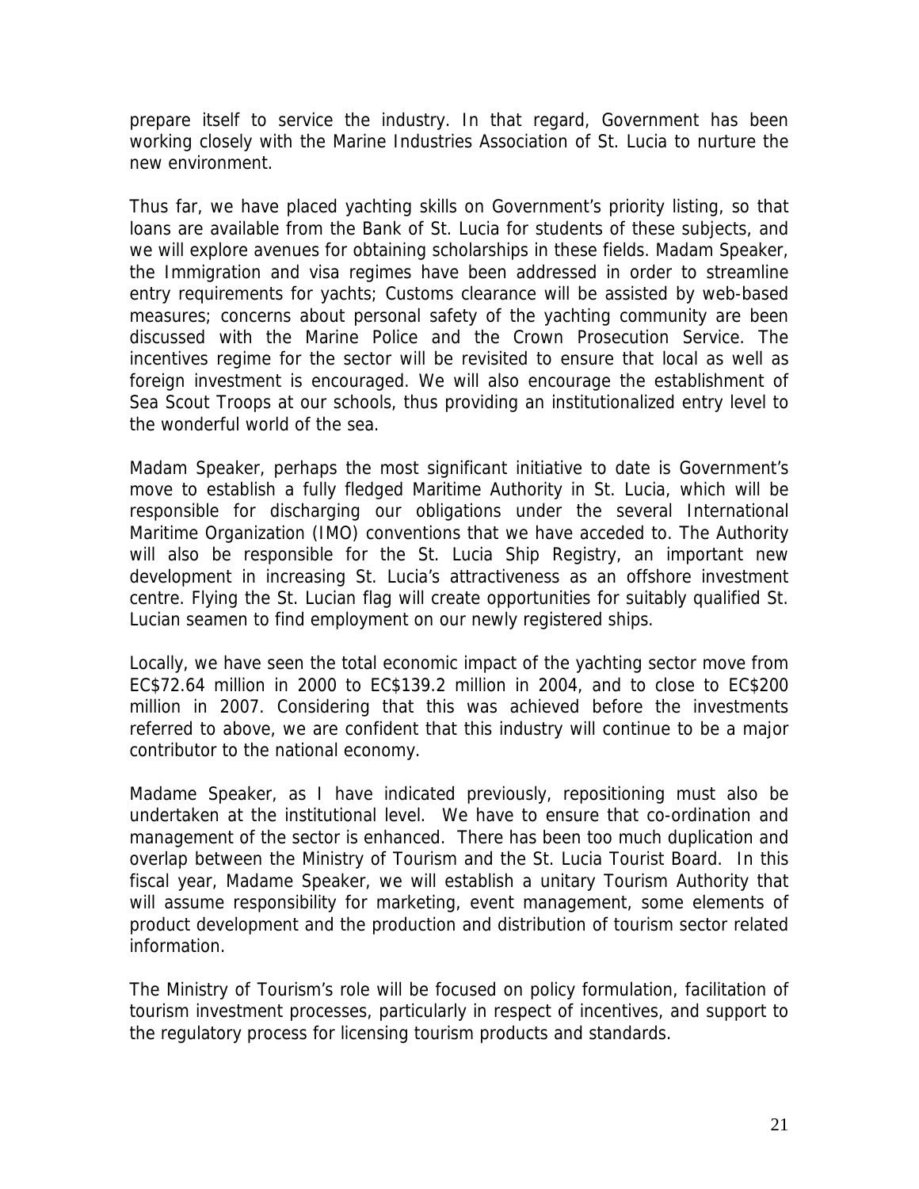prepare itself to service the industry. In that regard, Government has been working closely with the Marine Industries Association of St. Lucia to nurture the new environment.

Thus far, we have placed yachting skills on Government's priority listing, so that loans are available from the Bank of St. Lucia for students of these subjects, and we will explore avenues for obtaining scholarships in these fields. Madam Speaker, the Immigration and visa regimes have been addressed in order to streamline entry requirements for yachts; Customs clearance will be assisted by web-based measures; concerns about personal safety of the yachting community are been discussed with the Marine Police and the Crown Prosecution Service. The incentives regime for the sector will be revisited to ensure that local as well as foreign investment is encouraged. We will also encourage the establishment of Sea Scout Troops at our schools, thus providing an institutionalized entry level to the wonderful world of the sea.

Madam Speaker, perhaps the most significant initiative to date is Government's move to establish a fully fledged Maritime Authority in St. Lucia, which will be responsible for discharging our obligations under the several International Maritime Organization (IMO) conventions that we have acceded to. The Authority will also be responsible for the St. Lucia Ship Registry, an important new development in increasing St. Lucia's attractiveness as an offshore investment centre. Flying the St. Lucian flag will create opportunities for suitably qualified St. Lucian seamen to find employment on our newly registered ships.

Locally, we have seen the total economic impact of the yachting sector move from EC$72.64 million in 2000 to EC$139.2 million in 2004, and to close to EC$200 million in 2007. Considering that this was achieved before the investments referred to above, we are confident that this industry will continue to be a major contributor to the national economy.

Madame Speaker, as I have indicated previously, repositioning must also be undertaken at the institutional level. We have to ensure that co-ordination and management of the sector is enhanced. There has been too much duplication and overlap between the Ministry of Tourism and the St. Lucia Tourist Board. In this fiscal year, Madame Speaker, we will establish a unitary Tourism Authority that will assume responsibility for marketing, event management, some elements of product development and the production and distribution of tourism sector related information.

The Ministry of Tourism's role will be focused on policy formulation, facilitation of tourism investment processes, particularly in respect of incentives, and support to the regulatory process for licensing tourism products and standards.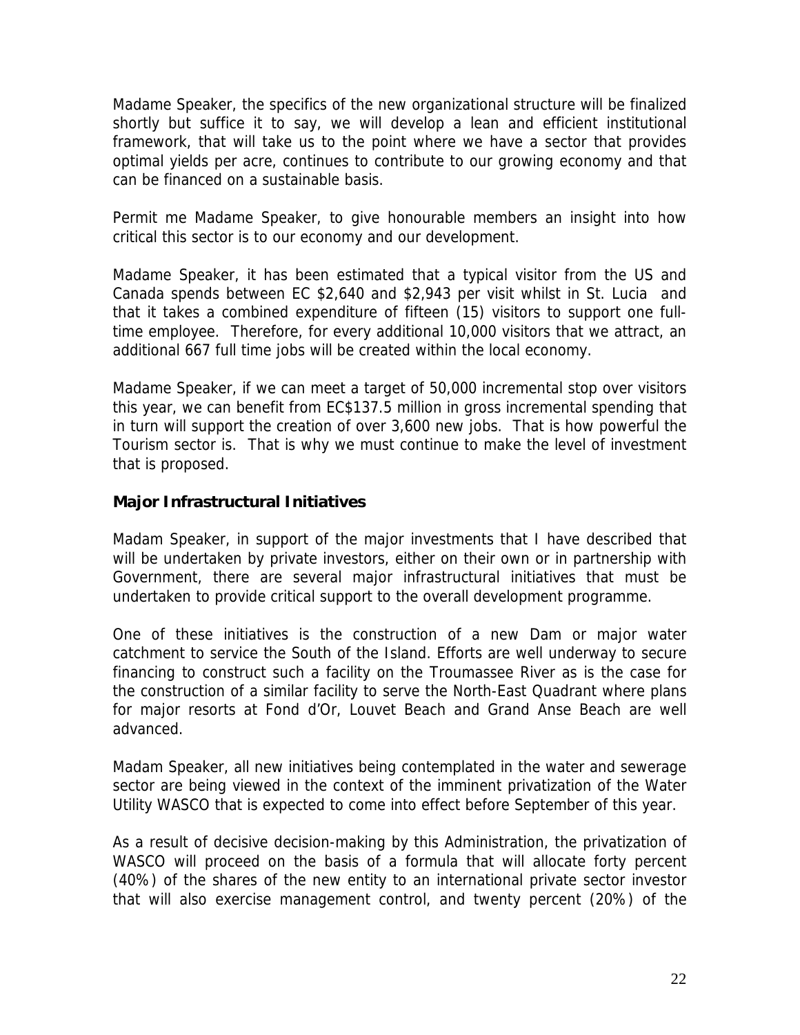Madame Speaker, the specifics of the new organizational structure will be finalized shortly but suffice it to say, we will develop a lean and efficient institutional framework, that will take us to the point where we have a sector that provides optimal yields per acre, continues to contribute to our growing economy and that can be financed on a sustainable basis.

Permit me Madame Speaker, to give honourable members an insight into how critical this sector is to our economy and our development.

Madame Speaker, it has been estimated that a typical visitor from the US and Canada spends between EC $2,640 and $2,943 per visit whilst in St. Lucia and that it takes a combined expenditure of fifteen (15) visitors to support one full-time employee. Therefore, for every additional 10,000 visitors that we attract, an additional 667 full time jobs will be created within the local economy.

Madame Speaker, if we can meet a target of 50,000 incremental stop over visitors this year, we can benefit from EC$137.5 million in gross incremental spending that in turn will support the creation of over 3,600 new jobs. That is how powerful the Tourism sector is. That is why we must continue to make the level of investment that is proposed.

### Major Infrastructural Initiatives

Madam Speaker, in support of the major investments that I have described that will be undertaken by private investors, either on their own or in partnership with Government, there are several major infrastructural initiatives that must be undertaken to provide critical support to the overall development programme.

One of these initiatives is the construction of a new Dam or major water catchment to service the South of the Island. Efforts are well underway to secure financing to construct such a facility on the Troumassee River as is the case for the construction of a similar facility to serve the North-East Quadrant where plans for major resorts at Fond d'Or, Louvet Beach and Grand Anse Beach are well advanced.

Madam Speaker, all new initiatives being contemplated in the water and sewerage sector are being viewed in the context of the imminent privatization of the Water Utility WASCO that is expected to come into effect before September of this year.

As a result of decisive decision-making by this Administration, the privatization of WASCO will proceed on the basis of a formula that will allocate forty percent (40%) of the shares of the new entity to an international private sector investor that will also exercise management control, and twenty percent (20%) of the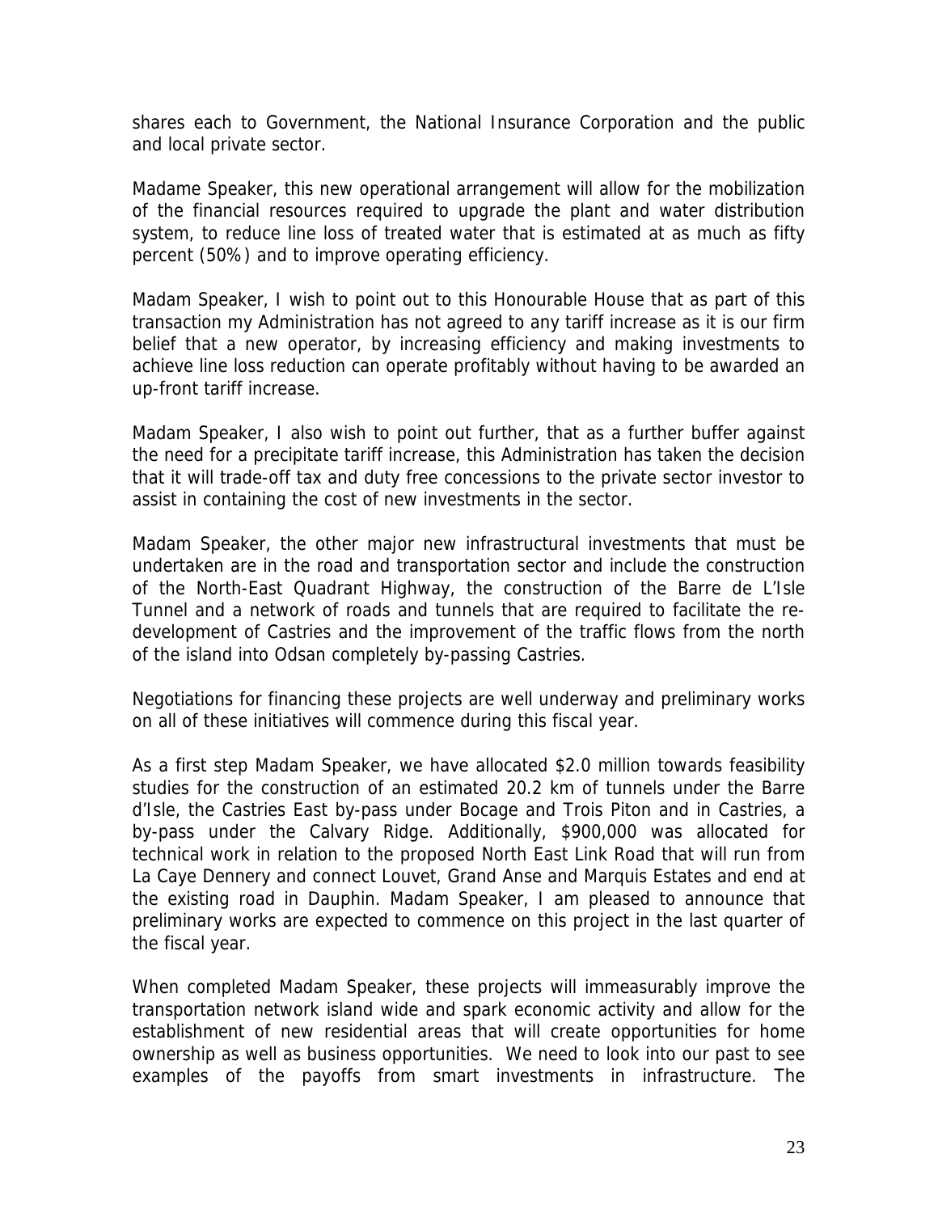shares each to Government, the National Insurance Corporation and the public and local private sector.

Madame Speaker, this new operational arrangement will allow for the mobilization of the financial resources required to upgrade the plant and water distribution system, to reduce line loss of treated water that is estimated at as much as fifty percent (50%) and to improve operating efficiency.

Madam Speaker, I wish to point out to this Honourable House that as part of this transaction my Administration has not agreed to any tariff increase as it is our firm belief that a new operator, by increasing efficiency and making investments to achieve line loss reduction can operate profitably without having to be awarded an up-front tariff increase.

Madam Speaker, I also wish to point out further, that as a further buffer against the need for a precipitate tariff increase, this Administration has taken the decision that it will trade-off tax and duty free concessions to the private sector investor to assist in containing the cost of new investments in the sector.

Madam Speaker, the other major new infrastructural investments that must be undertaken are in the road and transportation sector and include the construction of the North-East Quadrant Highway, the construction of the Barre de L'Isle Tunnel and a network of roads and tunnels that are required to facilitate the re-development of Castries and the improvement of the traffic flows from the north of the island into Odsan completely by-passing Castries.

Negotiations for financing these projects are well underway and preliminary works on all of these initiatives will commence during this fiscal year.

As a first step Madam Speaker, we have allocated $2.0 million towards feasibility studies for the construction of an estimated 20.2 km of tunnels under the Barre d'Isle, the Castries East by-pass under Bocage and Trois Piton and in Castries, a by-pass under the Calvary Ridge. Additionally, $900,000 was allocated for technical work in relation to the proposed North East Link Road that will run from La Caye Dennery and connect Louvet, Grand Anse and Marquis Estates and end at the existing road in Dauphin. Madam Speaker, I am pleased to announce that preliminary works are expected to commence on this project in the last quarter of the fiscal year.

When completed Madam Speaker, these projects will immeasurably improve the transportation network island wide and spark economic activity and allow for the establishment of new residential areas that will create opportunities for home ownership as well as business opportunities. We need to look into our past to see examples of the payoffs from smart investments in infrastructure. The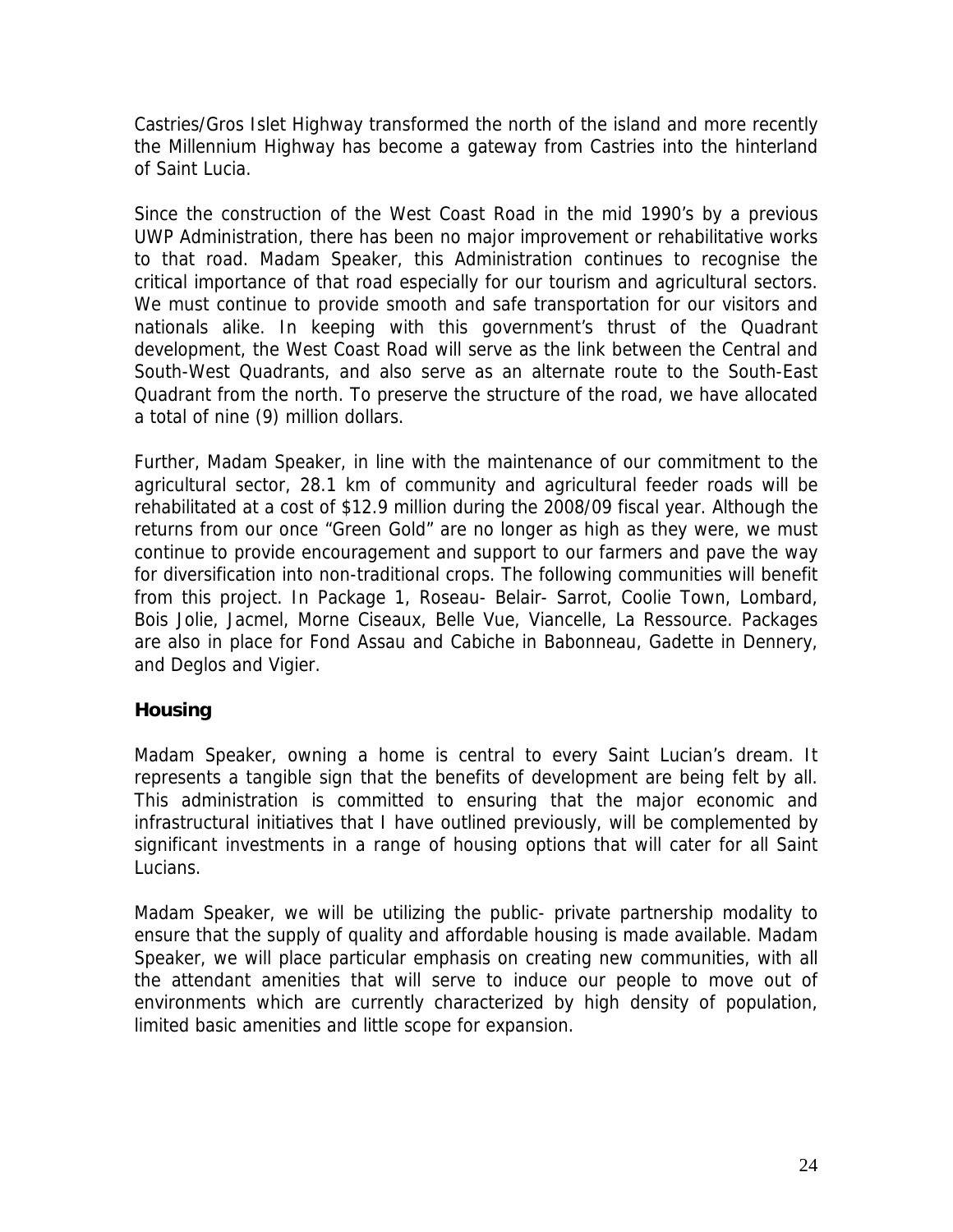Castries/Gros Islet Highway transformed the north of the island and more recently the Millennium Highway has become a gateway from Castries into the hinterland of Saint Lucia.

Since the construction of the West Coast Road in the mid 1990's by a previous UWP Administration, there has been no major improvement or rehabilitative works to that road. Madam Speaker, this Administration continues to recognise the critical importance of that road especially for our tourism and agricultural sectors. We must continue to provide smooth and safe transportation for our visitors and nationals alike. In keeping with this government's thrust of the Quadrant development, the West Coast Road will serve as the link between the Central and South-West Quadrants, and also serve as an alternate route to the South-East Quadrant from the north. To preserve the structure of the road, we have allocated a total of nine (9) million dollars.

Further, Madam Speaker, in line with the maintenance of our commitment to the agricultural sector, 28.1 km of community and agricultural feeder roads will be rehabilitated at a cost of $12.9 million during the 2008/09 fiscal year. Although the returns from our once "Green Gold" are no longer as high as they were, we must continue to provide encouragement and support to our farmers and pave the way for diversification into non-traditional crops. The following communities will benefit from this project. In Package 1, Roseau- Belair- Sarrot, Coolie Town, Lombard, Bois Jolie, Jacmel, Morne Ciseaux, Belle Vue, Viancelle, La Ressource. Packages are also in place for Fond Assau and Cabiche in Babonneau, Gadette in Dennery, and Deglos and Vigier.

## Housing

Madam Speaker, owning a home is central to every Saint Lucian's dream. It represents a tangible sign that the benefits of development are being felt by all. This administration is committed to ensuring that the major economic and infrastructural initiatives that I have outlined previously, will be complemented by significant investments in a range of housing options that will cater for all Saint Lucians.

Madam Speaker, we will be utilizing the public- private partnership modality to ensure that the supply of quality and affordable housing is made available. Madam Speaker, we will place particular emphasis on creating new communities, with all the attendant amenities that will serve to induce our people to move out of environments which are currently characterized by high density of population, limited basic amenities and little scope for expansion.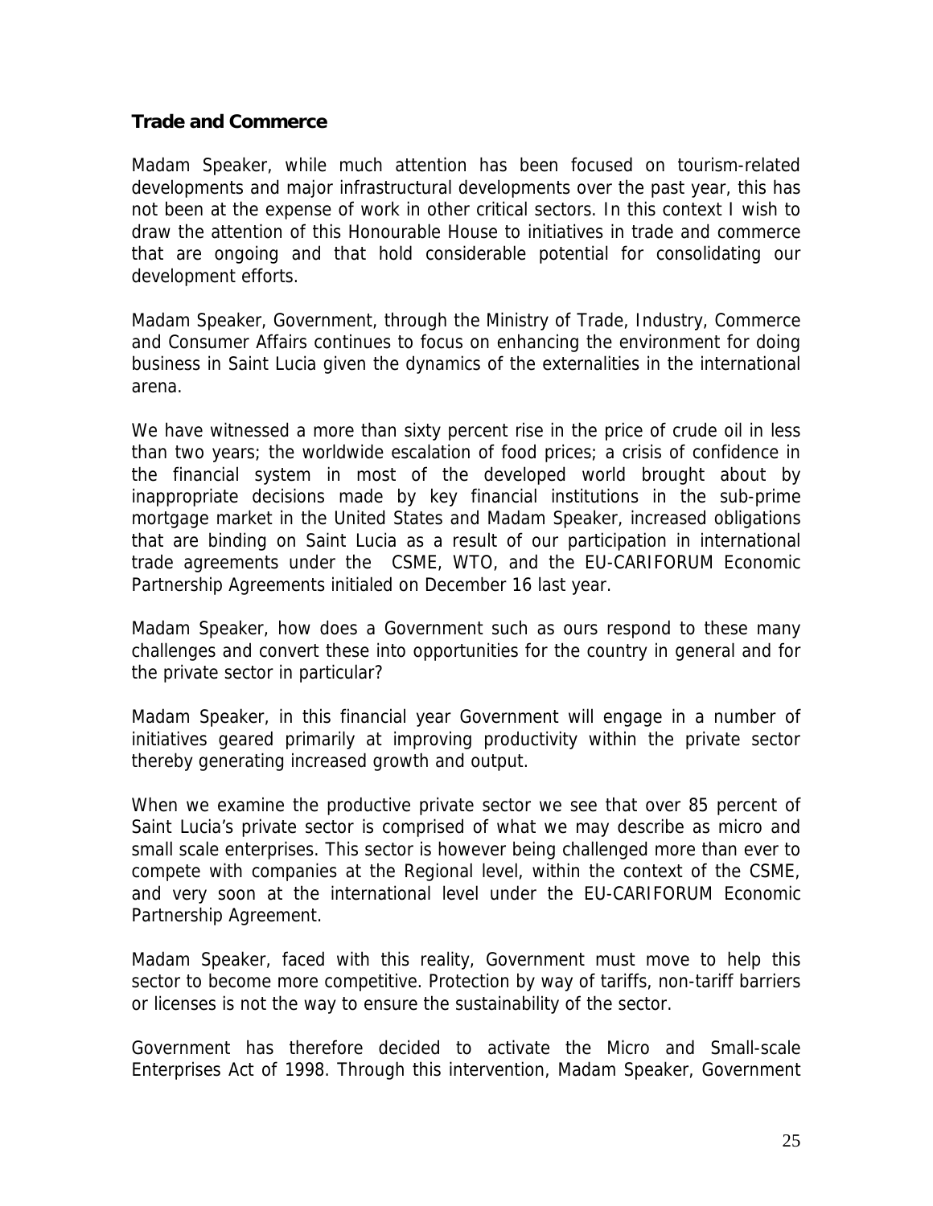## Trade and Commerce

Madam Speaker, while much attention has been focused on tourism-related developments and major infrastructural developments over the past year, this has not been at the expense of work in other critical sectors. In this context I wish to draw the attention of this Honourable House to initiatives in trade and commerce that are ongoing and that hold considerable potential for consolidating our development efforts.

Madam Speaker, Government, through the Ministry of Trade, Industry, Commerce and Consumer Affairs continues to focus on enhancing the environment for doing business in Saint Lucia given the dynamics of the externalities in the international arena.

We have witnessed a more than sixty percent rise in the price of crude oil in less than two years; the worldwide escalation of food prices; a crisis of confidence in the financial system in most of the developed world brought about by inappropriate decisions made by key financial institutions in the sub-prime mortgage market in the United States and Madam Speaker, increased obligations that are binding on Saint Lucia as a result of our participation in international trade agreements under the CSME, WTO, and the EU-CARIFORUM Economic Partnership Agreements initialed on December 16 last year.

Madam Speaker, how does a Government such as ours respond to these many challenges and convert these into opportunities for the country in general and for the private sector in particular?

Madam Speaker, in this financial year Government will engage in a number of initiatives geared primarily at improving productivity within the private sector thereby generating increased growth and output.

When we examine the productive private sector we see that over 85 percent of Saint Lucia's private sector is comprised of what we may describe as micro and small scale enterprises. This sector is however being challenged more than ever to compete with companies at the Regional level, within the context of the CSME, and very soon at the international level under the EU-CARIFORUM Economic Partnership Agreement.

Madam Speaker, faced with this reality, Government must move to help this sector to become more competitive. Protection by way of tariffs, non-tariff barriers or licenses is not the way to ensure the sustainability of the sector.

Government has therefore decided to activate the Micro and Small-scale Enterprises Act of 1998. Through this intervention, Madam Speaker, Government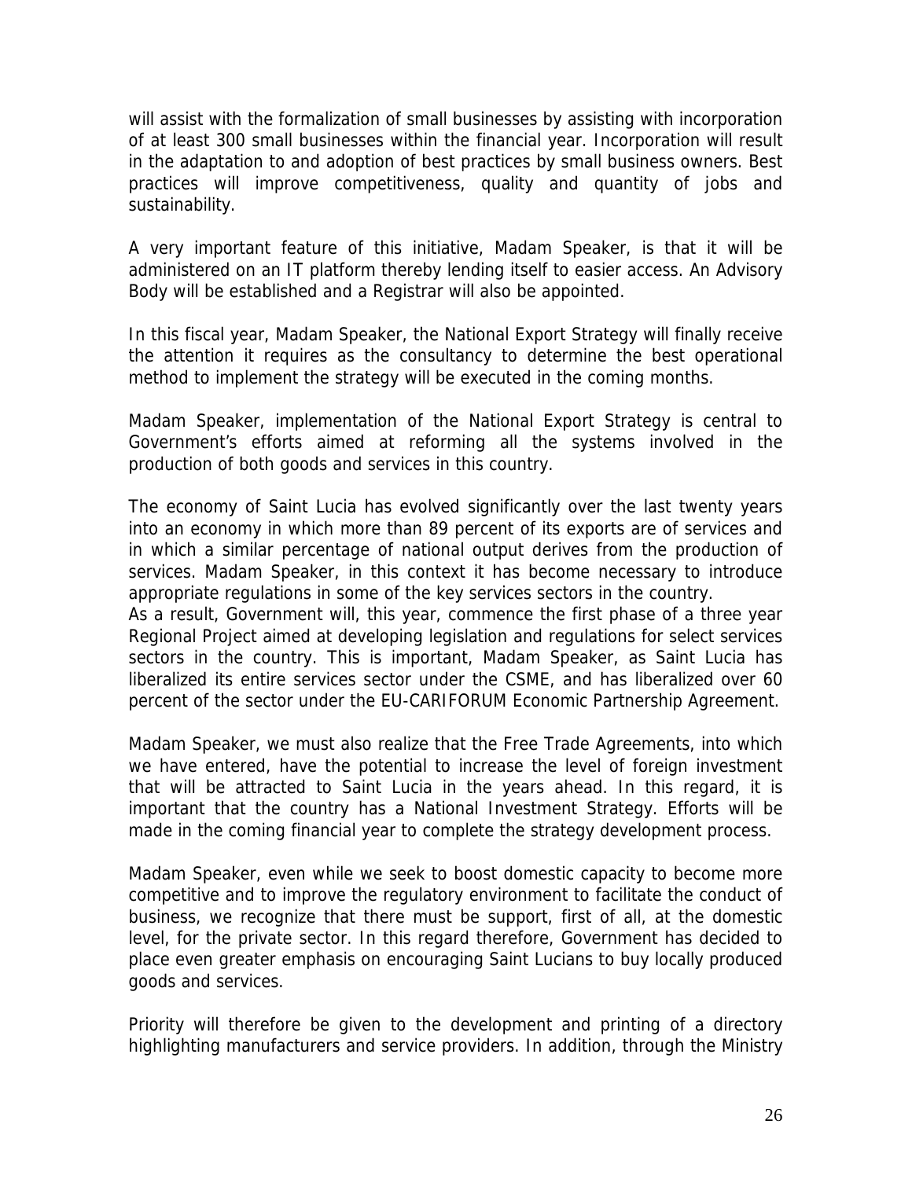will assist with the formalization of small businesses by assisting with incorporation of at least 300 small businesses within the financial year. Incorporation will result in the adaptation to and adoption of best practices by small business owners. Best practices will improve competitiveness, quality and quantity of jobs and sustainability.

A very important feature of this initiative, Madam Speaker, is that it will be administered on an IT platform thereby lending itself to easier access. An Advisory Body will be established and a Registrar will also be appointed.

In this fiscal year, Madam Speaker, the National Export Strategy will finally receive the attention it requires as the consultancy to determine the best operational method to implement the strategy will be executed in the coming months.

Madam Speaker, implementation of the National Export Strategy is central to Government's efforts aimed at reforming all the systems involved in the production of both goods and services in this country.

The economy of Saint Lucia has evolved significantly over the last twenty years into an economy in which more than 89 percent of its exports are of services and in which a similar percentage of national output derives from the production of services. Madam Speaker, in this context it has become necessary to introduce appropriate regulations in some of the key services sectors in the country.
As a result, Government will, this year, commence the first phase of a three year Regional Project aimed at developing legislation and regulations for select services sectors in the country. This is important, Madam Speaker, as Saint Lucia has liberalized its entire services sector under the CSME, and has liberalized over 60 percent of the sector under the EU-CARIFORUM Economic Partnership Agreement.

Madam Speaker, we must also realize that the Free Trade Agreements, into which we have entered, have the potential to increase the level of foreign investment that will be attracted to Saint Lucia in the years ahead. In this regard, it is important that the country has a National Investment Strategy. Efforts will be made in the coming financial year to complete the strategy development process.

Madam Speaker, even while we seek to boost domestic capacity to become more competitive and to improve the regulatory environment to facilitate the conduct of business, we recognize that there must be support, first of all, at the domestic level, for the private sector. In this regard therefore, Government has decided to place even greater emphasis on encouraging Saint Lucians to buy locally produced goods and services.

Priority will therefore be given to the development and printing of a directory highlighting manufacturers and service providers. In addition, through the Ministry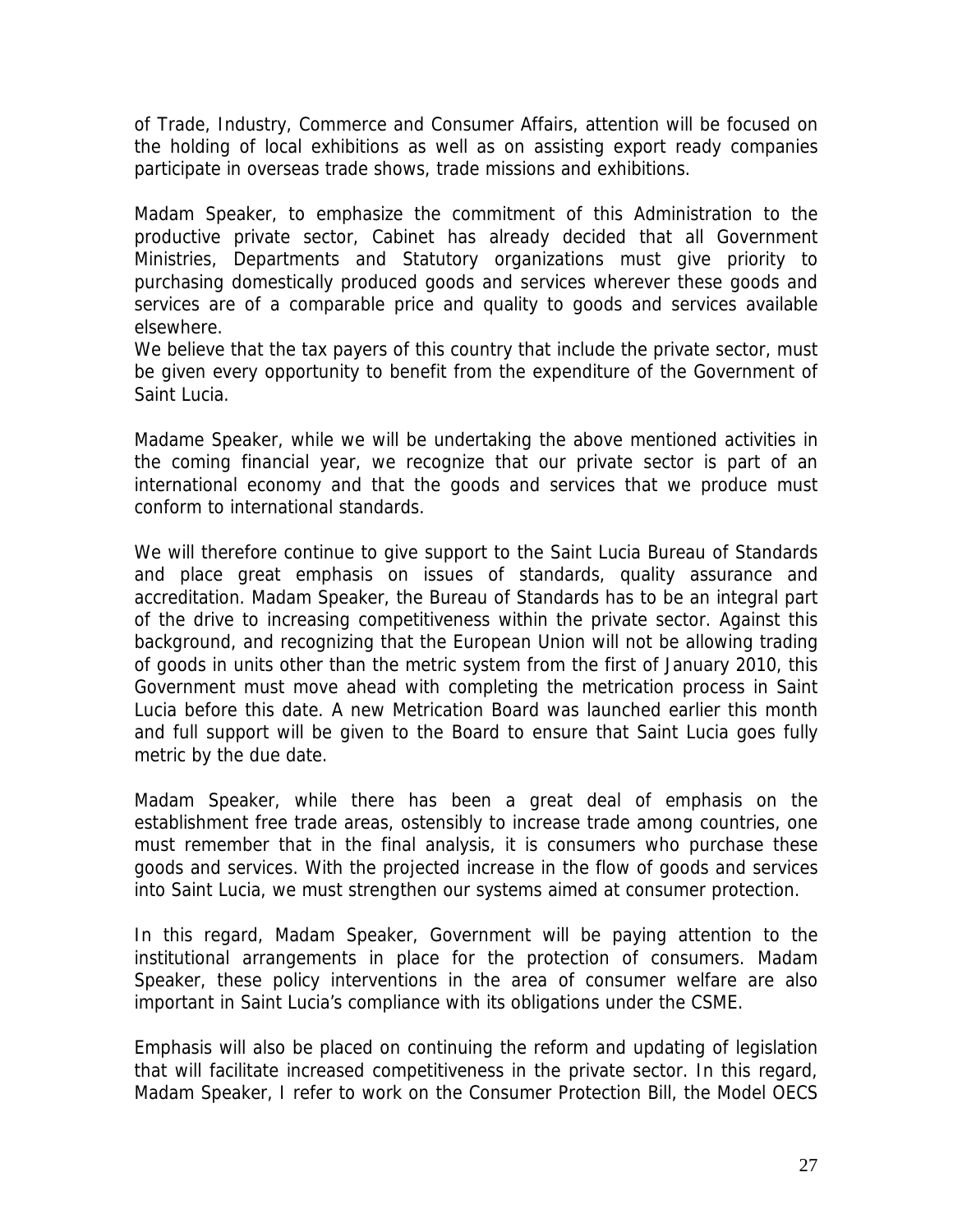of Trade, Industry, Commerce and Consumer Affairs, attention will be focused on the holding of local exhibitions as well as on assisting export ready companies participate in overseas trade shows, trade missions and exhibitions.

Madam Speaker, to emphasize the commitment of this Administration to the productive private sector, Cabinet has already decided that all Government Ministries, Departments and Statutory organizations must give priority to purchasing domestically produced goods and services wherever these goods and services are of a comparable price and quality to goods and services available elsewhere.

We believe that the tax payers of this country that include the private sector, must be given every opportunity to benefit from the expenditure of the Government of Saint Lucia.

Madame Speaker, while we will be undertaking the above mentioned activities in the coming financial year, we recognize that our private sector is part of an international economy and that the goods and services that we produce must conform to international standards.

We will therefore continue to give support to the Saint Lucia Bureau of Standards and place great emphasis on issues of standards, quality assurance and accreditation. Madam Speaker, the Bureau of Standards has to be an integral part of the drive to increasing competitiveness within the private sector. Against this background, and recognizing that the European Union will not be allowing trading of goods in units other than the metric system from the first of January 2010, this Government must move ahead with completing the metrication process in Saint Lucia before this date. A new Metrication Board was launched earlier this month and full support will be given to the Board to ensure that Saint Lucia goes fully metric by the due date.

Madam Speaker, while there has been a great deal of emphasis on the establishment free trade areas, ostensibly to increase trade among countries, one must remember that in the final analysis, it is consumers who purchase these goods and services. With the projected increase in the flow of goods and services into Saint Lucia, we must strengthen our systems aimed at consumer protection.

In this regard, Madam Speaker, Government will be paying attention to the institutional arrangements in place for the protection of consumers. Madam Speaker, these policy interventions in the area of consumer welfare are also important in Saint Lucia's compliance with its obligations under the CSME.

Emphasis will also be placed on continuing the reform and updating of legislation that will facilitate increased competitiveness in the private sector. In this regard, Madam Speaker, I refer to work on the Consumer Protection Bill, the Model OECS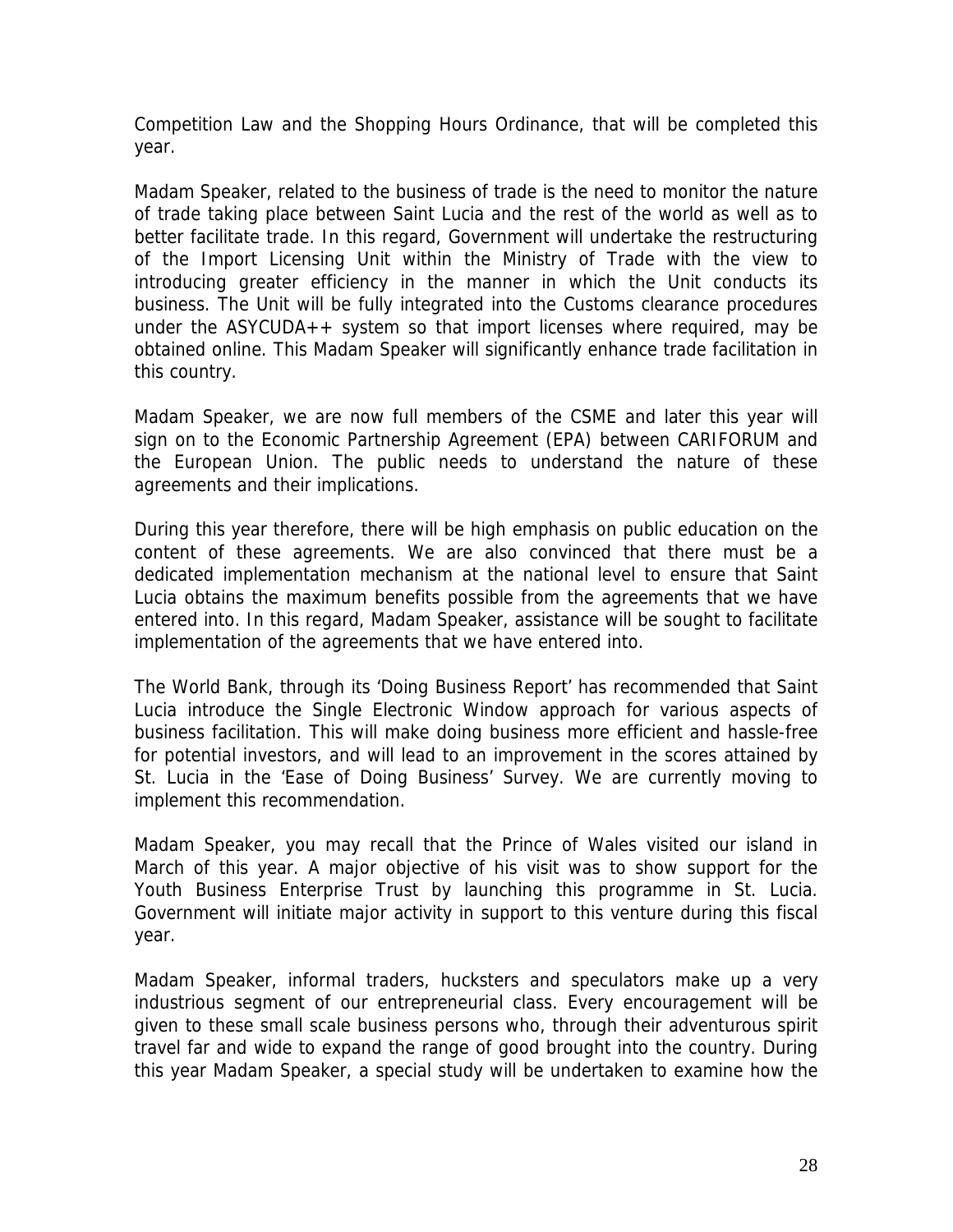Competition Law and the Shopping Hours Ordinance, that will be completed this year.

Madam Speaker, related to the business of trade is the need to monitor the nature of trade taking place between Saint Lucia and the rest of the world as well as to better facilitate trade. In this regard, Government will undertake the restructuring of the Import Licensing Unit within the Ministry of Trade with the view to introducing greater efficiency in the manner in which the Unit conducts its business. The Unit will be fully integrated into the Customs clearance procedures under the ASYCUDA++ system so that import licenses where required, may be obtained online. This Madam Speaker will significantly enhance trade facilitation in this country.

Madam Speaker, we are now full members of the CSME and later this year will sign on to the Economic Partnership Agreement (EPA) between CARIFORUM and the European Union. The public needs to understand the nature of these agreements and their implications.

During this year therefore, there will be high emphasis on public education on the content of these agreements. We are also convinced that there must be a dedicated implementation mechanism at the national level to ensure that Saint Lucia obtains the maximum benefits possible from the agreements that we have entered into. In this regard, Madam Speaker, assistance will be sought to facilitate implementation of the agreements that we have entered into.

The World Bank, through its 'Doing Business Report' has recommended that Saint Lucia introduce the Single Electronic Window approach for various aspects of business facilitation. This will make doing business more efficient and hassle-free for potential investors, and will lead to an improvement in the scores attained by St. Lucia in the 'Ease of Doing Business' Survey. We are currently moving to implement this recommendation.

Madam Speaker, you may recall that the Prince of Wales visited our island in March of this year. A major objective of his visit was to show support for the Youth Business Enterprise Trust by launching this programme in St. Lucia. Government will initiate major activity in support to this venture during this fiscal year.

Madam Speaker, informal traders, hucksters and speculators make up a very industrious segment of our entrepreneurial class. Every encouragement will be given to these small scale business persons who, through their adventurous spirit travel far and wide to expand the range of good brought into the country. During this year Madam Speaker, a special study will be undertaken to examine how the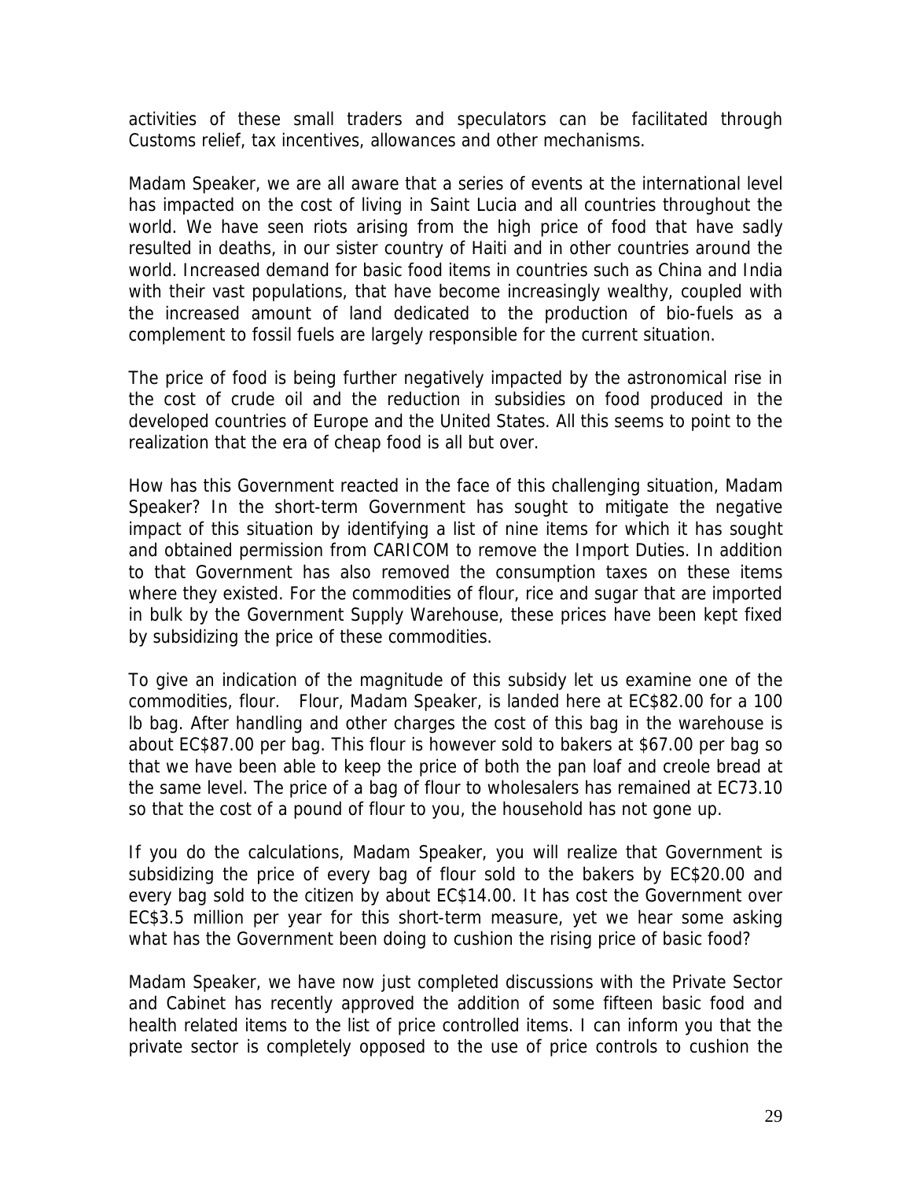activities of these small traders and speculators can be facilitated through Customs relief, tax incentives, allowances and other mechanisms.

Madam Speaker, we are all aware that a series of events at the international level has impacted on the cost of living in Saint Lucia and all countries throughout the world. We have seen riots arising from the high price of food that have sadly resulted in deaths, in our sister country of Haiti and in other countries around the world. Increased demand for basic food items in countries such as China and India with their vast populations, that have become increasingly wealthy, coupled with the increased amount of land dedicated to the production of bio-fuels as a complement to fossil fuels are largely responsible for the current situation.

The price of food is being further negatively impacted by the astronomical rise in the cost of crude oil and the reduction in subsidies on food produced in the developed countries of Europe and the United States. All this seems to point to the realization that the era of cheap food is all but over.

How has this Government reacted in the face of this challenging situation, Madam Speaker? In the short-term Government has sought to mitigate the negative impact of this situation by identifying a list of nine items for which it has sought and obtained permission from CARICOM to remove the Import Duties. In addition to that Government has also removed the consumption taxes on these items where they existed. For the commodities of flour, rice and sugar that are imported in bulk by the Government Supply Warehouse, these prices have been kept fixed by subsidizing the price of these commodities.

To give an indication of the magnitude of this subsidy let us examine one of the commodities, flour. Flour, Madam Speaker, is landed here at EC$82.00 for a 100 lb bag. After handling and other charges the cost of this bag in the warehouse is about EC$87.00 per bag. This flour is however sold to bakers at $67.00 per bag so that we have been able to keep the price of both the pan loaf and creole bread at the same level. The price of a bag of flour to wholesalers has remained at EC73.10 so that the cost of a pound of flour to you, the household has not gone up.

If you do the calculations, Madam Speaker, you will realize that Government is subsidizing the price of every bag of flour sold to the bakers by EC$20.00 and every bag sold to the citizen by about EC$14.00. It has cost the Government over EC$3.5 million per year for this short-term measure, yet we hear some asking what has the Government been doing to cushion the rising price of basic food?

Madam Speaker, we have now just completed discussions with the Private Sector and Cabinet has recently approved the addition of some fifteen basic food and health related items to the list of price controlled items. I can inform you that the private sector is completely opposed to the use of price controls to cushion the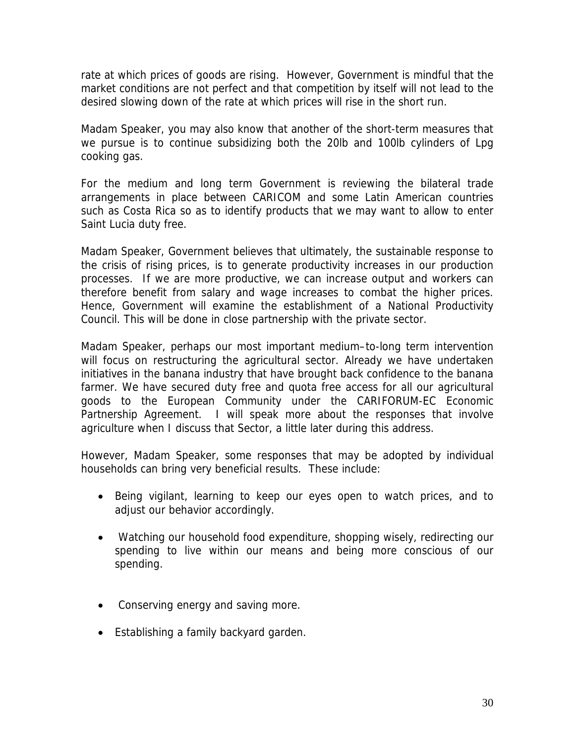rate at which prices of goods are rising. However, Government is mindful that the market conditions are not perfect and that competition by itself will not lead to the desired slowing down of the rate at which prices will rise in the short run.

Madam Speaker, you may also know that another of the short-term measures that we pursue is to continue subsidizing both the 20lb and 100lb cylinders of Lpg cooking gas.

For the medium and long term Government is reviewing the bilateral trade arrangements in place between CARICOM and some Latin American countries such as Costa Rica so as to identify products that we may want to allow to enter Saint Lucia duty free.

Madam Speaker, Government believes that ultimately, the sustainable response to the crisis of rising prices, is to generate productivity increases in our production processes. If we are more productive, we can increase output and workers can therefore benefit from salary and wage increases to combat the higher prices. Hence, Government will examine the establishment of a National Productivity Council. This will be done in close partnership with the private sector.

Madam Speaker, perhaps our most important medium–to-long term intervention will focus on restructuring the agricultural sector. Already we have undertaken initiatives in the banana industry that have brought back confidence to the banana farmer. We have secured duty free and quota free access for all our agricultural goods to the European Community under the CARIFORUM-EC Economic Partnership Agreement. I will speak more about the responses that involve agriculture when I discuss that Sector, a little later during this address.

However, Madam Speaker, some responses that may be adopted by individual households can bring very beneficial results. These include:

- Being vigilant, learning to keep our eyes open to watch prices, and to adjust our behavior accordingly.
- Watching our household food expenditure, shopping wisely, redirecting our spending to live within our means and being more conscious of our spending.
- Conserving energy and saving more.
- Establishing a family backyard garden.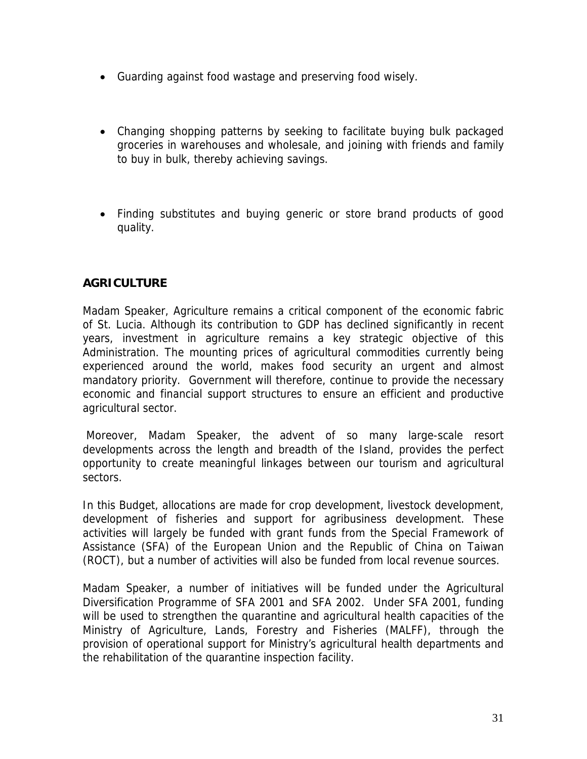- Guarding against food wastage and preserving food wisely.

- Changing shopping patterns by seeking to facilitate buying bulk packaged groceries in warehouses and wholesale, and joining with friends and family to buy in bulk, thereby achieving savings.

- Finding substitutes and buying generic or store brand products of good quality.

## AGRICULTURE

Madam Speaker, Agriculture remains a critical component of the economic fabric of St. Lucia. Although its contribution to GDP has declined significantly in recent years, investment in agriculture remains a key strategic objective of this Administration. The mounting prices of agricultural commodities currently being experienced around the world, makes food security an urgent and almost mandatory priority. Government will therefore, continue to provide the necessary economic and financial support structures to ensure an efficient and productive agricultural sector.

Moreover, Madam Speaker, the advent of so many large-scale resort developments across the length and breadth of the Island, provides the perfect opportunity to create meaningful linkages between our tourism and agricultural sectors.

In this Budget, allocations are made for crop development, livestock development, development of fisheries and support for agribusiness development. These activities will largely be funded with grant funds from the Special Framework of Assistance (SFA) of the European Union and the Republic of China on Taiwan (ROCT), but a number of activities will also be funded from local revenue sources.

Madam Speaker, a number of initiatives will be funded under the Agricultural Diversification Programme of SFA 2001 and SFA 2002. Under SFA 2001, funding will be used to strengthen the quarantine and agricultural health capacities of the Ministry of Agriculture, Lands, Forestry and Fisheries (MALFF), through the provision of operational support for Ministry's agricultural health departments and the rehabilitation of the quarantine inspection facility.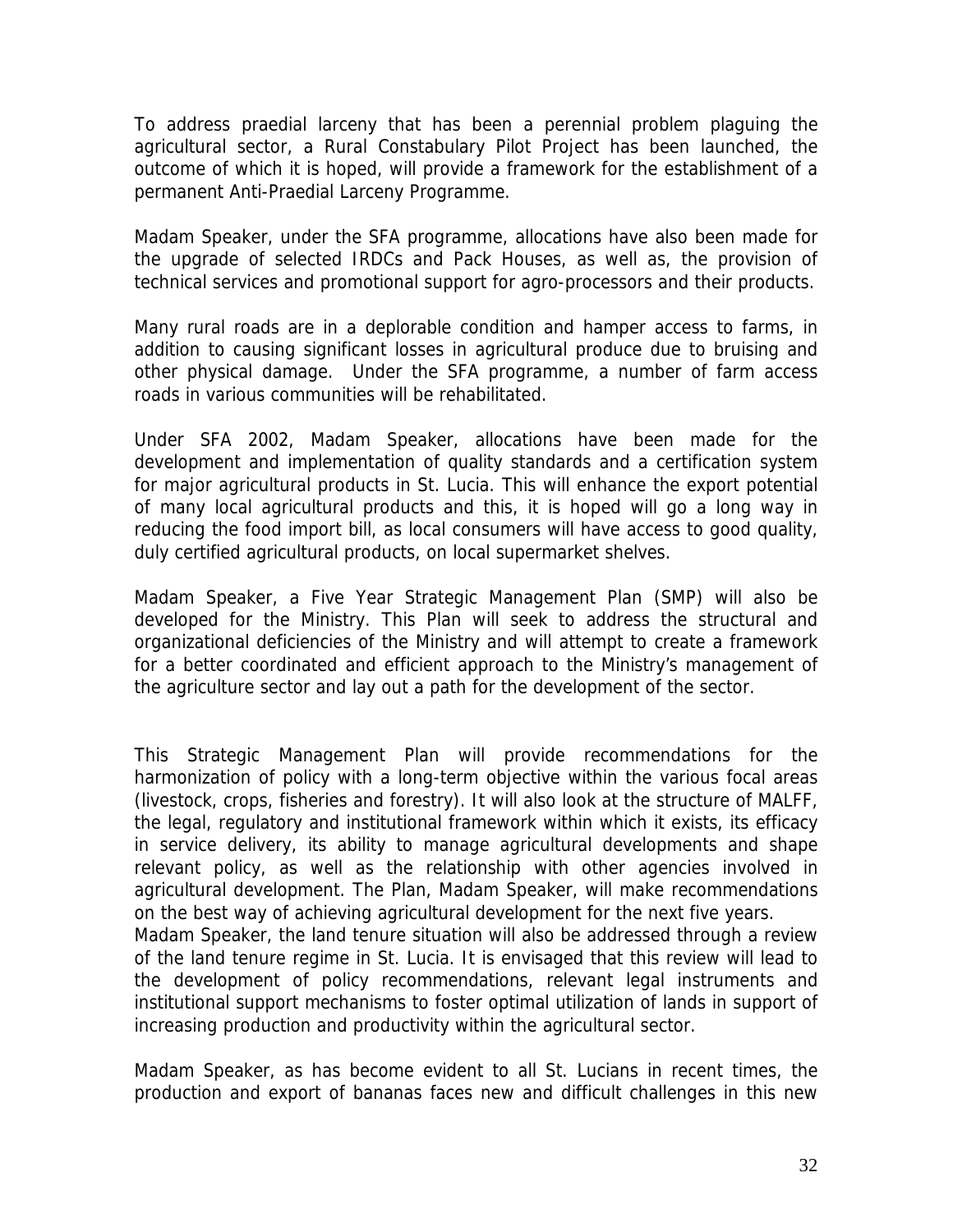To address praedial larceny that has been a perennial problem plaguing the agricultural sector, a Rural Constabulary Pilot Project has been launched, the outcome of which it is hoped, will provide a framework for the establishment of a permanent Anti-Praedial Larceny Programme.

Madam Speaker, under the SFA programme, allocations have also been made for the upgrade of selected IRDCs and Pack Houses, as well as, the provision of technical services and promotional support for agro-processors and their products.

Many rural roads are in a deplorable condition and hamper access to farms, in addition to causing significant losses in agricultural produce due to bruising and other physical damage. Under the SFA programme, a number of farm access roads in various communities will be rehabilitated.

Under SFA 2002, Madam Speaker, allocations have been made for the development and implementation of quality standards and a certification system for major agricultural products in St. Lucia. This will enhance the export potential of many local agricultural products and this, it is hoped will go a long way in reducing the food import bill, as local consumers will have access to good quality, duly certified agricultural products, on local supermarket shelves.

Madam Speaker, a Five Year Strategic Management Plan (SMP) will also be developed for the Ministry. This Plan will seek to address the structural and organizational deficiencies of the Ministry and will attempt to create a framework for a better coordinated and efficient approach to the Ministry's management of the agriculture sector and lay out a path for the development of the sector.

This Strategic Management Plan will provide recommendations for the harmonization of policy with a long-term objective within the various focal areas (livestock, crops, fisheries and forestry). It will also look at the structure of MALFF, the legal, regulatory and institutional framework within which it exists, its efficacy in service delivery, its ability to manage agricultural developments and shape relevant policy, as well as the relationship with other agencies involved in agricultural development. The Plan, Madam Speaker, will make recommendations on the best way of achieving agricultural development for the next five years.

Madam Speaker, the land tenure situation will also be addressed through a review of the land tenure regime in St. Lucia. It is envisaged that this review will lead to the development of policy recommendations, relevant legal instruments and institutional support mechanisms to foster optimal utilization of lands in support of increasing production and productivity within the agricultural sector.

Madam Speaker, as has become evident to all St. Lucians in recent times, the production and export of bananas faces new and difficult challenges in this new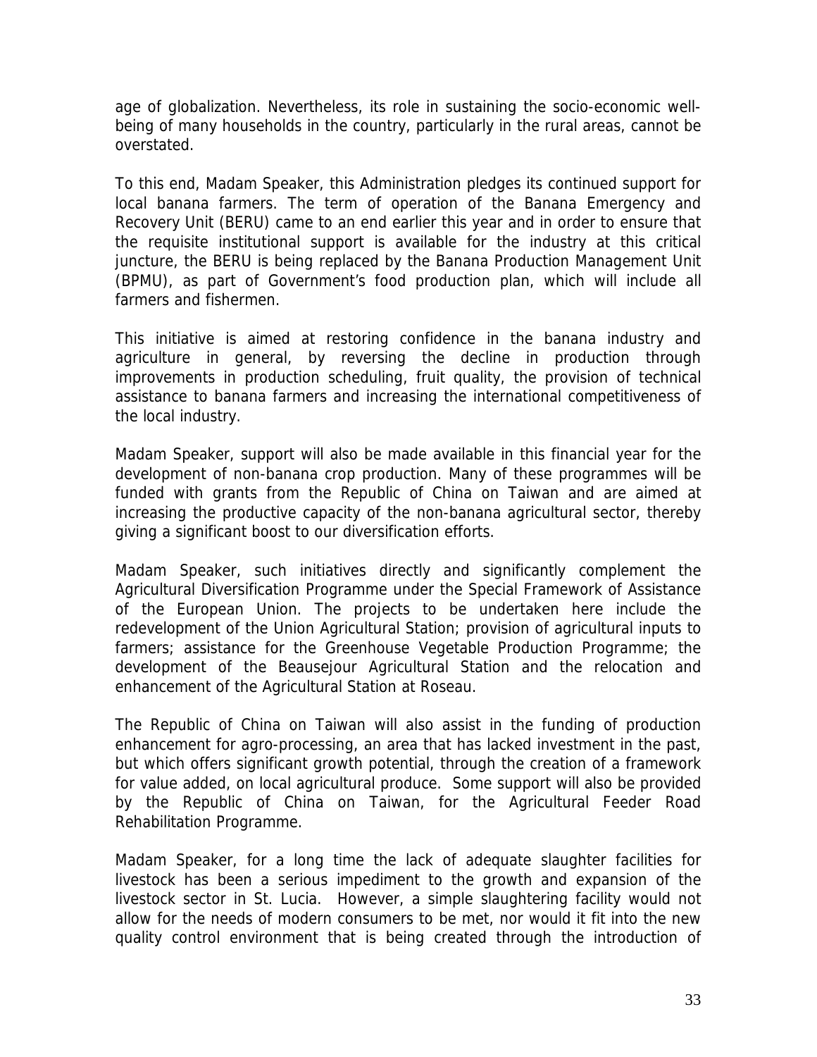age of globalization. Nevertheless, its role in sustaining the socio-economic well-being of many households in the country, particularly in the rural areas, cannot be overstated.

To this end, Madam Speaker, this Administration pledges its continued support for local banana farmers. The term of operation of the Banana Emergency and Recovery Unit (BERU) came to an end earlier this year and in order to ensure that the requisite institutional support is available for the industry at this critical juncture, the BERU is being replaced by the Banana Production Management Unit (BPMU), as part of Government's food production plan, which will include all farmers and fishermen.

This initiative is aimed at restoring confidence in the banana industry and agriculture in general, by reversing the decline in production through improvements in production scheduling, fruit quality, the provision of technical assistance to banana farmers and increasing the international competitiveness of the local industry.

Madam Speaker, support will also be made available in this financial year for the development of non-banana crop production. Many of these programmes will be funded with grants from the Republic of China on Taiwan and are aimed at increasing the productive capacity of the non-banana agricultural sector, thereby giving a significant boost to our diversification efforts.

Madam Speaker, such initiatives directly and significantly complement the Agricultural Diversification Programme under the Special Framework of Assistance of the European Union. The projects to be undertaken here include the redevelopment of the Union Agricultural Station; provision of agricultural inputs to farmers; assistance for the Greenhouse Vegetable Production Programme; the development of the Beausejour Agricultural Station and the relocation and enhancement of the Agricultural Station at Roseau.

The Republic of China on Taiwan will also assist in the funding of production enhancement for agro-processing, an area that has lacked investment in the past, but which offers significant growth potential, through the creation of a framework for value added, on local agricultural produce. Some support will also be provided by the Republic of China on Taiwan, for the Agricultural Feeder Road Rehabilitation Programme.

Madam Speaker, for a long time the lack of adequate slaughter facilities for livestock has been a serious impediment to the growth and expansion of the livestock sector in St. Lucia. However, a simple slaughtering facility would not allow for the needs of modern consumers to be met, nor would it fit into the new quality control environment that is being created through the introduction of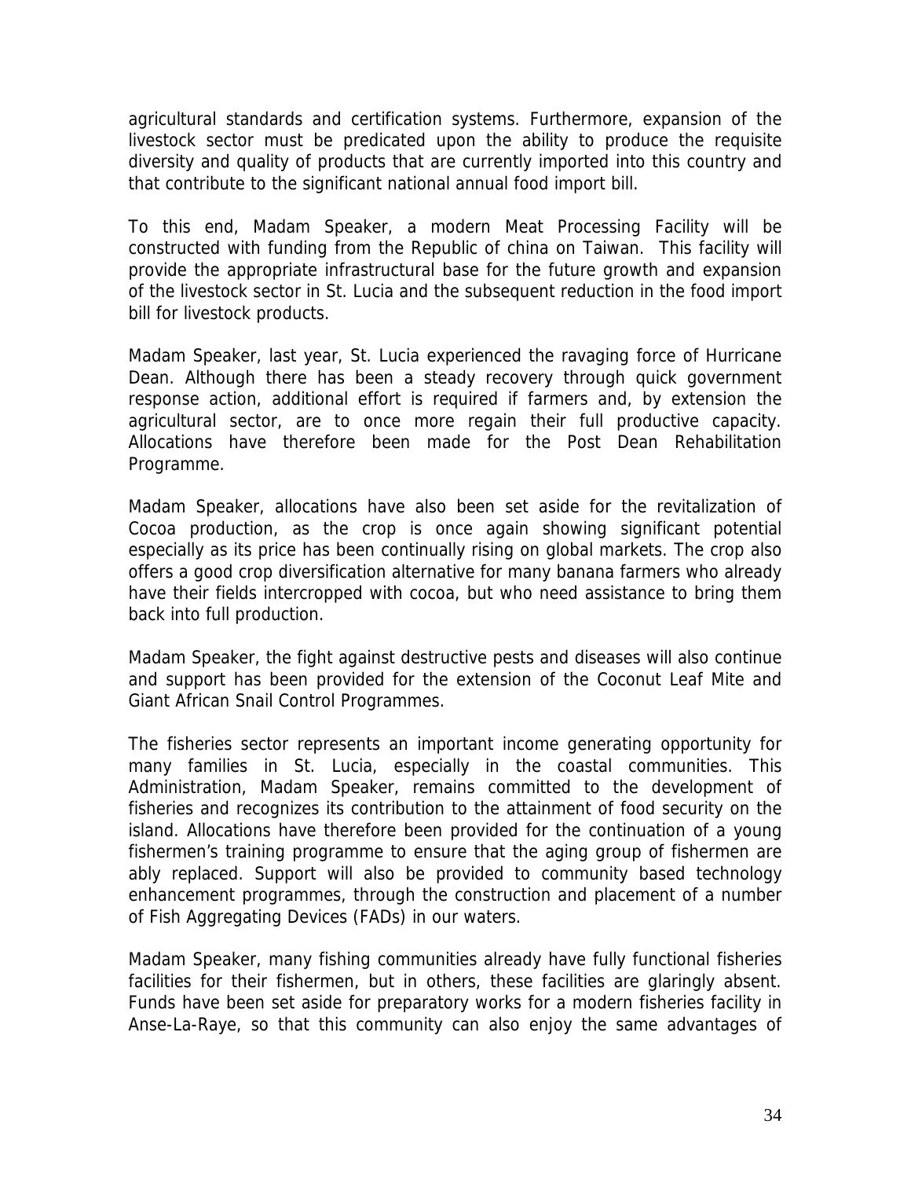agricultural standards and certification systems. Furthermore, expansion of the livestock sector must be predicated upon the ability to produce the requisite diversity and quality of products that are currently imported into this country and that contribute to the significant national annual food import bill.

To this end, Madam Speaker, a modern Meat Processing Facility will be constructed with funding from the Republic of china on Taiwan. This facility will provide the appropriate infrastructural base for the future growth and expansion of the livestock sector in St. Lucia and the subsequent reduction in the food import bill for livestock products.

Madam Speaker, last year, St. Lucia experienced the ravaging force of Hurricane Dean. Although there has been a steady recovery through quick government response action, additional effort is required if farmers and, by extension the agricultural sector, are to once more regain their full productive capacity. Allocations have therefore been made for the Post Dean Rehabilitation Programme.

Madam Speaker, allocations have also been set aside for the revitalization of Cocoa production, as the crop is once again showing significant potential especially as its price has been continually rising on global markets. The crop also offers a good crop diversification alternative for many banana farmers who already have their fields intercropped with cocoa, but who need assistance to bring them back into full production.

Madam Speaker, the fight against destructive pests and diseases will also continue and support has been provided for the extension of the Coconut Leaf Mite and Giant African Snail Control Programmes.

The fisheries sector represents an important income generating opportunity for many families in St. Lucia, especially in the coastal communities. This Administration, Madam Speaker, remains committed to the development of fisheries and recognizes its contribution to the attainment of food security on the island. Allocations have therefore been provided for the continuation of a young fishermen's training programme to ensure that the aging group of fishermen are ably replaced. Support will also be provided to community based technology enhancement programmes, through the construction and placement of a number of Fish Aggregating Devices (FADs) in our waters.

Madam Speaker, many fishing communities already have fully functional fisheries facilities for their fishermen, but in others, these facilities are glaringly absent. Funds have been set aside for preparatory works for a modern fisheries facility in Anse-La-Raye, so that this community can also enjoy the same advantages of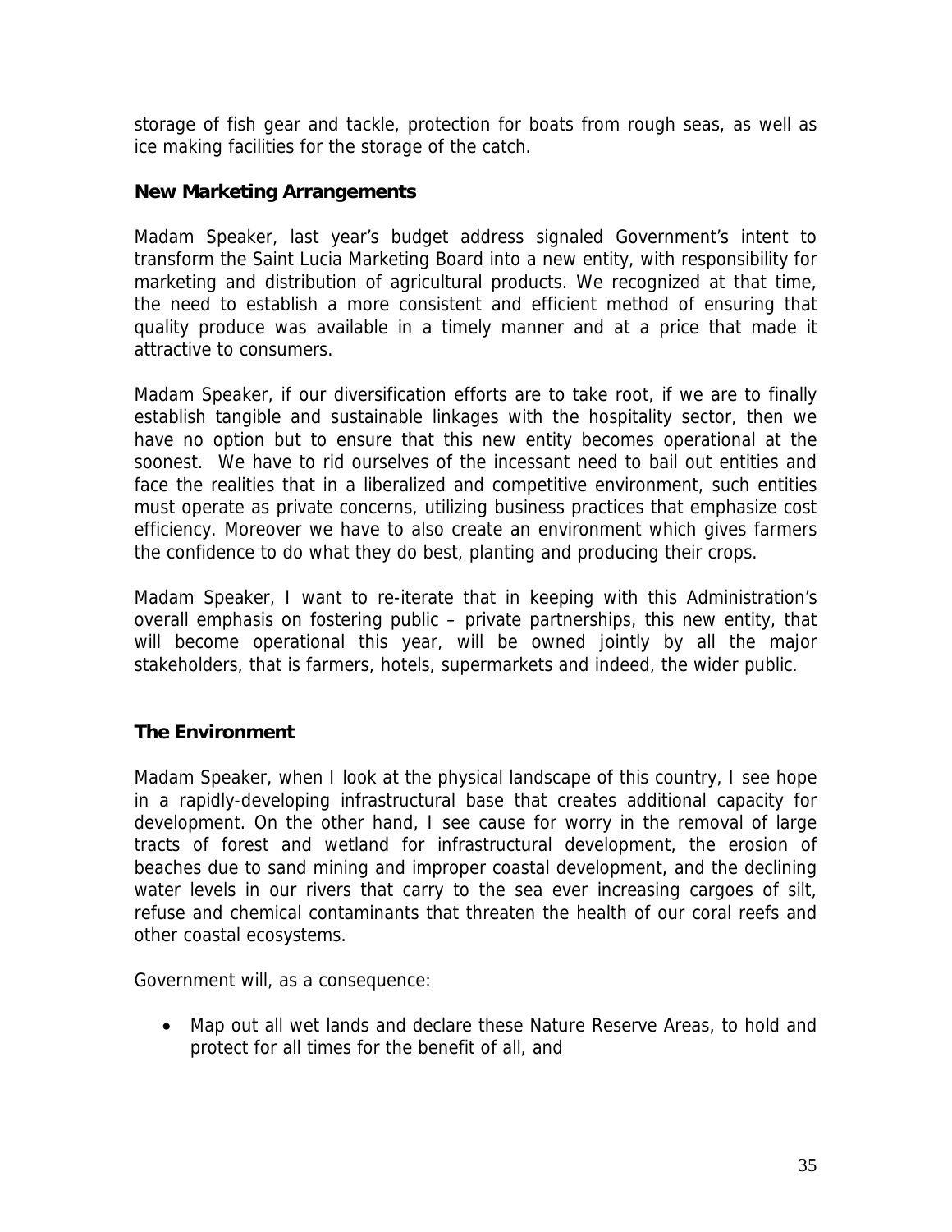storage of fish gear and tackle, protection for boats from rough seas, as well as ice making facilities for the storage of the catch.

### New Marketing Arrangements

Madam Speaker, last year's budget address signaled Government's intent to transform the Saint Lucia Marketing Board into a new entity, with responsibility for marketing and distribution of agricultural products. We recognized at that time, the need to establish a more consistent and efficient method of ensuring that quality produce was available in a timely manner and at a price that made it attractive to consumers.

Madam Speaker, if our diversification efforts are to take root, if we are to finally establish tangible and sustainable linkages with the hospitality sector, then we have no option but to ensure that this new entity becomes operational at the soonest. We have to rid ourselves of the incessant need to bail out entities and face the realities that in a liberalized and competitive environment, such entities must operate as private concerns, utilizing business practices that emphasize cost efficiency. Moreover we have to also create an environment which gives farmers the confidence to do what they do best, planting and producing their crops.

Madam Speaker, I want to re-iterate that in keeping with this Administration's overall emphasis on fostering public – private partnerships, this new entity, that will become operational this year, will be owned jointly by all the major stakeholders, that is farmers, hotels, supermarkets and indeed, the wider public.

### The Environment

Madam Speaker, when I look at the physical landscape of this country, I see hope in a rapidly-developing infrastructural base that creates additional capacity for development. On the other hand, I see cause for worry in the removal of large tracts of forest and wetland for infrastructural development, the erosion of beaches due to sand mining and improper coastal development, and the declining water levels in our rivers that carry to the sea ever increasing cargoes of silt, refuse and chemical contaminants that threaten the health of our coral reefs and other coastal ecosystems.

Government will, as a consequence:

- Map out all wet lands and declare these Nature Reserve Areas, to hold and protect for all times for the benefit of all, and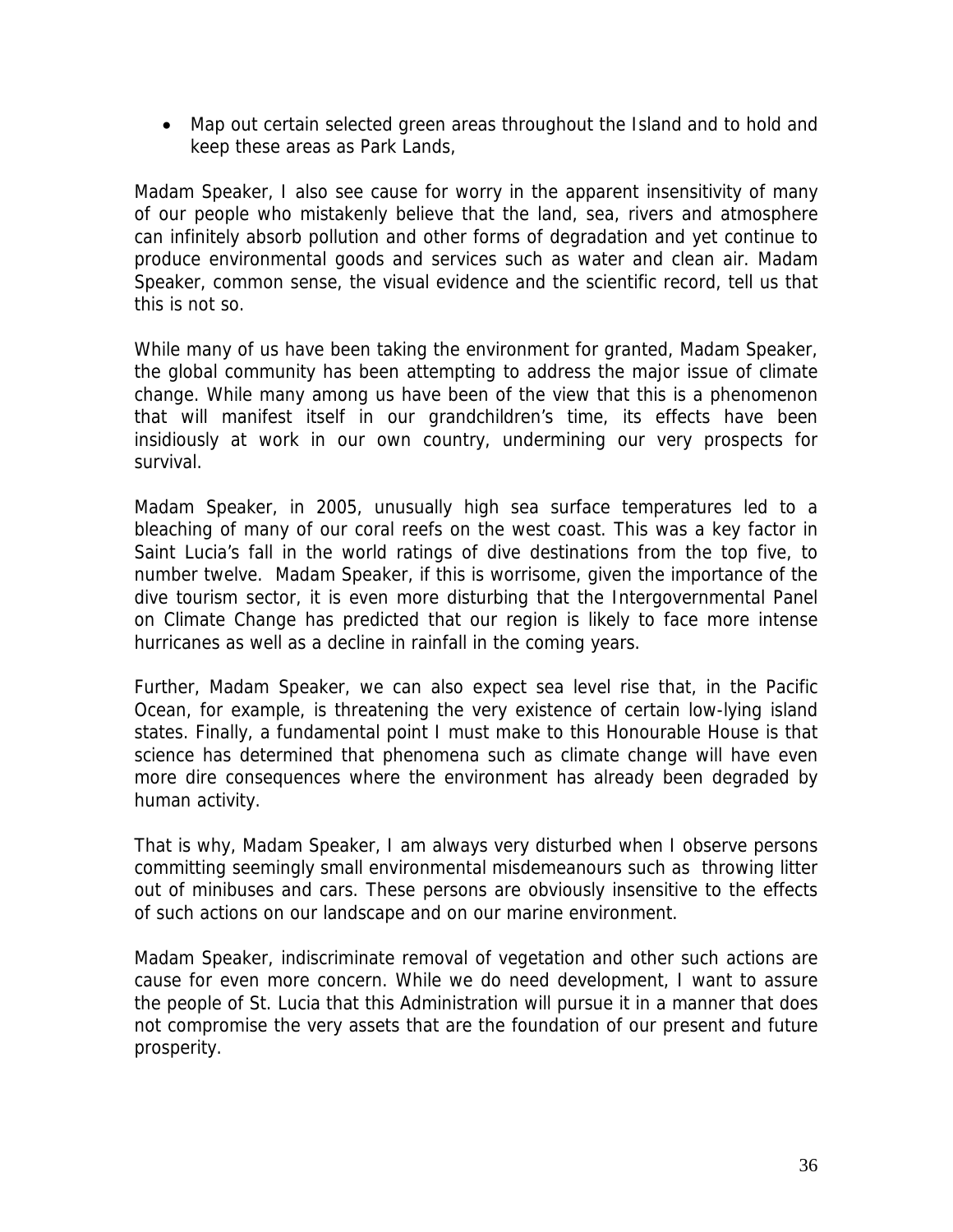- Map out certain selected green areas throughout the Island and to hold and keep these areas as Park Lands,

Madam Speaker, I also see cause for worry in the apparent insensitivity of many of our people who mistakenly believe that the land, sea, rivers and atmosphere can infinitely absorb pollution and other forms of degradation and yet continue to produce environmental goods and services such as water and clean air. Madam Speaker, common sense, the visual evidence and the scientific record, tell us that this is not so.

While many of us have been taking the environment for granted, Madam Speaker, the global community has been attempting to address the major issue of climate change. While many among us have been of the view that this is a phenomenon that will manifest itself in our grandchildren's time, its effects have been insidiously at work in our own country, undermining our very prospects for survival.

Madam Speaker, in 2005, unusually high sea surface temperatures led to a bleaching of many of our coral reefs on the west coast. This was a key factor in Saint Lucia's fall in the world ratings of dive destinations from the top five, to number twelve. Madam Speaker, if this is worrisome, given the importance of the dive tourism sector, it is even more disturbing that the Intergovernmental Panel on Climate Change has predicted that our region is likely to face more intense hurricanes as well as a decline in rainfall in the coming years.

Further, Madam Speaker, we can also expect sea level rise that, in the Pacific Ocean, for example, is threatening the very existence of certain low-lying island states. Finally, a fundamental point I must make to this Honourable House is that science has determined that phenomena such as climate change will have even more dire consequences where the environment has already been degraded by human activity.

That is why, Madam Speaker, I am always very disturbed when I observe persons committing seemingly small environmental misdemeanours such as throwing litter out of minibuses and cars. These persons are obviously insensitive to the effects of such actions on our landscape and on our marine environment.

Madam Speaker, indiscriminate removal of vegetation and other such actions are cause for even more concern. While we do need development, I want to assure the people of St. Lucia that this Administration will pursue it in a manner that does not compromise the very assets that are the foundation of our present and future prosperity.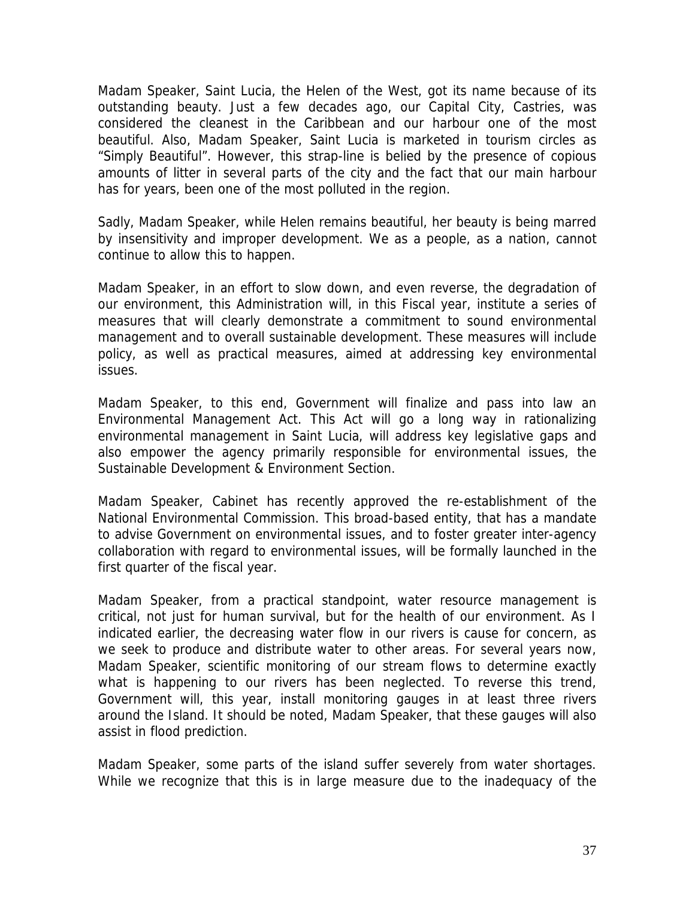Madam Speaker, Saint Lucia, the Helen of the West, got its name because of its outstanding beauty. Just a few decades ago, our Capital City, Castries, was considered the cleanest in the Caribbean and our harbour one of the most beautiful. Also, Madam Speaker, Saint Lucia is marketed in tourism circles as "Simply Beautiful". However, this strap-line is belied by the presence of copious amounts of litter in several parts of the city and the fact that our main harbour has for years, been one of the most polluted in the region.

Sadly, Madam Speaker, while Helen remains beautiful, her beauty is being marred by insensitivity and improper development. We as a people, as a nation, cannot continue to allow this to happen.

Madam Speaker, in an effort to slow down, and even reverse, the degradation of our environment, this Administration will, in this Fiscal year, institute a series of measures that will clearly demonstrate a commitment to sound environmental management and to overall sustainable development. These measures will include policy, as well as practical measures, aimed at addressing key environmental issues.

Madam Speaker, to this end, Government will finalize and pass into law an Environmental Management Act. This Act will go a long way in rationalizing environmental management in Saint Lucia, will address key legislative gaps and also empower the agency primarily responsible for environmental issues, the Sustainable Development & Environment Section.

Madam Speaker, Cabinet has recently approved the re-establishment of the National Environmental Commission. This broad-based entity, that has a mandate to advise Government on environmental issues, and to foster greater inter-agency collaboration with regard to environmental issues, will be formally launched in the first quarter of the fiscal year.

Madam Speaker, from a practical standpoint, water resource management is critical, not just for human survival, but for the health of our environment. As I indicated earlier, the decreasing water flow in our rivers is cause for concern, as we seek to produce and distribute water to other areas. For several years now, Madam Speaker, scientific monitoring of our stream flows to determine exactly what is happening to our rivers has been neglected. To reverse this trend, Government will, this year, install monitoring gauges in at least three rivers around the Island. It should be noted, Madam Speaker, that these gauges will also assist in flood prediction.

Madam Speaker, some parts of the island suffer severely from water shortages. While we recognize that this is in large measure due to the inadequacy of the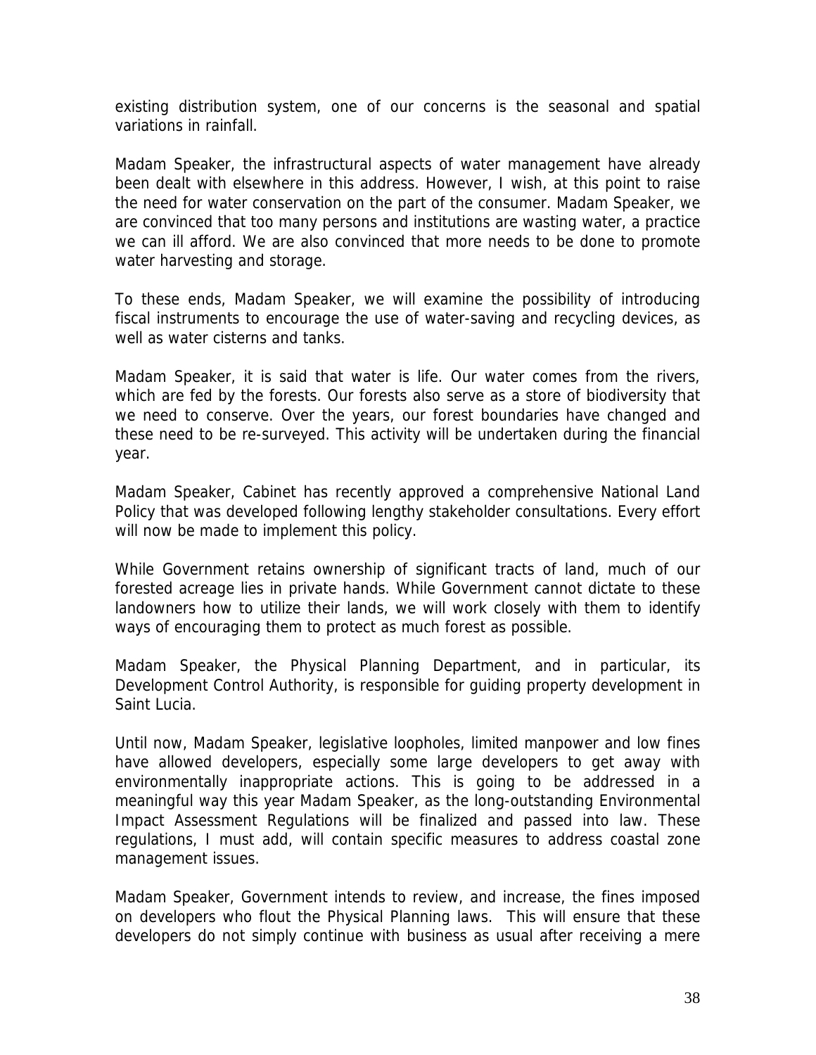existing distribution system, one of our concerns is the seasonal and spatial variations in rainfall.

Madam Speaker, the infrastructural aspects of water management have already been dealt with elsewhere in this address. However, I wish, at this point to raise the need for water conservation on the part of the consumer. Madam Speaker, we are convinced that too many persons and institutions are wasting water, a practice we can ill afford. We are also convinced that more needs to be done to promote water harvesting and storage.

To these ends, Madam Speaker, we will examine the possibility of introducing fiscal instruments to encourage the use of water-saving and recycling devices, as well as water cisterns and tanks.

Madam Speaker, it is said that water is life. Our water comes from the rivers, which are fed by the forests. Our forests also serve as a store of biodiversity that we need to conserve. Over the years, our forest boundaries have changed and these need to be re-surveyed. This activity will be undertaken during the financial year.

Madam Speaker, Cabinet has recently approved a comprehensive National Land Policy that was developed following lengthy stakeholder consultations. Every effort will now be made to implement this policy.

While Government retains ownership of significant tracts of land, much of our forested acreage lies in private hands. While Government cannot dictate to these landowners how to utilize their lands, we will work closely with them to identify ways of encouraging them to protect as much forest as possible.

Madam Speaker, the Physical Planning Department, and in particular, its Development Control Authority, is responsible for guiding property development in Saint Lucia.

Until now, Madam Speaker, legislative loopholes, limited manpower and low fines have allowed developers, especially some large developers to get away with environmentally inappropriate actions. This is going to be addressed in a meaningful way this year Madam Speaker, as the long-outstanding Environmental Impact Assessment Regulations will be finalized and passed into law. These regulations, I must add, will contain specific measures to address coastal zone management issues.

Madam Speaker, Government intends to review, and increase, the fines imposed on developers who flout the Physical Planning laws. This will ensure that these developers do not simply continue with business as usual after receiving a mere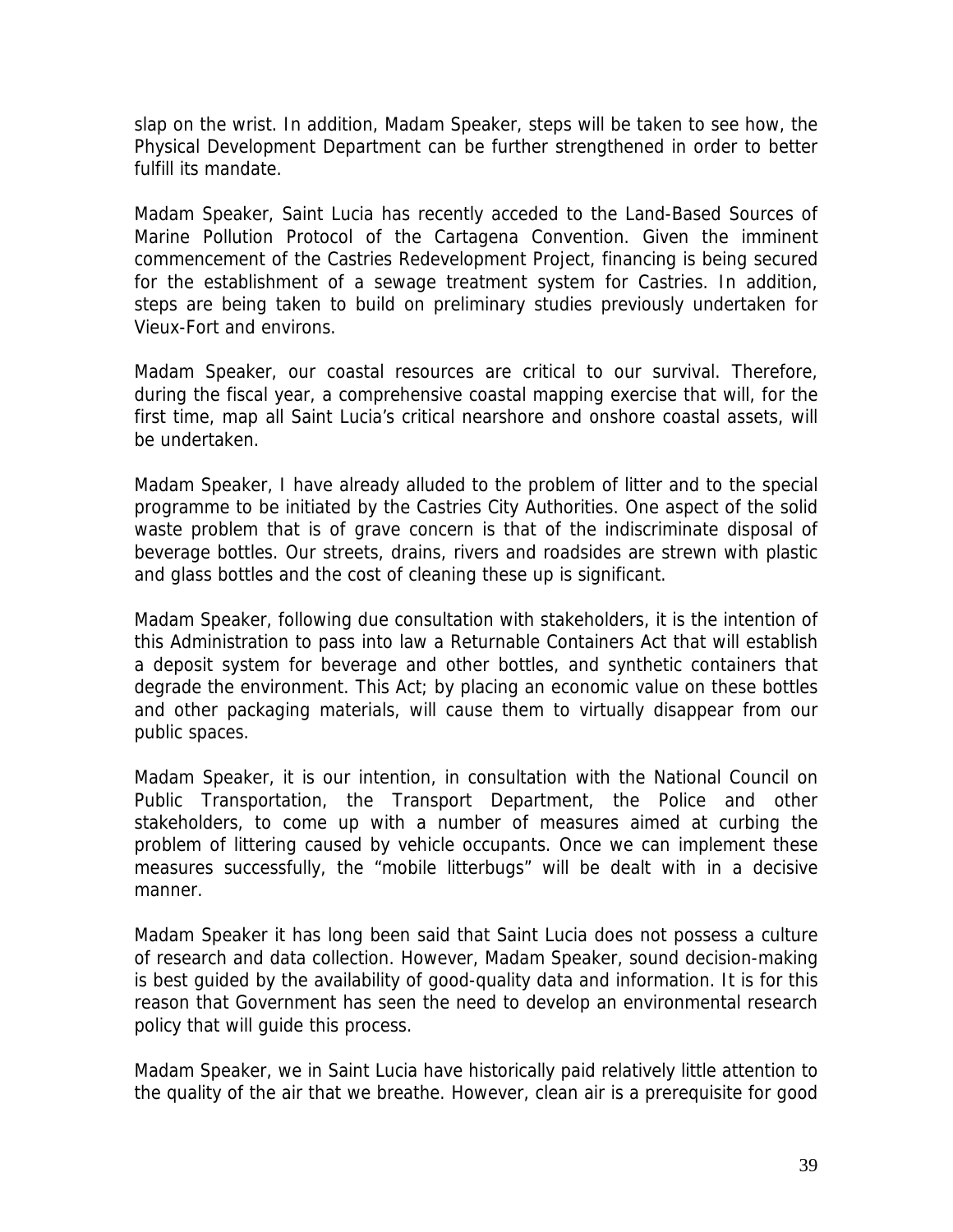slap on the wrist. In addition, Madam Speaker, steps will be taken to see how, the Physical Development Department can be further strengthened in order to better fulfill its mandate.

Madam Speaker, Saint Lucia has recently acceded to the Land-Based Sources of Marine Pollution Protocol of the Cartagena Convention. Given the imminent commencement of the Castries Redevelopment Project, financing is being secured for the establishment of a sewage treatment system for Castries. In addition, steps are being taken to build on preliminary studies previously undertaken for Vieux-Fort and environs.

Madam Speaker, our coastal resources are critical to our survival. Therefore, during the fiscal year, a comprehensive coastal mapping exercise that will, for the first time, map all Saint Lucia's critical nearshore and onshore coastal assets, will be undertaken.

Madam Speaker, I have already alluded to the problem of litter and to the special programme to be initiated by the Castries City Authorities. One aspect of the solid waste problem that is of grave concern is that of the indiscriminate disposal of beverage bottles. Our streets, drains, rivers and roadsides are strewn with plastic and glass bottles and the cost of cleaning these up is significant.

Madam Speaker, following due consultation with stakeholders, it is the intention of this Administration to pass into law a Returnable Containers Act that will establish a deposit system for beverage and other bottles, and synthetic containers that degrade the environment. This Act; by placing an economic value on these bottles and other packaging materials, will cause them to virtually disappear from our public spaces.

Madam Speaker, it is our intention, in consultation with the National Council on Public Transportation, the Transport Department, the Police and other stakeholders, to come up with a number of measures aimed at curbing the problem of littering caused by vehicle occupants. Once we can implement these measures successfully, the "mobile litterbugs" will be dealt with in a decisive manner.

Madam Speaker it has long been said that Saint Lucia does not possess a culture of research and data collection. However, Madam Speaker, sound decision-making is best guided by the availability of good-quality data and information. It is for this reason that Government has seen the need to develop an environmental research policy that will guide this process.

Madam Speaker, we in Saint Lucia have historically paid relatively little attention to the quality of the air that we breathe. However, clean air is a prerequisite for good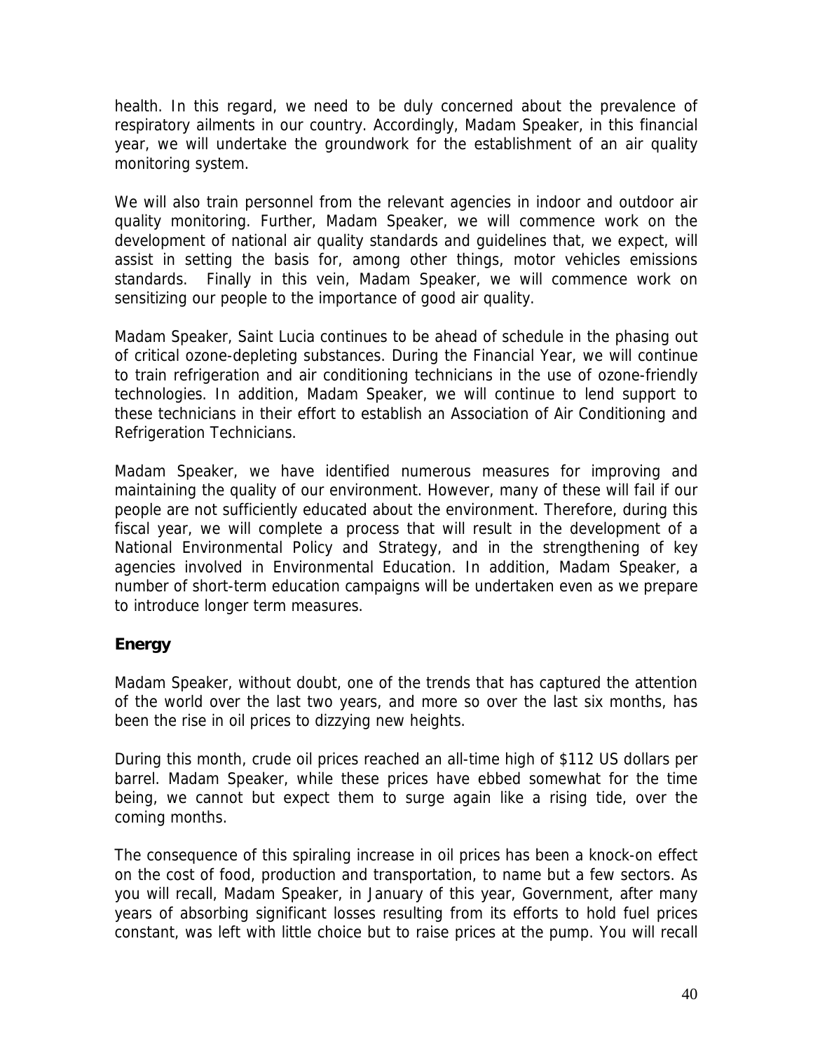health. In this regard, we need to be duly concerned about the prevalence of respiratory ailments in our country. Accordingly, Madam Speaker, in this financial year, we will undertake the groundwork for the establishment of an air quality monitoring system.

We will also train personnel from the relevant agencies in indoor and outdoor air quality monitoring. Further, Madam Speaker, we will commence work on the development of national air quality standards and guidelines that, we expect, will assist in setting the basis for, among other things, motor vehicles emissions standards. Finally in this vein, Madam Speaker, we will commence work on sensitizing our people to the importance of good air quality.

Madam Speaker, Saint Lucia continues to be ahead of schedule in the phasing out of critical ozone-depleting substances. During the Financial Year, we will continue to train refrigeration and air conditioning technicians in the use of ozone-friendly technologies. In addition, Madam Speaker, we will continue to lend support to these technicians in their effort to establish an Association of Air Conditioning and Refrigeration Technicians.

Madam Speaker, we have identified numerous measures for improving and maintaining the quality of our environment. However, many of these will fail if our people are not sufficiently educated about the environment. Therefore, during this fiscal year, we will complete a process that will result in the development of a National Environmental Policy and Strategy, and in the strengthening of key agencies involved in Environmental Education. In addition, Madam Speaker, a number of short-term education campaigns will be undertaken even as we prepare to introduce longer term measures.

### Energy

Madam Speaker, without doubt, one of the trends that has captured the attention of the world over the last two years, and more so over the last six months, has been the rise in oil prices to dizzying new heights.

During this month, crude oil prices reached an all-time high of $112 US dollars per barrel. Madam Speaker, while these prices have ebbed somewhat for the time being, we cannot but expect them to surge again like a rising tide, over the coming months.

The consequence of this spiraling increase in oil prices has been a knock-on effect on the cost of food, production and transportation, to name but a few sectors. As you will recall, Madam Speaker, in January of this year, Government, after many years of absorbing significant losses resulting from its efforts to hold fuel prices constant, was left with little choice but to raise prices at the pump. You will recall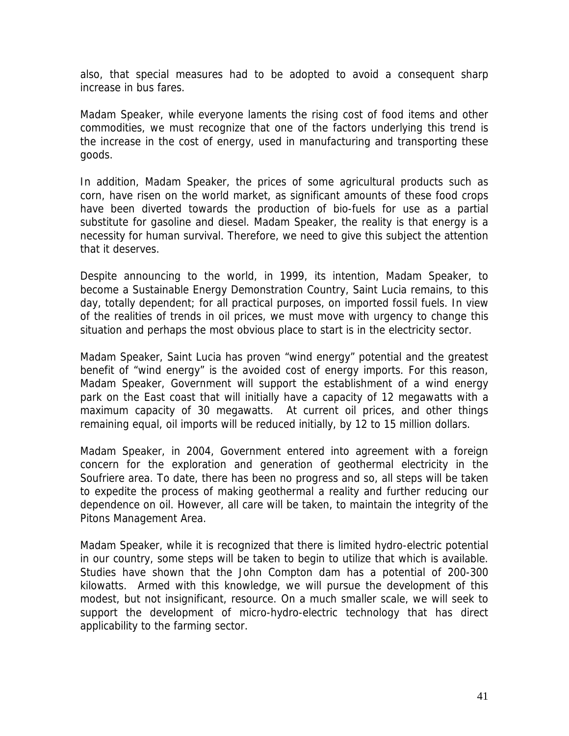also, that special measures had to be adopted to avoid a consequent sharp increase in bus fares.

Madam Speaker, while everyone laments the rising cost of food items and other commodities, we must recognize that one of the factors underlying this trend is the increase in the cost of energy, used in manufacturing and transporting these goods.

In addition, Madam Speaker, the prices of some agricultural products such as corn, have risen on the world market, as significant amounts of these food crops have been diverted towards the production of bio-fuels for use as a partial substitute for gasoline and diesel. Madam Speaker, the reality is that energy is a necessity for human survival. Therefore, we need to give this subject the attention that it deserves.

Despite announcing to the world, in 1999, its intention, Madam Speaker, to become a Sustainable Energy Demonstration Country, Saint Lucia remains, to this day, totally dependent; for all practical purposes, on imported fossil fuels. In view of the realities of trends in oil prices, we must move with urgency to change this situation and perhaps the most obvious place to start is in the electricity sector.

Madam Speaker, Saint Lucia has proven "wind energy" potential and the greatest benefit of "wind energy" is the avoided cost of energy imports. For this reason, Madam Speaker, Government will support the establishment of a wind energy park on the East coast that will initially have a capacity of 12 megawatts with a maximum capacity of 30 megawatts. At current oil prices, and other things remaining equal, oil imports will be reduced initially, by 12 to 15 million dollars.

Madam Speaker, in 2004, Government entered into agreement with a foreign concern for the exploration and generation of geothermal electricity in the Soufriere area. To date, there has been no progress and so, all steps will be taken to expedite the process of making geothermal a reality and further reducing our dependence on oil. However, all care will be taken, to maintain the integrity of the Pitons Management Area.

Madam Speaker, while it is recognized that there is limited hydro-electric potential in our country, some steps will be taken to begin to utilize that which is available. Studies have shown that the John Compton dam has a potential of 200-300 kilowatts. Armed with this knowledge, we will pursue the development of this modest, but not insignificant, resource. On a much smaller scale, we will seek to support the development of micro-hydro-electric technology that has direct applicability to the farming sector.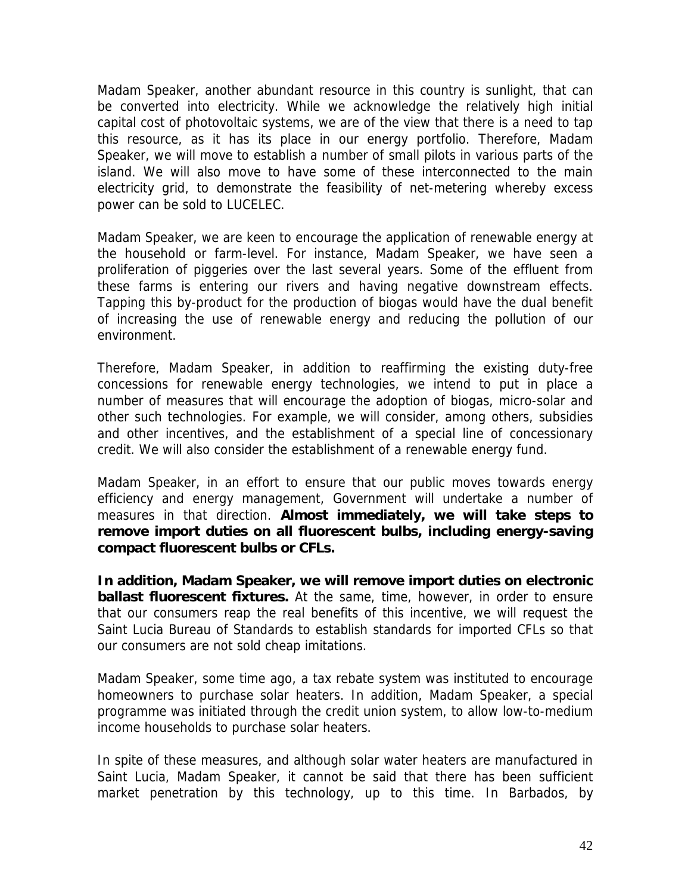Madam Speaker, another abundant resource in this country is sunlight, that can be converted into electricity. While we acknowledge the relatively high initial capital cost of photovoltaic systems, we are of the view that there is a need to tap this resource, as it has its place in our energy portfolio. Therefore, Madam Speaker, we will move to establish a number of small pilots in various parts of the island. We will also move to have some of these interconnected to the main electricity grid, to demonstrate the feasibility of net-metering whereby excess power can be sold to LUCELEC.

Madam Speaker, we are keen to encourage the application of renewable energy at the household or farm-level. For instance, Madam Speaker, we have seen a proliferation of piggeries over the last several years. Some of the effluent from these farms is entering our rivers and having negative downstream effects. Tapping this by-product for the production of biogas would have the dual benefit of increasing the use of renewable energy and reducing the pollution of our environment.

Therefore, Madam Speaker, in addition to reaffirming the existing duty-free concessions for renewable energy technologies, we intend to put in place a number of measures that will encourage the adoption of biogas, micro-solar and other such technologies. For example, we will consider, among others, subsidies and other incentives, and the establishment of a special line of concessionary credit. We will also consider the establishment of a renewable energy fund.

Madam Speaker, in an effort to ensure that our public moves towards energy efficiency and energy management, Government will undertake a number of measures in that direction. **Almost immediately, we will take steps to remove import duties on all fluorescent bulbs, including energy-saving compact fluorescent bulbs or CFLs.**

**In addition, Madam Speaker, we will remove import duties on electronic ballast fluorescent fixtures.** At the same, time, however, in order to ensure that our consumers reap the real benefits of this incentive, we will request the Saint Lucia Bureau of Standards to establish standards for imported CFLs so that our consumers are not sold cheap imitations.

Madam Speaker, some time ago, a tax rebate system was instituted to encourage homeowners to purchase solar heaters. In addition, Madam Speaker, a special programme was initiated through the credit union system, to allow low-to-medium income households to purchase solar heaters.

In spite of these measures, and although solar water heaters are manufactured in Saint Lucia, Madam Speaker, it cannot be said that there has been sufficient market penetration by this technology, up to this time. In Barbados, by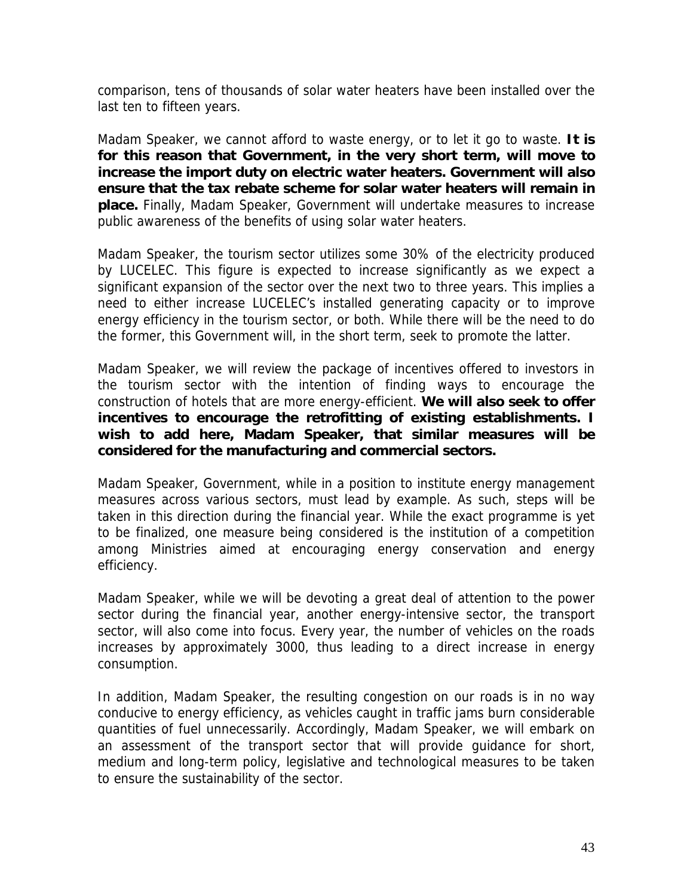comparison, tens of thousands of solar water heaters have been installed over the last ten to fifteen years.

Madam Speaker, we cannot afford to waste energy, or to let it go to waste. **It is for this reason that Government, in the very short term, will move to increase the import duty on electric water heaters. Government will also ensure that the tax rebate scheme for solar water heaters will remain in place.** Finally, Madam Speaker, Government will undertake measures to increase public awareness of the benefits of using solar water heaters.

Madam Speaker, the tourism sector utilizes some 30% of the electricity produced by LUCELEC. This figure is expected to increase significantly as we expect a significant expansion of the sector over the next two to three years. This implies a need to either increase LUCELEC's installed generating capacity or to improve energy efficiency in the tourism sector, or both. While there will be the need to do the former, this Government will, in the short term, seek to promote the latter.

Madam Speaker, we will review the package of incentives offered to investors in the tourism sector with the intention of finding ways to encourage the construction of hotels that are more energy-efficient. **We will also seek to offer incentives to encourage the retrofitting of existing establishments. I wish to add here, Madam Speaker, that similar measures will be considered for the manufacturing and commercial sectors.**

Madam Speaker, Government, while in a position to institute energy management measures across various sectors, must lead by example. As such, steps will be taken in this direction during the financial year. While the exact programme is yet to be finalized, one measure being considered is the institution of a competition among Ministries aimed at encouraging energy conservation and energy efficiency.

Madam Speaker, while we will be devoting a great deal of attention to the power sector during the financial year, another energy-intensive sector, the transport sector, will also come into focus. Every year, the number of vehicles on the roads increases by approximately 3000, thus leading to a direct increase in energy consumption.

In addition, Madam Speaker, the resulting congestion on our roads is in no way conducive to energy efficiency, as vehicles caught in traffic jams burn considerable quantities of fuel unnecessarily. Accordingly, Madam Speaker, we will embark on an assessment of the transport sector that will provide guidance for short, medium and long-term policy, legislative and technological measures to be taken to ensure the sustainability of the sector.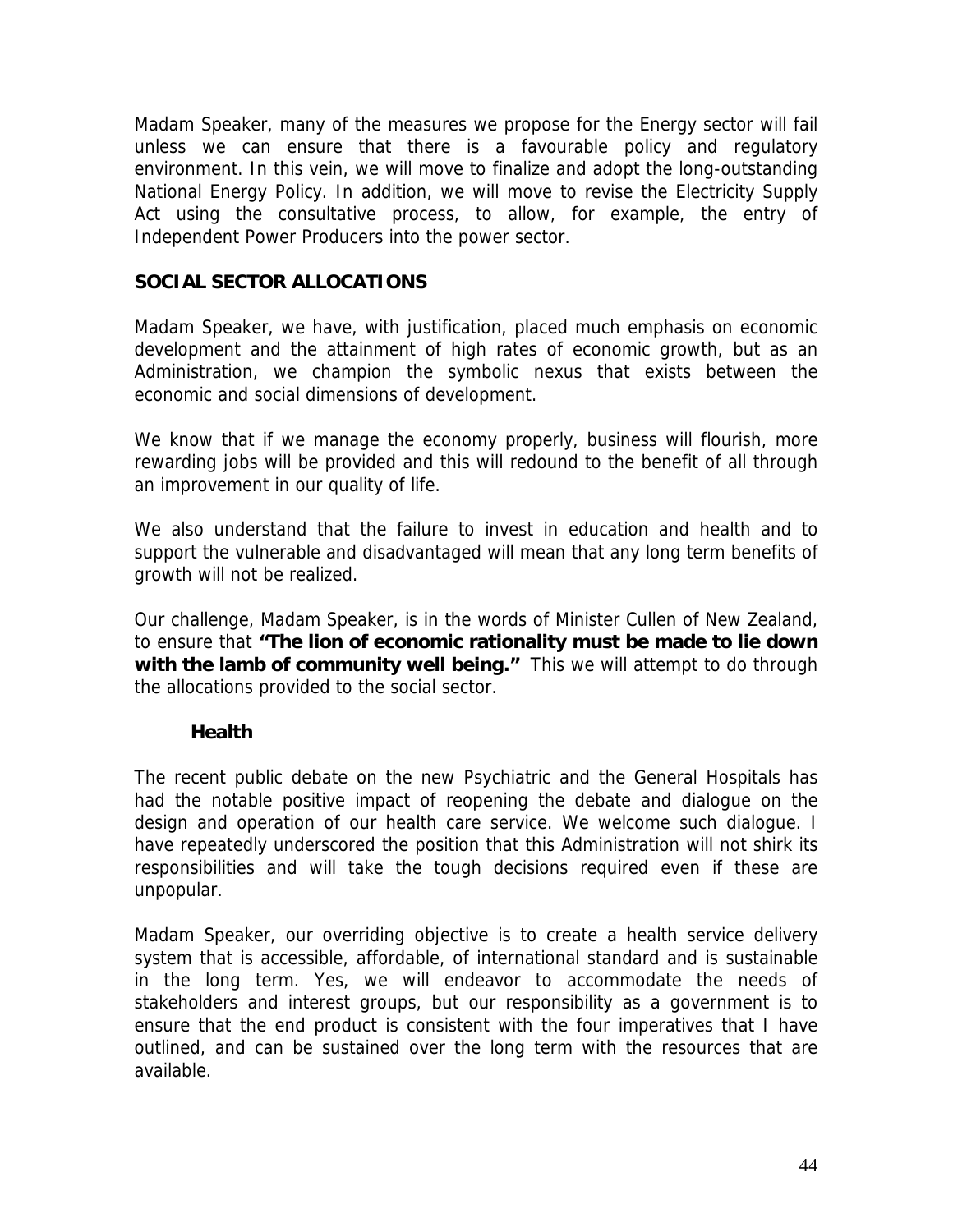Madam Speaker, many of the measures we propose for the Energy sector will fail unless we can ensure that there is a favourable policy and regulatory environment. In this vein, we will move to finalize and adopt the long-outstanding National Energy Policy. In addition, we will move to revise the Electricity Supply Act using the consultative process, to allow, for example, the entry of Independent Power Producers into the power sector.

## SOCIAL SECTOR ALLOCATIONS

Madam Speaker, we have, with justification, placed much emphasis on economic development and the attainment of high rates of economic growth, but as an Administration, we champion the symbolic nexus that exists between the economic and social dimensions of development.

We know that if we manage the economy properly, business will flourish, more rewarding jobs will be provided and this will redound to the benefit of all through an improvement in our quality of life.

We also understand that the failure to invest in education and health and to support the vulnerable and disadvantaged will mean that any long term benefits of growth will not be realized.

Our challenge, Madam Speaker, is in the words of Minister Cullen of New Zealand, to ensure that **"The lion of economic rationality must be made to lie down with the lamb of community well being."** This we will attempt to do through the allocations provided to the social sector.

### Health

The recent public debate on the new Psychiatric and the General Hospitals has had the notable positive impact of reopening the debate and dialogue on the design and operation of our health care service. We welcome such dialogue. I have repeatedly underscored the position that this Administration will not shirk its responsibilities and will take the tough decisions required even if these are unpopular.

Madam Speaker, our overriding objective is to create a health service delivery system that is accessible, affordable, of international standard and is sustainable in the long term. Yes, we will endeavor to accommodate the needs of stakeholders and interest groups, but our responsibility as a government is to ensure that the end product is consistent with the four imperatives that I have outlined, and can be sustained over the long term with the resources that are available.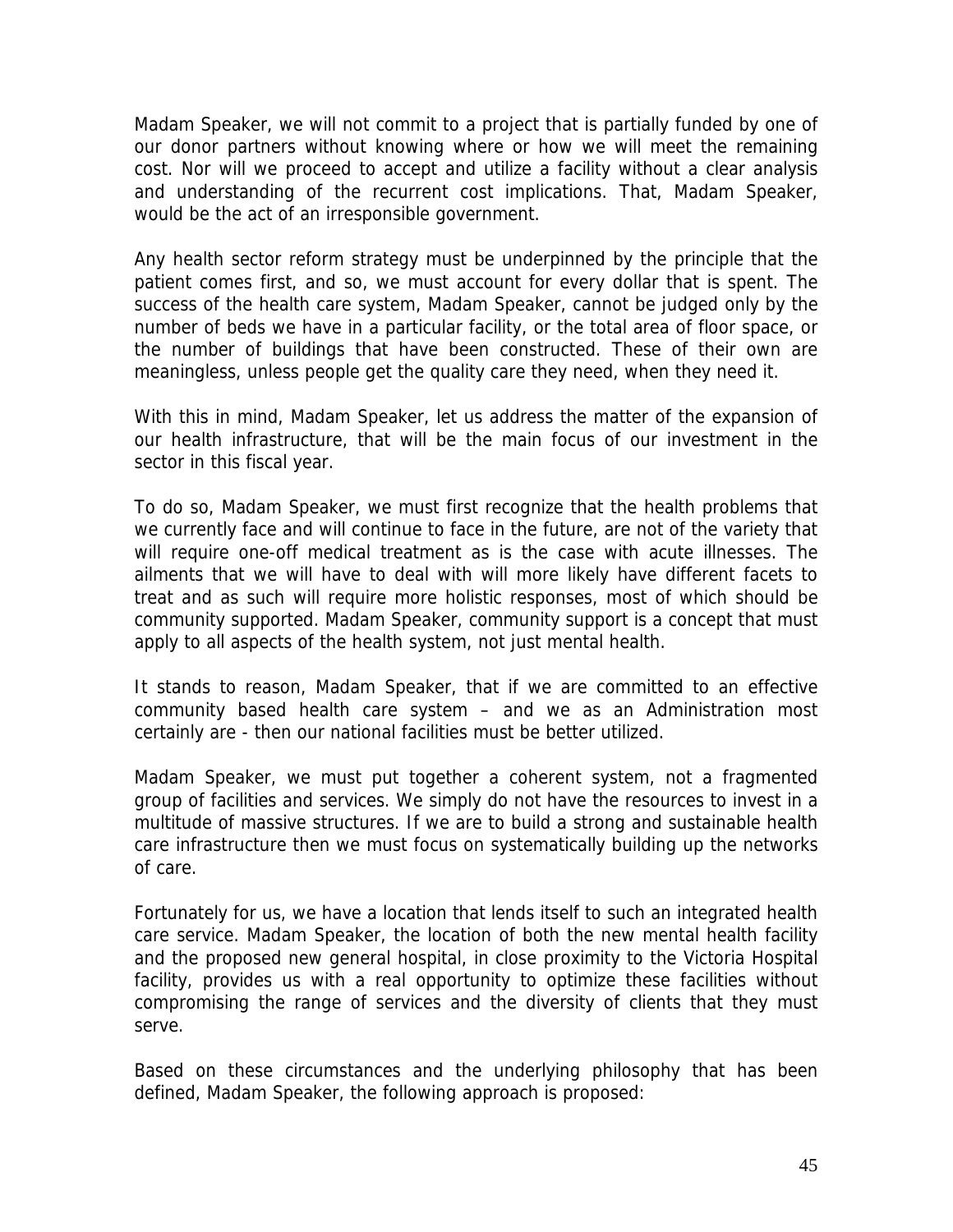Madam Speaker, we will not commit to a project that is partially funded by one of our donor partners without knowing where or how we will meet the remaining cost. Nor will we proceed to accept and utilize a facility without a clear analysis and understanding of the recurrent cost implications. That, Madam Speaker, would be the act of an irresponsible government.

Any health sector reform strategy must be underpinned by the principle that the patient comes first, and so, we must account for every dollar that is spent. The success of the health care system, Madam Speaker, cannot be judged only by the number of beds we have in a particular facility, or the total area of floor space, or the number of buildings that have been constructed. These of their own are meaningless, unless people get the quality care they need, when they need it.

With this in mind, Madam Speaker, let us address the matter of the expansion of our health infrastructure, that will be the main focus of our investment in the sector in this fiscal year.

To do so, Madam Speaker, we must first recognize that the health problems that we currently face and will continue to face in the future, are not of the variety that will require one-off medical treatment as is the case with acute illnesses. The ailments that we will have to deal with will more likely have different facets to treat and as such will require more holistic responses, most of which should be community supported. Madam Speaker, community support is a concept that must apply to all aspects of the health system, not just mental health.

It stands to reason, Madam Speaker, that if we are committed to an effective community based health care system – and we as an Administration most certainly are - then our national facilities must be better utilized.

Madam Speaker, we must put together a coherent system, not a fragmented group of facilities and services. We simply do not have the resources to invest in a multitude of massive structures. If we are to build a strong and sustainable health care infrastructure then we must focus on systematically building up the networks of care.

Fortunately for us, we have a location that lends itself to such an integrated health care service. Madam Speaker, the location of both the new mental health facility and the proposed new general hospital, in close proximity to the Victoria Hospital facility, provides us with a real opportunity to optimize these facilities without compromising the range of services and the diversity of clients that they must serve.

Based on these circumstances and the underlying philosophy that has been defined, Madam Speaker, the following approach is proposed: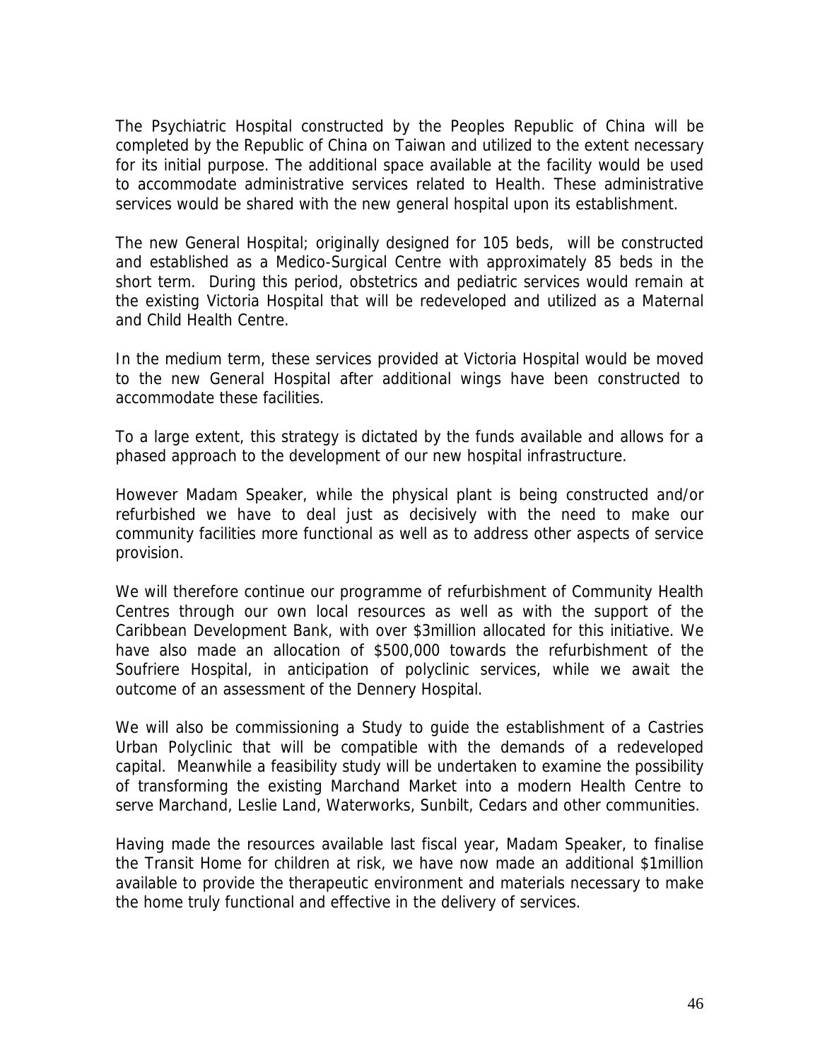The Psychiatric Hospital constructed by the Peoples Republic of China will be completed by the Republic of China on Taiwan and utilized to the extent necessary for its initial purpose. The additional space available at the facility would be used to accommodate administrative services related to Health. These administrative services would be shared with the new general hospital upon its establishment.

The new General Hospital; originally designed for 105 beds, will be constructed and established as a Medico-Surgical Centre with approximately 85 beds in the short term. During this period, obstetrics and pediatric services would remain at the existing Victoria Hospital that will be redeveloped and utilized as a Maternal and Child Health Centre.

In the medium term, these services provided at Victoria Hospital would be moved to the new General Hospital after additional wings have been constructed to accommodate these facilities.

To a large extent, this strategy is dictated by the funds available and allows for a phased approach to the development of our new hospital infrastructure.

However Madam Speaker, while the physical plant is being constructed and/or refurbished we have to deal just as decisively with the need to make our community facilities more functional as well as to address other aspects of service provision.

We will therefore continue our programme of refurbishment of Community Health Centres through our own local resources as well as with the support of the Caribbean Development Bank, with over $3million allocated for this initiative. We have also made an allocation of $500,000 towards the refurbishment of the Soufriere Hospital, in anticipation of polyclinic services, while we await the outcome of an assessment of the Dennery Hospital.

We will also be commissioning a Study to guide the establishment of a Castries Urban Polyclinic that will be compatible with the demands of a redeveloped capital. Meanwhile a feasibility study will be undertaken to examine the possibility of transforming the existing Marchand Market into a modern Health Centre to serve Marchand, Leslie Land, Waterworks, Sunbilt, Cedars and other communities.

Having made the resources available last fiscal year, Madam Speaker, to finalise the Transit Home for children at risk, we have now made an additional $1million available to provide the therapeutic environment and materials necessary to make the home truly functional and effective in the delivery of services.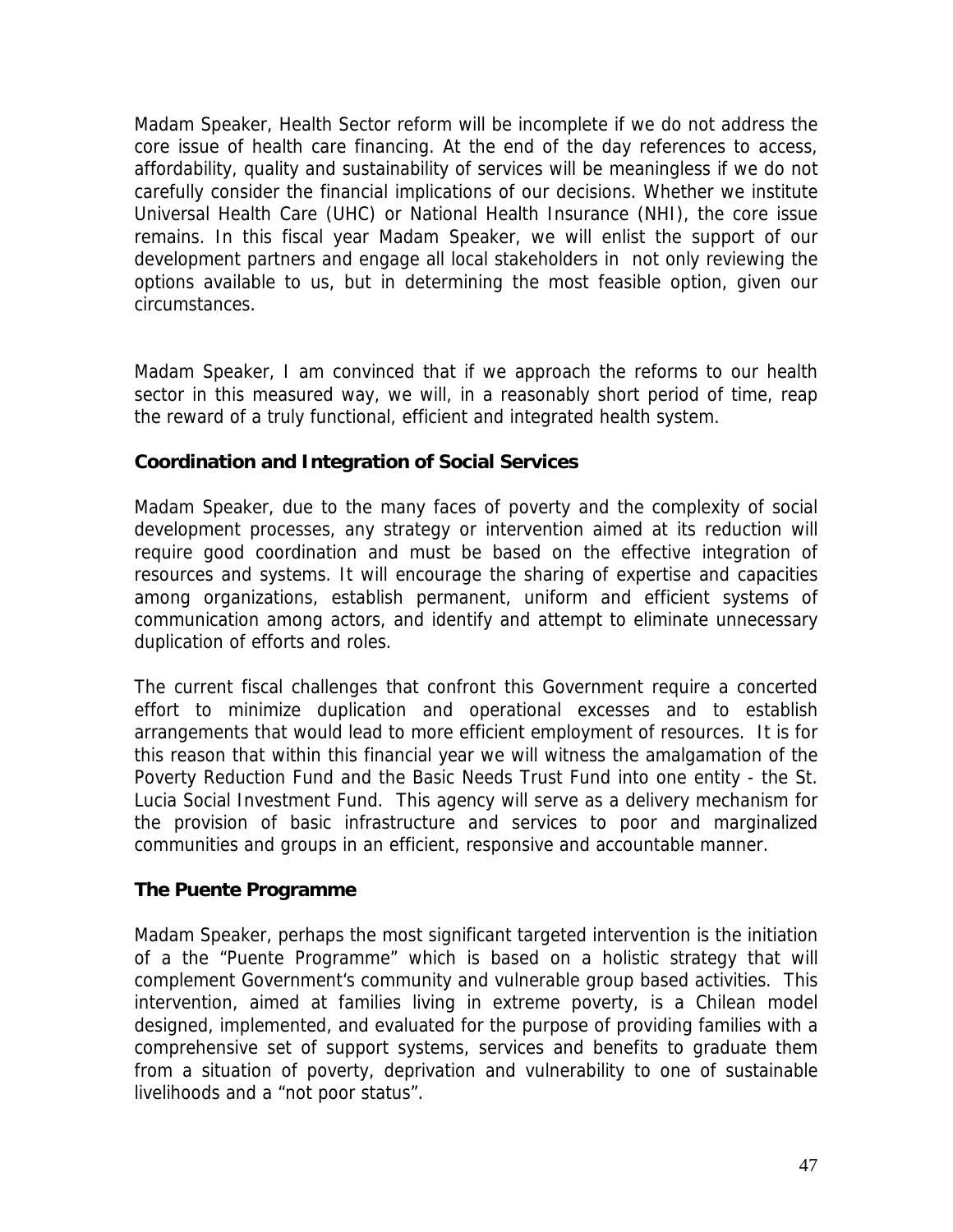Madam Speaker, Health Sector reform will be incomplete if we do not address the core issue of health care financing. At the end of the day references to access, affordability, quality and sustainability of services will be meaningless if we do not carefully consider the financial implications of our decisions. Whether we institute Universal Health Care (UHC) or National Health Insurance (NHI), the core issue remains. In this fiscal year Madam Speaker, we will enlist the support of our development partners and engage all local stakeholders in not only reviewing the options available to us, but in determining the most feasible option, given our circumstances.

Madam Speaker, I am convinced that if we approach the reforms to our health sector in this measured way, we will, in a reasonably short period of time, reap the reward of a truly functional, efficient and integrated health system.

### Coordination and Integration of Social Services

Madam Speaker, due to the many faces of poverty and the complexity of social development processes, any strategy or intervention aimed at its reduction will require good coordination and must be based on the effective integration of resources and systems. It will encourage the sharing of expertise and capacities among organizations, establish permanent, uniform and efficient systems of communication among actors, and identify and attempt to eliminate unnecessary duplication of efforts and roles.

The current fiscal challenges that confront this Government require a concerted effort to minimize duplication and operational excesses and to establish arrangements that would lead to more efficient employment of resources. It is for this reason that within this financial year we will witness the amalgamation of the Poverty Reduction Fund and the Basic Needs Trust Fund into one entity - the St. Lucia Social Investment Fund. This agency will serve as a delivery mechanism for the provision of basic infrastructure and services to poor and marginalized communities and groups in an efficient, responsive and accountable manner.

### The Puente Programme

Madam Speaker, perhaps the most significant targeted intervention is the initiation of a the "Puente Programme" which is based on a holistic strategy that will complement Government's community and vulnerable group based activities. This intervention, aimed at families living in extreme poverty, is a Chilean model designed, implemented, and evaluated for the purpose of providing families with a comprehensive set of support systems, services and benefits to graduate them from a situation of poverty, deprivation and vulnerability to one of sustainable livelihoods and a "not poor status".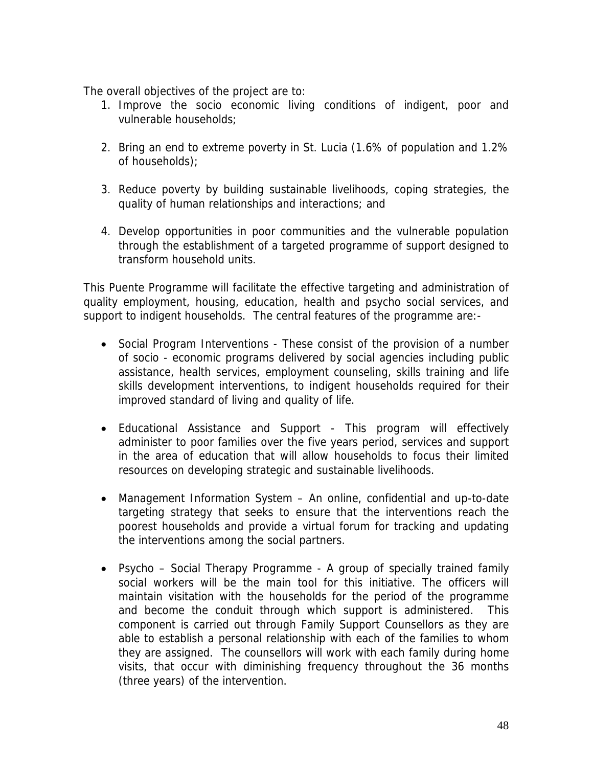The overall objectives of the project are to:

1. Improve the socio economic living conditions of indigent, poor and vulnerable households;

2. Bring an end to extreme poverty in St. Lucia (1.6% of population and 1.2% of households);

3. Reduce poverty by building sustainable livelihoods, coping strategies, the quality of human relationships and interactions; and

4. Develop opportunities in poor communities and the vulnerable population through the establishment of a targeted programme of support designed to transform household units.

This Puente Programme will facilitate the effective targeting and administration of quality employment, housing, education, health and psycho social services, and support to indigent households. The central features of the programme are:-

- Social Program Interventions - These consist of the provision of a number of socio - economic programs delivered by social agencies including public assistance, health services, employment counseling, skills training and life skills development interventions, to indigent households required for their improved standard of living and quality of life.

- Educational Assistance and Support - This program will effectively administer to poor families over the five years period, services and support in the area of education that will allow households to focus their limited resources on developing strategic and sustainable livelihoods.

- Management Information System – An online, confidential and up-to-date targeting strategy that seeks to ensure that the interventions reach the poorest households and provide a virtual forum for tracking and updating the interventions among the social partners.

- Psycho – Social Therapy Programme - A group of specially trained family social workers will be the main tool for this initiative. The officers will maintain visitation with the households for the period of the programme and become the conduit through which support is administered. This component is carried out through Family Support Counsellors as they are able to establish a personal relationship with each of the families to whom they are assigned. The counsellors will work with each family during home visits, that occur with diminishing frequency throughout the 36 months (three years) of the intervention.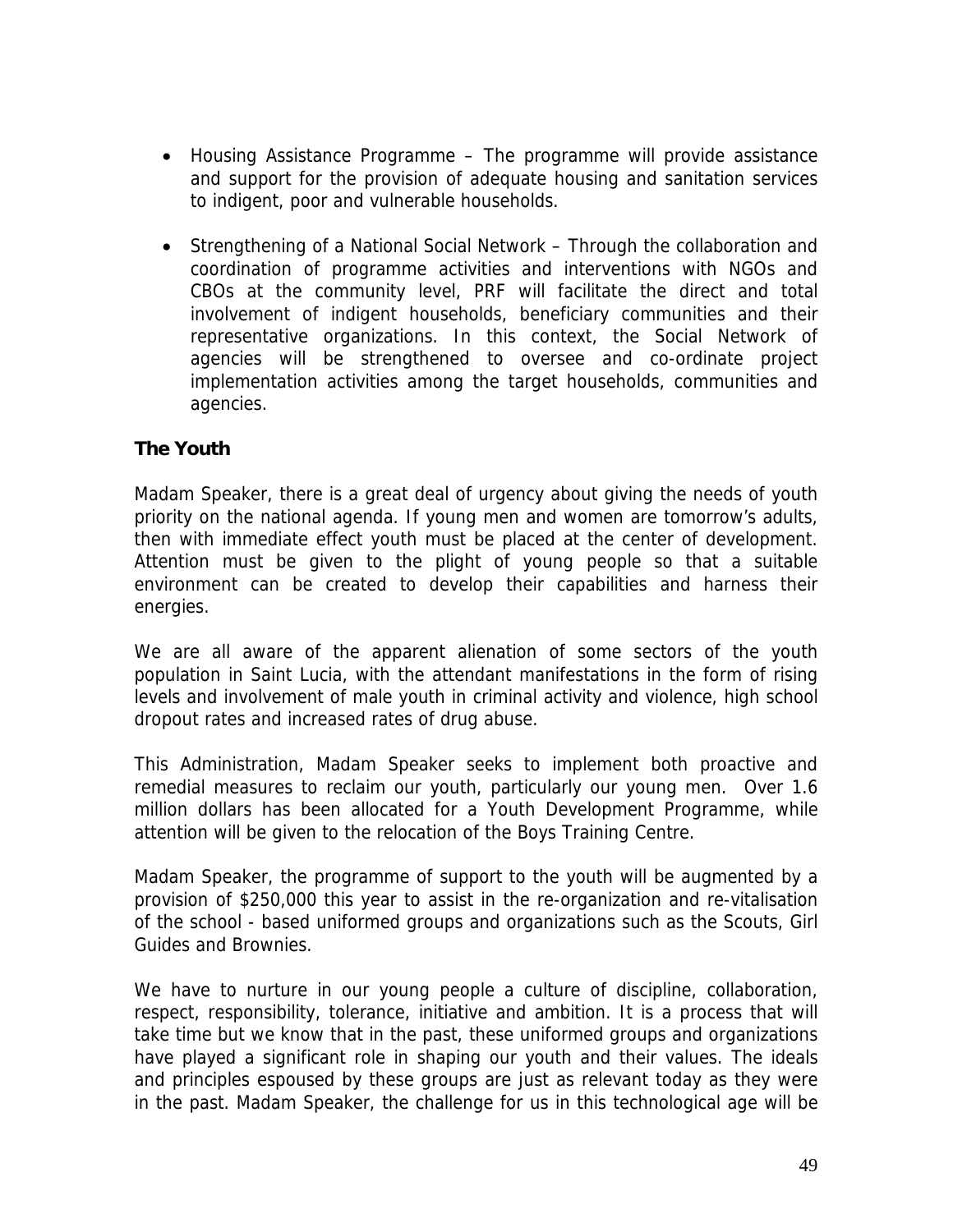- Housing Assistance Programme – The programme will provide assistance and support for the provision of adequate housing and sanitation services to indigent, poor and vulnerable households.

- Strengthening of a National Social Network – Through the collaboration and coordination of programme activities and interventions with NGOs and CBOs at the community level, PRF will facilitate the direct and total involvement of indigent households, beneficiary communities and their representative organizations. In this context, the Social Network of agencies will be strengthened to oversee and co-ordinate project implementation activities among the target households, communities and agencies.

### The Youth

Madam Speaker, there is a great deal of urgency about giving the needs of youth priority on the national agenda. If young men and women are tomorrow's adults, then with immediate effect youth must be placed at the center of development. Attention must be given to the plight of young people so that a suitable environment can be created to develop their capabilities and harness their energies.

We are all aware of the apparent alienation of some sectors of the youth population in Saint Lucia, with the attendant manifestations in the form of rising levels and involvement of male youth in criminal activity and violence, high school dropout rates and increased rates of drug abuse.

This Administration, Madam Speaker seeks to implement both proactive and remedial measures to reclaim our youth, particularly our young men. Over 1.6 million dollars has been allocated for a Youth Development Programme, while attention will be given to the relocation of the Boys Training Centre.

Madam Speaker, the programme of support to the youth will be augmented by a provision of $250,000 this year to assist in the re-organization and re-vitalisation of the school - based uniformed groups and organizations such as the Scouts, Girl Guides and Brownies.

We have to nurture in our young people a culture of discipline, collaboration, respect, responsibility, tolerance, initiative and ambition. It is a process that will take time but we know that in the past, these uniformed groups and organizations have played a significant role in shaping our youth and their values. The ideals and principles espoused by these groups are just as relevant today as they were in the past. Madam Speaker, the challenge for us in this technological age will be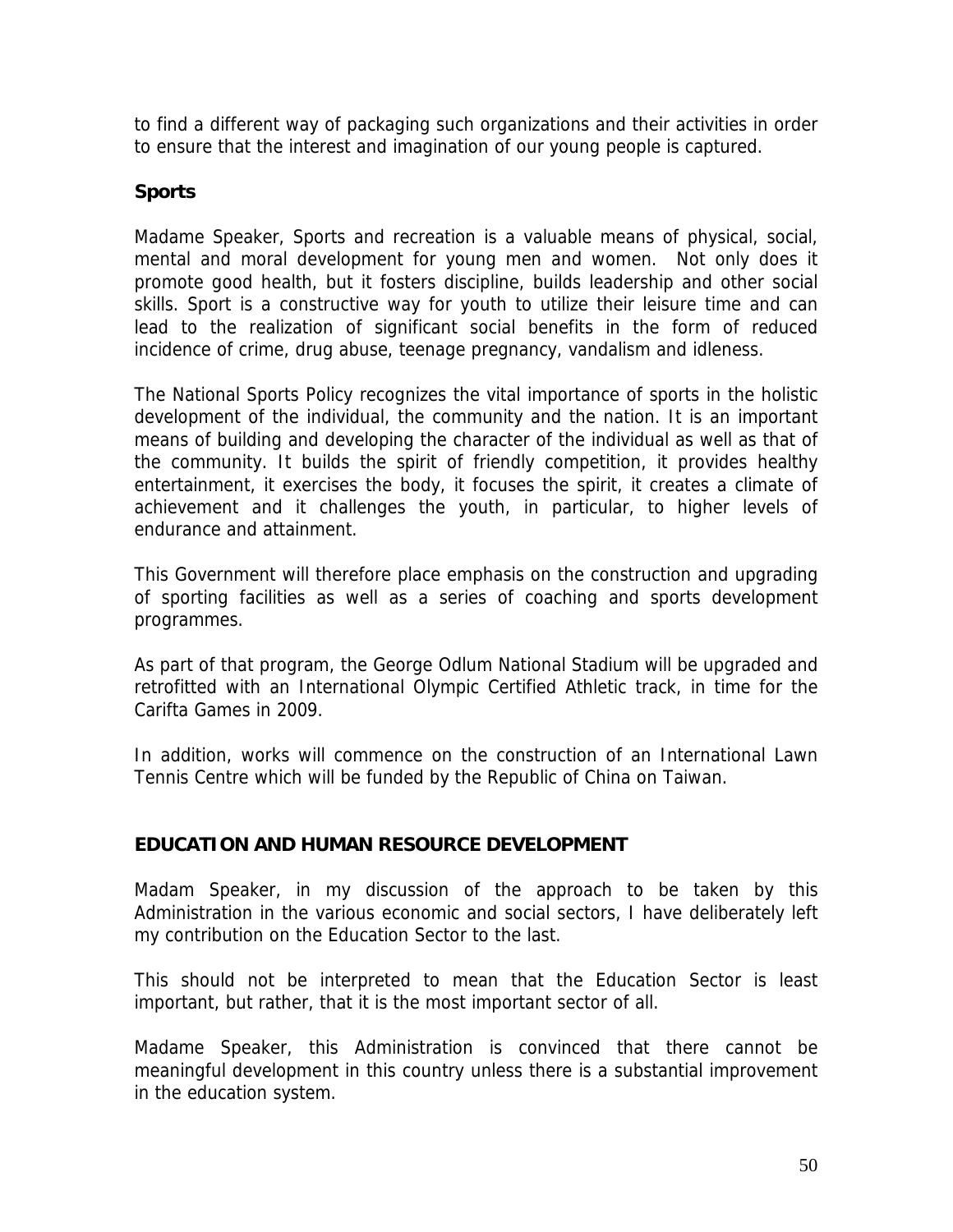to find a different way of packaging such organizations and their activities in order to ensure that the interest and imagination of our young people is captured.

### Sports

Madame Speaker, Sports and recreation is a valuable means of physical, social, mental and moral development for young men and women. Not only does it promote good health, but it fosters discipline, builds leadership and other social skills. Sport is a constructive way for youth to utilize their leisure time and can lead to the realization of significant social benefits in the form of reduced incidence of crime, drug abuse, teenage pregnancy, vandalism and idleness.

The National Sports Policy recognizes the vital importance of sports in the holistic development of the individual, the community and the nation. It is an important means of building and developing the character of the individual as well as that of the community. It builds the spirit of friendly competition, it provides healthy entertainment, it exercises the body, it focuses the spirit, it creates a climate of achievement and it challenges the youth, in particular, to higher levels of endurance and attainment.

This Government will therefore place emphasis on the construction and upgrading of sporting facilities as well as a series of coaching and sports development programmes.

As part of that program, the George Odlum National Stadium will be upgraded and retrofitted with an International Olympic Certified Athletic track, in time for the Carifta Games in 2009.

In addition, works will commence on the construction of an International Lawn Tennis Centre which will be funded by the Republic of China on Taiwan.

## EDUCATION AND HUMAN RESOURCE DEVELOPMENT

Madam Speaker, in my discussion of the approach to be taken by this Administration in the various economic and social sectors, I have deliberately left my contribution on the Education Sector to the last.

This should not be interpreted to mean that the Education Sector is least important, but rather, that it is the most important sector of all.

Madame Speaker, this Administration is convinced that there cannot be meaningful development in this country unless there is a substantial improvement in the education system.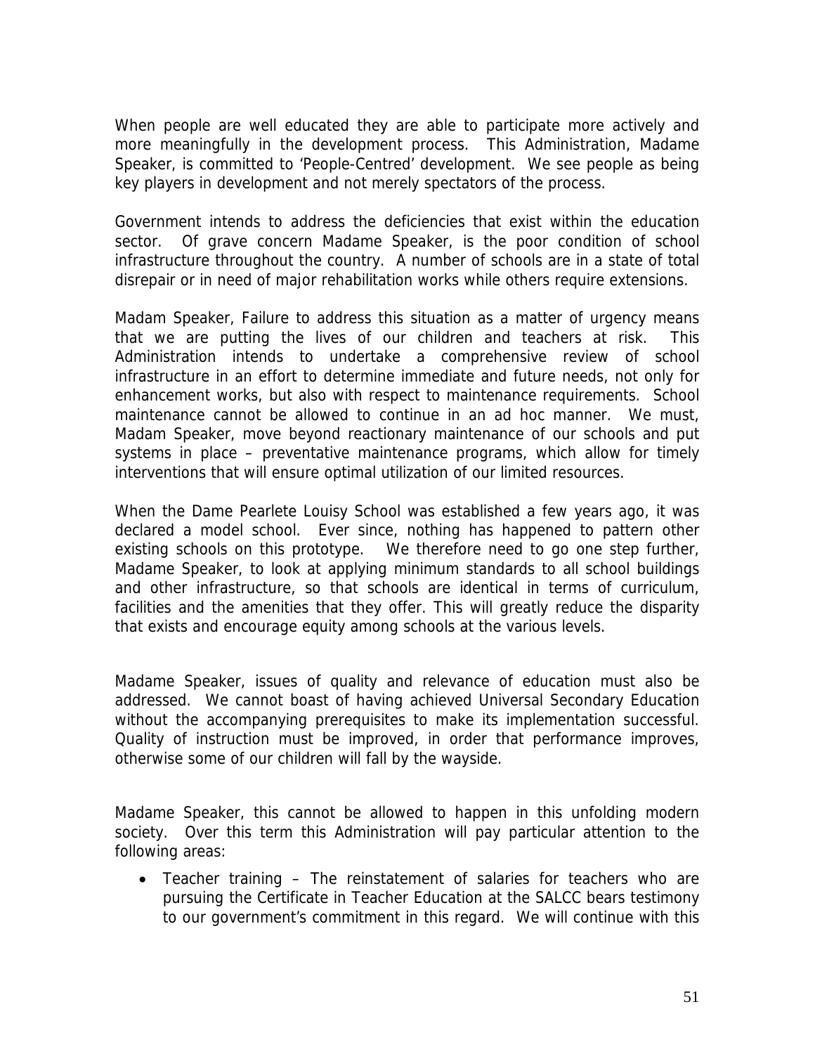When people are well educated they are able to participate more actively and more meaningfully in the development process. This Administration, Madame Speaker, is committed to 'People-Centred' development. We see people as being key players in development and not merely spectators of the process.

Government intends to address the deficiencies that exist within the education sector. Of grave concern Madame Speaker, is the poor condition of school infrastructure throughout the country. A number of schools are in a state of total disrepair or in need of major rehabilitation works while others require extensions.

Madam Speaker, Failure to address this situation as a matter of urgency means that we are putting the lives of our children and teachers at risk. This Administration intends to undertake a comprehensive review of school infrastructure in an effort to determine immediate and future needs, not only for enhancement works, but also with respect to maintenance requirements. School maintenance cannot be allowed to continue in an ad hoc manner. We must, Madam Speaker, move beyond reactionary maintenance of our schools and put systems in place – preventative maintenance programs, which allow for timely interventions that will ensure optimal utilization of our limited resources.

When the Dame Pearlete Louisy School was established a few years ago, it was declared a model school. Ever since, nothing has happened to pattern other existing schools on this prototype. We therefore need to go one step further, Madame Speaker, to look at applying minimum standards to all school buildings and other infrastructure, so that schools are identical in terms of curriculum, facilities and the amenities that they offer. This will greatly reduce the disparity that exists and encourage equity among schools at the various levels.

Madame Speaker, issues of quality and relevance of education must also be addressed. We cannot boast of having achieved Universal Secondary Education without the accompanying prerequisites to make its implementation successful. Quality of instruction must be improved, in order that performance improves, otherwise some of our children will fall by the wayside.

Madame Speaker, this cannot be allowed to happen in this unfolding modern society. Over this term this Administration will pay particular attention to the following areas:

- Teacher training – The reinstatement of salaries for teachers who are pursuing the Certificate in Teacher Education at the SALCC bears testimony to our government's commitment in this regard. We will continue with this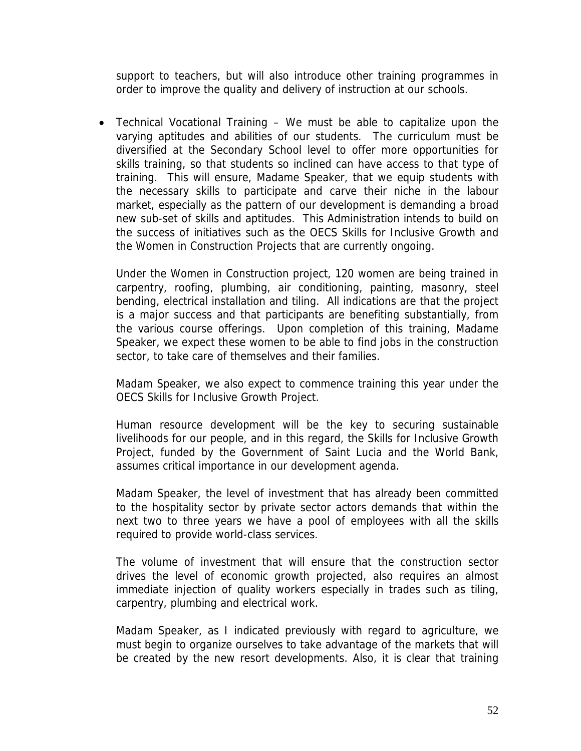support to teachers, but will also introduce other training programmes in order to improve the quality and delivery of instruction at our schools.

- Technical Vocational Training – We must be able to capitalize upon the varying aptitudes and abilities of our students. The curriculum must be diversified at the Secondary School level to offer more opportunities for skills training, so that students so inclined can have access to that type of training. This will ensure, Madame Speaker, that we equip students with the necessary skills to participate and carve their niche in the labour market, especially as the pattern of our development is demanding a broad new sub-set of skills and aptitudes. This Administration intends to build on the success of initiatives such as the OECS Skills for Inclusive Growth and the Women in Construction Projects that are currently ongoing.

  Under the Women in Construction project, 120 women are being trained in carpentry, roofing, plumbing, air conditioning, painting, masonry, steel bending, electrical installation and tiling. All indications are that the project is a major success and that participants are benefiting substantially, from the various course offerings. Upon completion of this training, Madame Speaker, we expect these women to be able to find jobs in the construction sector, to take care of themselves and their families.

  Madam Speaker, we also expect to commence training this year under the OECS Skills for Inclusive Growth Project.

  Human resource development will be the key to securing sustainable livelihoods for our people, and in this regard, the Skills for Inclusive Growth Project, funded by the Government of Saint Lucia and the World Bank, assumes critical importance in our development agenda.

  Madam Speaker, the level of investment that has already been committed to the hospitality sector by private sector actors demands that within the next two to three years we have a pool of employees with all the skills required to provide world-class services.

  The volume of investment that will ensure that the construction sector drives the level of economic growth projected, also requires an almost immediate injection of quality workers especially in trades such as tiling, carpentry, plumbing and electrical work.

  Madam Speaker, as I indicated previously with regard to agriculture, we must begin to organize ourselves to take advantage of the markets that will be created by the new resort developments. Also, it is clear that training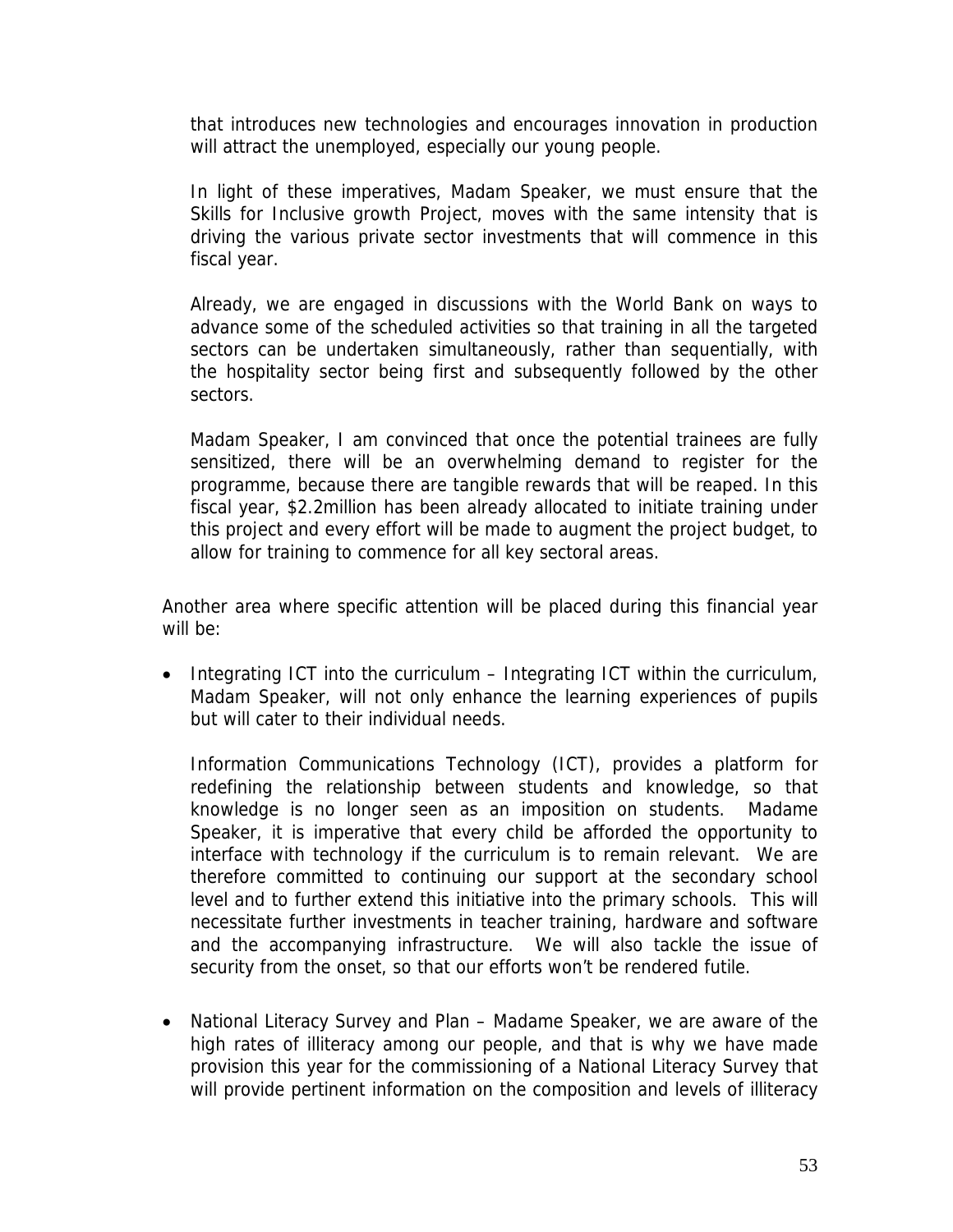that introduces new technologies and encourages innovation in production will attract the unemployed, especially our young people.

In light of these imperatives, Madam Speaker, we must ensure that the Skills for Inclusive growth Project, moves with the same intensity that is driving the various private sector investments that will commence in this fiscal year.

Already, we are engaged in discussions with the World Bank on ways to advance some of the scheduled activities so that training in all the targeted sectors can be undertaken simultaneously, rather than sequentially, with the hospitality sector being first and subsequently followed by the other sectors.

Madam Speaker, I am convinced that once the potential trainees are fully sensitized, there will be an overwhelming demand to register for the programme, because there are tangible rewards that will be reaped. In this fiscal year, $2.2million has been already allocated to initiate training under this project and every effort will be made to augment the project budget, to allow for training to commence for all key sectoral areas.

Another area where specific attention will be placed during this financial year will be:

- Integrating ICT into the curriculum – Integrating ICT within the curriculum, Madam Speaker, will not only enhance the learning experiences of pupils but will cater to their individual needs.

  Information Communications Technology (ICT), provides a platform for redefining the relationship between students and knowledge, so that knowledge is no longer seen as an imposition on students. Madame Speaker, it is imperative that every child be afforded the opportunity to interface with technology if the curriculum is to remain relevant. We are therefore committed to continuing our support at the secondary school level and to further extend this initiative into the primary schools. This will necessitate further investments in teacher training, hardware and software and the accompanying infrastructure. We will also tackle the issue of security from the onset, so that our efforts won't be rendered futile.

- National Literacy Survey and Plan – Madame Speaker, we are aware of the high rates of illiteracy among our people, and that is why we have made provision this year for the commissioning of a National Literacy Survey that will provide pertinent information on the composition and levels of illiteracy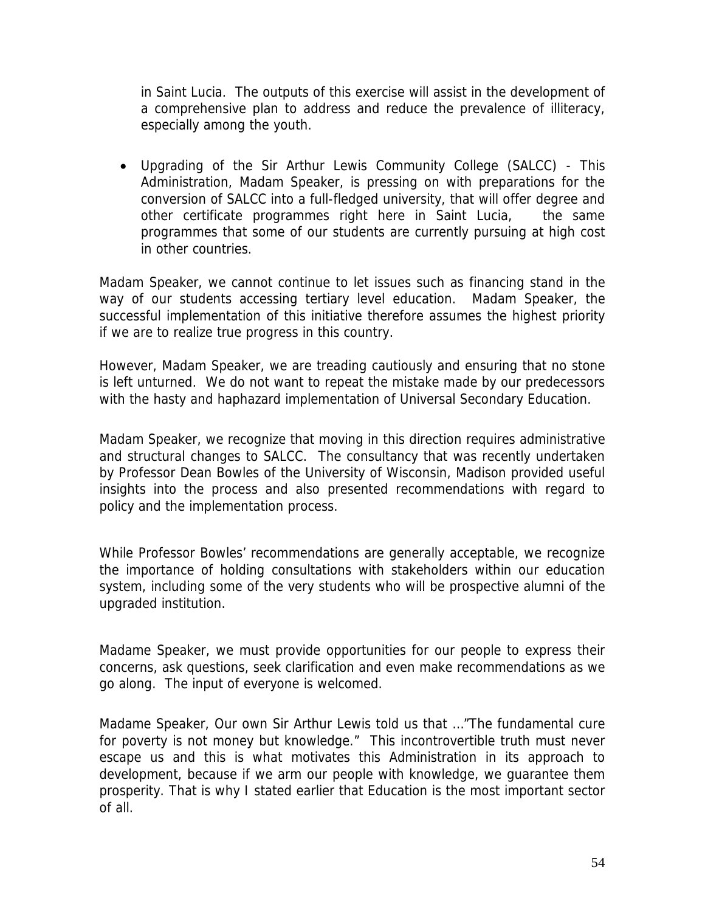in Saint Lucia. The outputs of this exercise will assist in the development of a comprehensive plan to address and reduce the prevalence of illiteracy, especially among the youth.

- Upgrading of the Sir Arthur Lewis Community College (SALCC) - This Administration, Madam Speaker, is pressing on with preparations for the conversion of SALCC into a full-fledged university, that will offer degree and other certificate programmes right here in Saint Lucia, the same programmes that some of our students are currently pursuing at high cost in other countries.

Madam Speaker, we cannot continue to let issues such as financing stand in the way of our students accessing tertiary level education. Madam Speaker, the successful implementation of this initiative therefore assumes the highest priority if we are to realize true progress in this country.

However, Madam Speaker, we are treading cautiously and ensuring that no stone is left unturned. We do not want to repeat the mistake made by our predecessors with the hasty and haphazard implementation of Universal Secondary Education.

Madam Speaker, we recognize that moving in this direction requires administrative and structural changes to SALCC. The consultancy that was recently undertaken by Professor Dean Bowles of the University of Wisconsin, Madison provided useful insights into the process and also presented recommendations with regard to policy and the implementation process.

While Professor Bowles' recommendations are generally acceptable, we recognize the importance of holding consultations with stakeholders within our education system, including some of the very students who will be prospective alumni of the upgraded institution.

Madame Speaker, we must provide opportunities for our people to express their concerns, ask questions, seek clarification and even make recommendations as we go along. The input of everyone is welcomed.

Madame Speaker, Our own Sir Arthur Lewis told us that …"The fundamental cure for poverty is not money but knowledge." This incontrovertible truth must never escape us and this is what motivates this Administration in its approach to development, because if we arm our people with knowledge, we guarantee them prosperity. That is why I stated earlier that Education is the most important sector of all.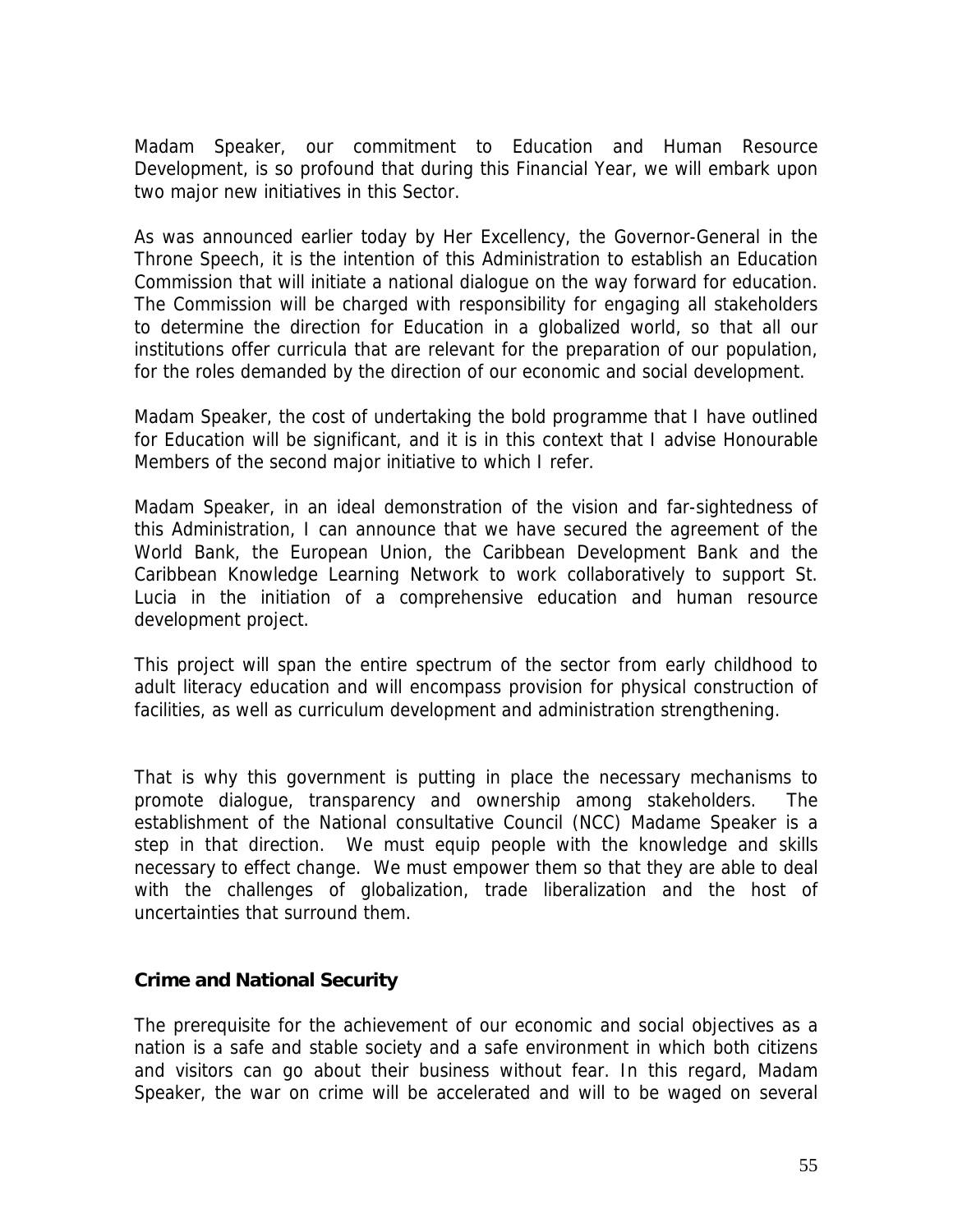Madam Speaker, our commitment to Education and Human Resource Development, is so profound that during this Financial Year, we will embark upon two major new initiatives in this Sector.

As was announced earlier today by Her Excellency, the Governor-General in the Throne Speech, it is the intention of this Administration to establish an Education Commission that will initiate a national dialogue on the way forward for education. The Commission will be charged with responsibility for engaging all stakeholders to determine the direction for Education in a globalized world, so that all our institutions offer curricula that are relevant for the preparation of our population, for the roles demanded by the direction of our economic and social development.

Madam Speaker, the cost of undertaking the bold programme that I have outlined for Education will be significant, and it is in this context that I advise Honourable Members of the second major initiative to which I refer.

Madam Speaker, in an ideal demonstration of the vision and far-sightedness of this Administration, I can announce that we have secured the agreement of the World Bank, the European Union, the Caribbean Development Bank and the Caribbean Knowledge Learning Network to work collaboratively to support St. Lucia in the initiation of a comprehensive education and human resource development project.

This project will span the entire spectrum of the sector from early childhood to adult literacy education and will encompass provision for physical construction of facilities, as well as curriculum development and administration strengthening.

That is why this government is putting in place the necessary mechanisms to promote dialogue, transparency and ownership among stakeholders. The establishment of the National consultative Council (NCC) Madame Speaker is a step in that direction. We must equip people with the knowledge and skills necessary to effect change. We must empower them so that they are able to deal with the challenges of globalization, trade liberalization and the host of uncertainties that surround them.

**Crime and National Security**

The prerequisite for the achievement of our economic and social objectives as a nation is a safe and stable society and a safe environment in which both citizens and visitors can go about their business without fear. In this regard, Madam Speaker, the war on crime will be accelerated and will to be waged on several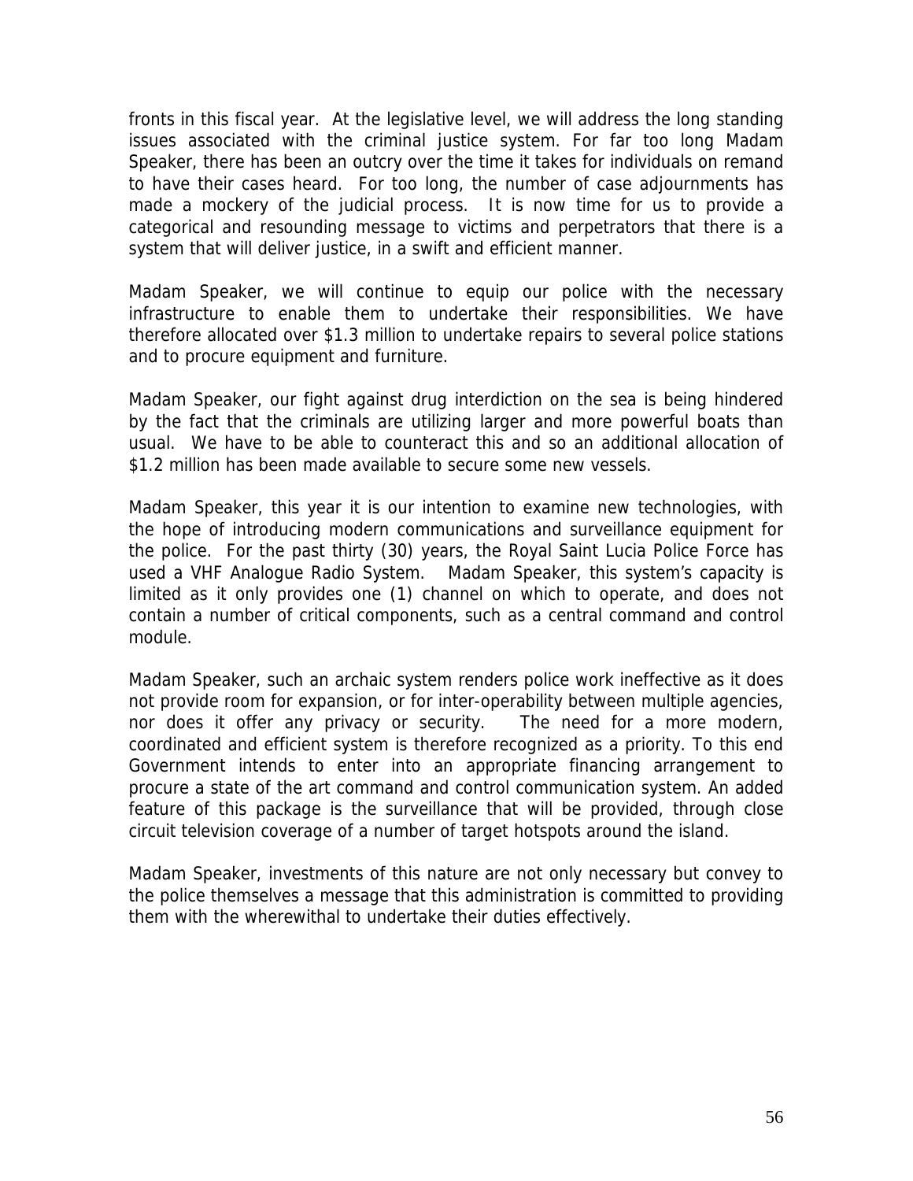fronts in this fiscal year. At the legislative level, we will address the long standing issues associated with the criminal justice system. For far too long Madam Speaker, there has been an outcry over the time it takes for individuals on remand to have their cases heard. For too long, the number of case adjournments has made a mockery of the judicial process. It is now time for us to provide a categorical and resounding message to victims and perpetrators that there is a system that will deliver justice, in a swift and efficient manner.

Madam Speaker, we will continue to equip our police with the necessary infrastructure to enable them to undertake their responsibilities. We have therefore allocated over $1.3 million to undertake repairs to several police stations and to procure equipment and furniture.

Madam Speaker, our fight against drug interdiction on the sea is being hindered by the fact that the criminals are utilizing larger and more powerful boats than usual. We have to be able to counteract this and so an additional allocation of $1.2 million has been made available to secure some new vessels.

Madam Speaker, this year it is our intention to examine new technologies, with the hope of introducing modern communications and surveillance equipment for the police. For the past thirty (30) years, the Royal Saint Lucia Police Force has used a VHF Analogue Radio System. Madam Speaker, this system's capacity is limited as it only provides one (1) channel on which to operate, and does not contain a number of critical components, such as a central command and control module.

Madam Speaker, such an archaic system renders police work ineffective as it does not provide room for expansion, or for inter-operability between multiple agencies, nor does it offer any privacy or security. The need for a more modern, coordinated and efficient system is therefore recognized as a priority. To this end Government intends to enter into an appropriate financing arrangement to procure a state of the art command and control communication system. An added feature of this package is the surveillance that will be provided, through close circuit television coverage of a number of target hotspots around the island.

Madam Speaker, investments of this nature are not only necessary but convey to the police themselves a message that this administration is committed to providing them with the wherewithal to undertake their duties effectively.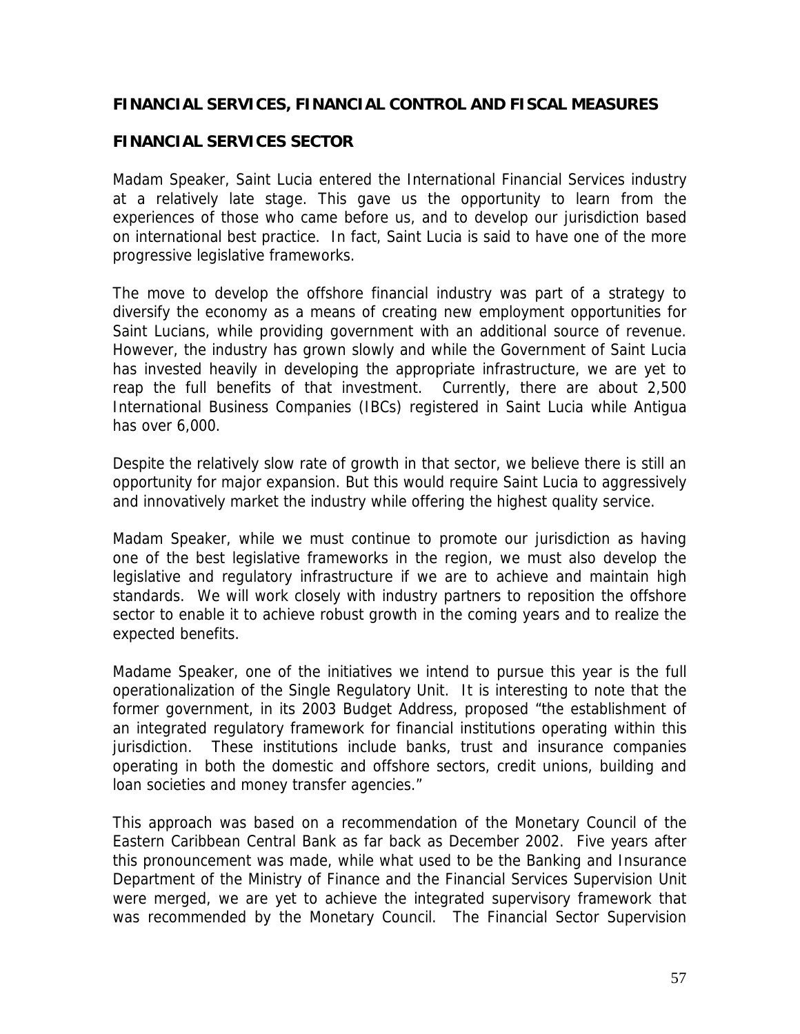## FINANCIAL SERVICES, FINANCIAL CONTROL AND FISCAL MEASURES

### FINANCIAL SERVICES SECTOR

Madam Speaker, Saint Lucia entered the International Financial Services industry at a relatively late stage. This gave us the opportunity to learn from the experiences of those who came before us, and to develop our jurisdiction based on international best practice. In fact, Saint Lucia is said to have one of the more progressive legislative frameworks.

The move to develop the offshore financial industry was part of a strategy to diversify the economy as a means of creating new employment opportunities for Saint Lucians, while providing government with an additional source of revenue. However, the industry has grown slowly and while the Government of Saint Lucia has invested heavily in developing the appropriate infrastructure, we are yet to reap the full benefits of that investment. Currently, there are about 2,500 International Business Companies (IBCs) registered in Saint Lucia while Antigua has over 6,000.

Despite the relatively slow rate of growth in that sector, we believe there is still an opportunity for major expansion. But this would require Saint Lucia to aggressively and innovatively market the industry while offering the highest quality service.

Madam Speaker, while we must continue to promote our jurisdiction as having one of the best legislative frameworks in the region, we must also develop the legislative and regulatory infrastructure if we are to achieve and maintain high standards. We will work closely with industry partners to reposition the offshore sector to enable it to achieve robust growth in the coming years and to realize the expected benefits.

Madame Speaker, one of the initiatives we intend to pursue this year is the full operationalization of the Single Regulatory Unit. It is interesting to note that the former government, in its 2003 Budget Address, proposed "the establishment of an integrated regulatory framework for financial institutions operating within this jurisdiction. These institutions include banks, trust and insurance companies operating in both the domestic and offshore sectors, credit unions, building and loan societies and money transfer agencies."

This approach was based on a recommendation of the Monetary Council of the Eastern Caribbean Central Bank as far back as December 2002. Five years after this pronouncement was made, while what used to be the Banking and Insurance Department of the Ministry of Finance and the Financial Services Supervision Unit were merged, we are yet to achieve the integrated supervisory framework that was recommended by the Monetary Council. The Financial Sector Supervision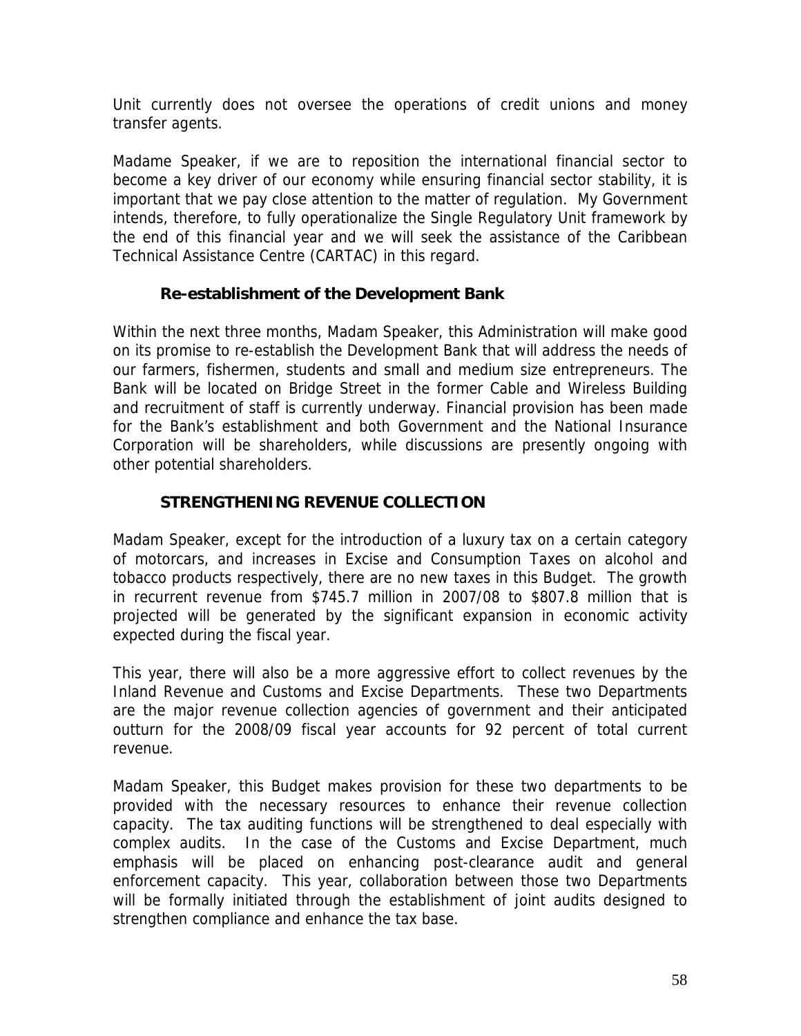Unit currently does not oversee the operations of credit unions and money transfer agents.

Madame Speaker, if we are to reposition the international financial sector to become a key driver of our economy while ensuring financial sector stability, it is important that we pay close attention to the matter of regulation. My Government intends, therefore, to fully operationalize the Single Regulatory Unit framework by the end of this financial year and we will seek the assistance of the Caribbean Technical Assistance Centre (CARTAC) in this regard.

### Re-establishment of the Development Bank

Within the next three months, Madam Speaker, this Administration will make good on its promise to re-establish the Development Bank that will address the needs of our farmers, fishermen, students and small and medium size entrepreneurs. The Bank will be located on Bridge Street in the former Cable and Wireless Building and recruitment of staff is currently underway. Financial provision has been made for the Bank's establishment and both Government and the National Insurance Corporation will be shareholders, while discussions are presently ongoing with other potential shareholders.

## STRENGTHENING REVENUE COLLECTION

Madam Speaker, except for the introduction of a luxury tax on a certain category of motorcars, and increases in Excise and Consumption Taxes on alcohol and tobacco products respectively, there are no new taxes in this Budget. The growth in recurrent revenue from $745.7 million in 2007/08 to $807.8 million that is projected will be generated by the significant expansion in economic activity expected during the fiscal year.

This year, there will also be a more aggressive effort to collect revenues by the Inland Revenue and Customs and Excise Departments. These two Departments are the major revenue collection agencies of government and their anticipated outturn for the 2008/09 fiscal year accounts for 92 percent of total current revenue.

Madam Speaker, this Budget makes provision for these two departments to be provided with the necessary resources to enhance their revenue collection capacity. The tax auditing functions will be strengthened to deal especially with complex audits. In the case of the Customs and Excise Department, much emphasis will be placed on enhancing post-clearance audit and general enforcement capacity. This year, collaboration between those two Departments will be formally initiated through the establishment of joint audits designed to strengthen compliance and enhance the tax base.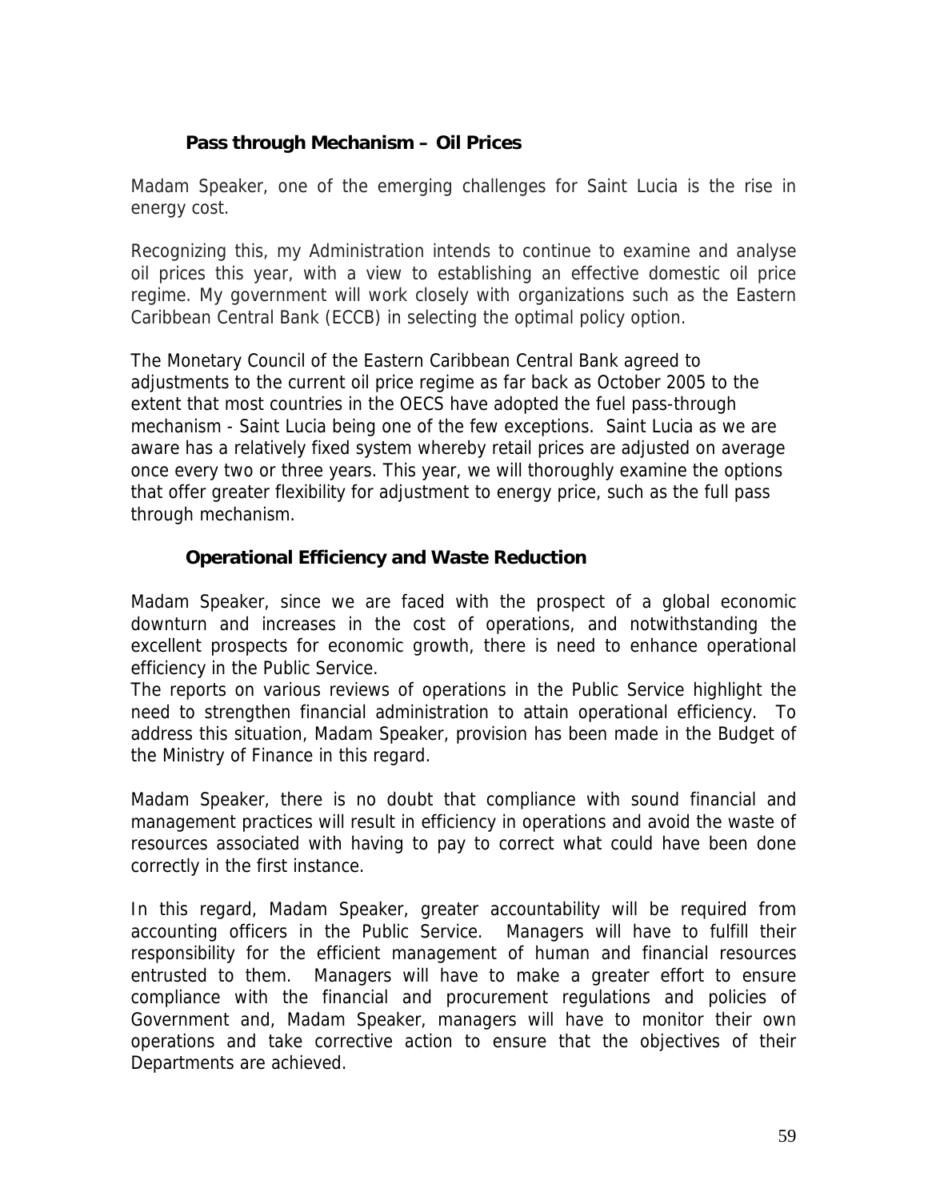### Pass through Mechanism – Oil Prices

Madam Speaker, one of the emerging challenges for Saint Lucia is the rise in energy cost.

Recognizing this, my Administration intends to continue to examine and analyse oil prices this year, with a view to establishing an effective domestic oil price regime. My government will work closely with organizations such as the Eastern Caribbean Central Bank (ECCB) in selecting the optimal policy option.

The Monetary Council of the Eastern Caribbean Central Bank agreed to adjustments to the current oil price regime as far back as October 2005 to the extent that most countries in the OECS have adopted the fuel pass-through mechanism - Saint Lucia being one of the few exceptions. Saint Lucia as we are aware has a relatively fixed system whereby retail prices are adjusted on average once every two or three years. This year, we will thoroughly examine the options that offer greater flexibility for adjustment to energy price, such as the full pass through mechanism.

### Operational Efficiency and Waste Reduction

Madam Speaker, since we are faced with the prospect of a global economic downturn and increases in the cost of operations, and notwithstanding the excellent prospects for economic growth, there is need to enhance operational efficiency in the Public Service.
The reports on various reviews of operations in the Public Service highlight the need to strengthen financial administration to attain operational efficiency. To address this situation, Madam Speaker, provision has been made in the Budget of the Ministry of Finance in this regard.

Madam Speaker, there is no doubt that compliance with sound financial and management practices will result in efficiency in operations and avoid the waste of resources associated with having to pay to correct what could have been done correctly in the first instance.

In this regard, Madam Speaker, greater accountability will be required from accounting officers in the Public Service. Managers will have to fulfill their responsibility for the efficient management of human and financial resources entrusted to them. Managers will have to make a greater effort to ensure compliance with the financial and procurement regulations and policies of Government and, Madam Speaker, managers will have to monitor their own operations and take corrective action to ensure that the objectives of their Departments are achieved.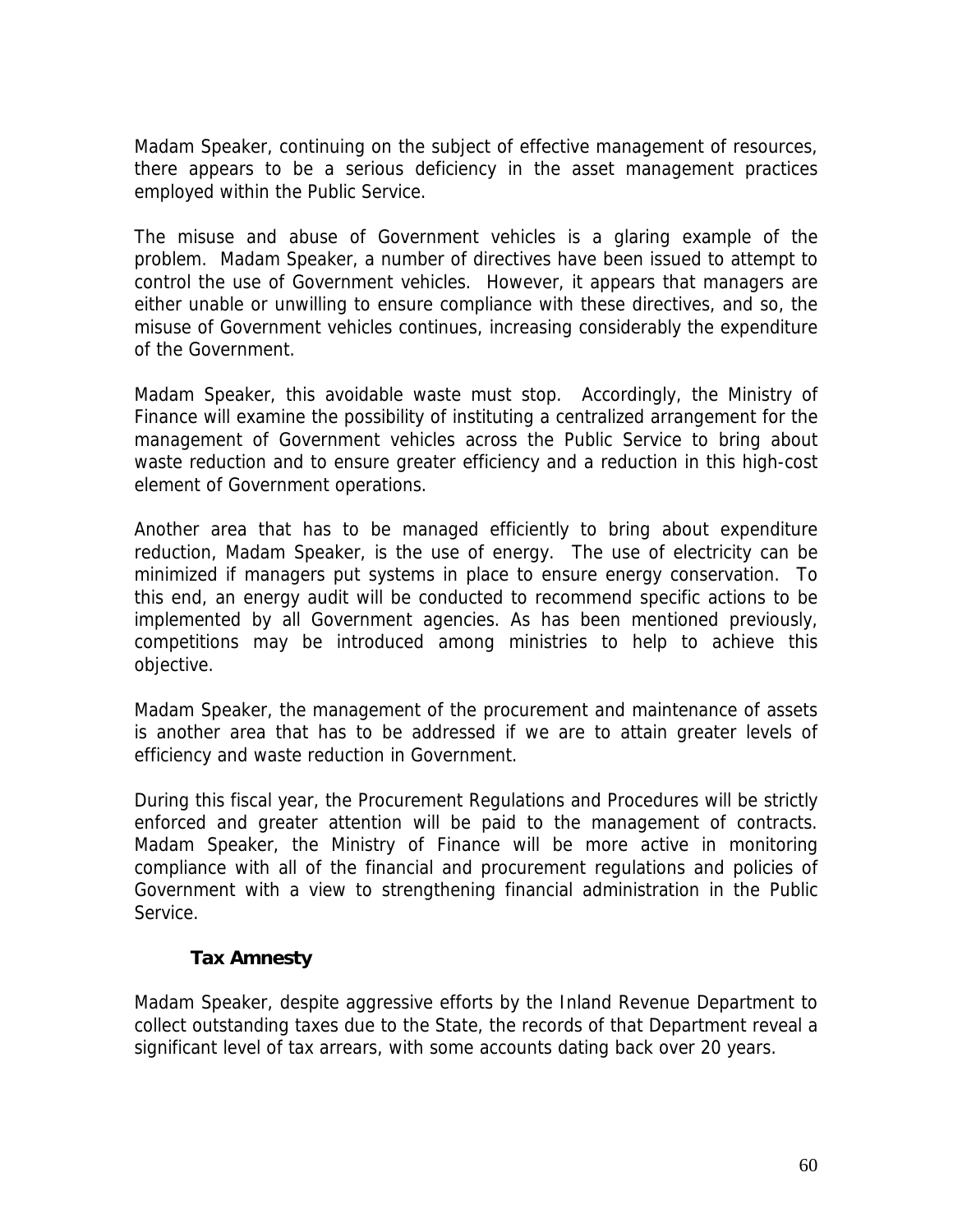Madam Speaker, continuing on the subject of effective management of resources, there appears to be a serious deficiency in the asset management practices employed within the Public Service.

The misuse and abuse of Government vehicles is a glaring example of the problem. Madam Speaker, a number of directives have been issued to attempt to control the use of Government vehicles. However, it appears that managers are either unable or unwilling to ensure compliance with these directives, and so, the misuse of Government vehicles continues, increasing considerably the expenditure of the Government.

Madam Speaker, this avoidable waste must stop. Accordingly, the Ministry of Finance will examine the possibility of instituting a centralized arrangement for the management of Government vehicles across the Public Service to bring about waste reduction and to ensure greater efficiency and a reduction in this high-cost element of Government operations.

Another area that has to be managed efficiently to bring about expenditure reduction, Madam Speaker, is the use of energy. The use of electricity can be minimized if managers put systems in place to ensure energy conservation. To this end, an energy audit will be conducted to recommend specific actions to be implemented by all Government agencies. As has been mentioned previously, competitions may be introduced among ministries to help to achieve this objective.

Madam Speaker, the management of the procurement and maintenance of assets is another area that has to be addressed if we are to attain greater levels of efficiency and waste reduction in Government.

During this fiscal year, the Procurement Regulations and Procedures will be strictly enforced and greater attention will be paid to the management of contracts. Madam Speaker, the Ministry of Finance will be more active in monitoring compliance with all of the financial and procurement regulations and policies of Government with a view to strengthening financial administration in the Public Service.

### Tax Amnesty

Madam Speaker, despite aggressive efforts by the Inland Revenue Department to collect outstanding taxes due to the State, the records of that Department reveal a significant level of tax arrears, with some accounts dating back over 20 years.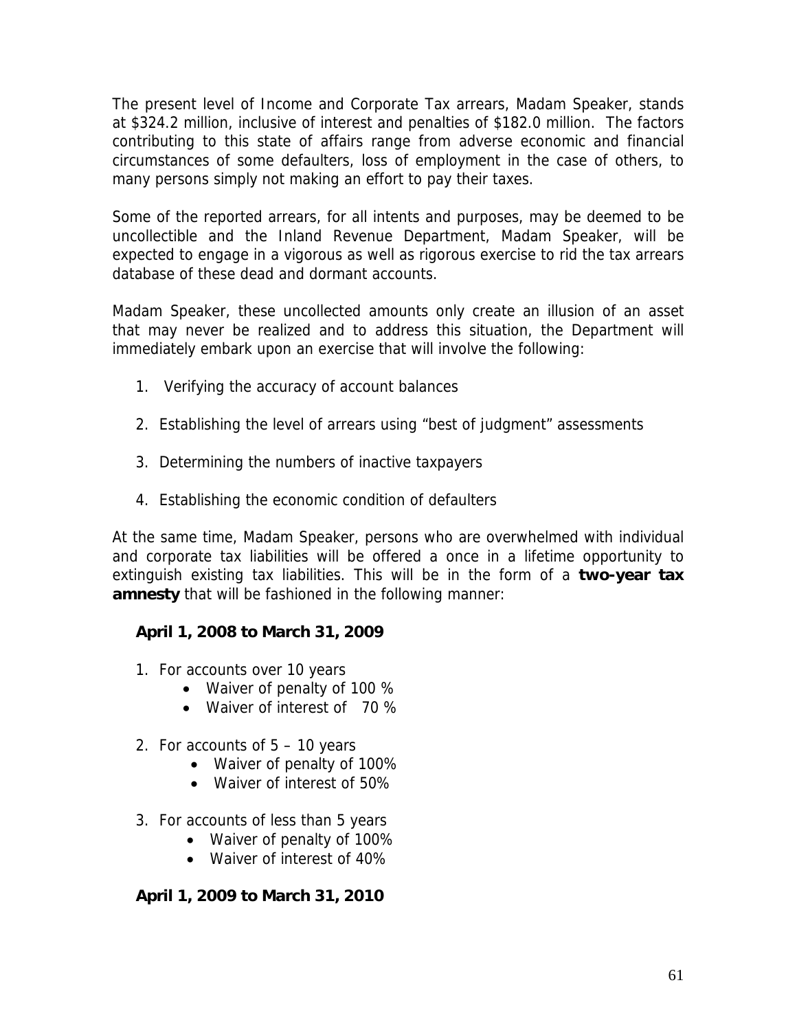The present level of Income and Corporate Tax arrears, Madam Speaker, stands at $324.2 million, inclusive of interest and penalties of $182.0 million. The factors contributing to this state of affairs range from adverse economic and financial circumstances of some defaulters, loss of employment in the case of others, to many persons simply not making an effort to pay their taxes.

Some of the reported arrears, for all intents and purposes, may be deemed to be uncollectible and the Inland Revenue Department, Madam Speaker, will be expected to engage in a vigorous as well as rigorous exercise to rid the tax arrears database of these dead and dormant accounts.

Madam Speaker, these uncollected amounts only create an illusion of an asset that may never be realized and to address this situation, the Department will immediately embark upon an exercise that will involve the following:

1. Verifying the accuracy of account balances
2. Establishing the level of arrears using "best of judgment" assessments
3. Determining the numbers of inactive taxpayers
4. Establishing the economic condition of defaulters

At the same time, Madam Speaker, persons who are overwhelmed with individual and corporate tax liabilities will be offered a once in a lifetime opportunity to extinguish existing tax liabilities. This will be in the form of a **two-year tax amnesty** that will be fashioned in the following manner:

**April 1, 2008 to March 31, 2009**

1. For accounts over 10 years
   - Waiver of penalty of 100 %
   - Waiver of interest of 70 %
2. For accounts of 5 – 10 years
   - Waiver of penalty of 100%
   - Waiver of interest of 50%
3. For accounts of less than 5 years
   - Waiver of penalty of 100%
   - Waiver of interest of 40%

**April 1, 2009 to March 31, 2010**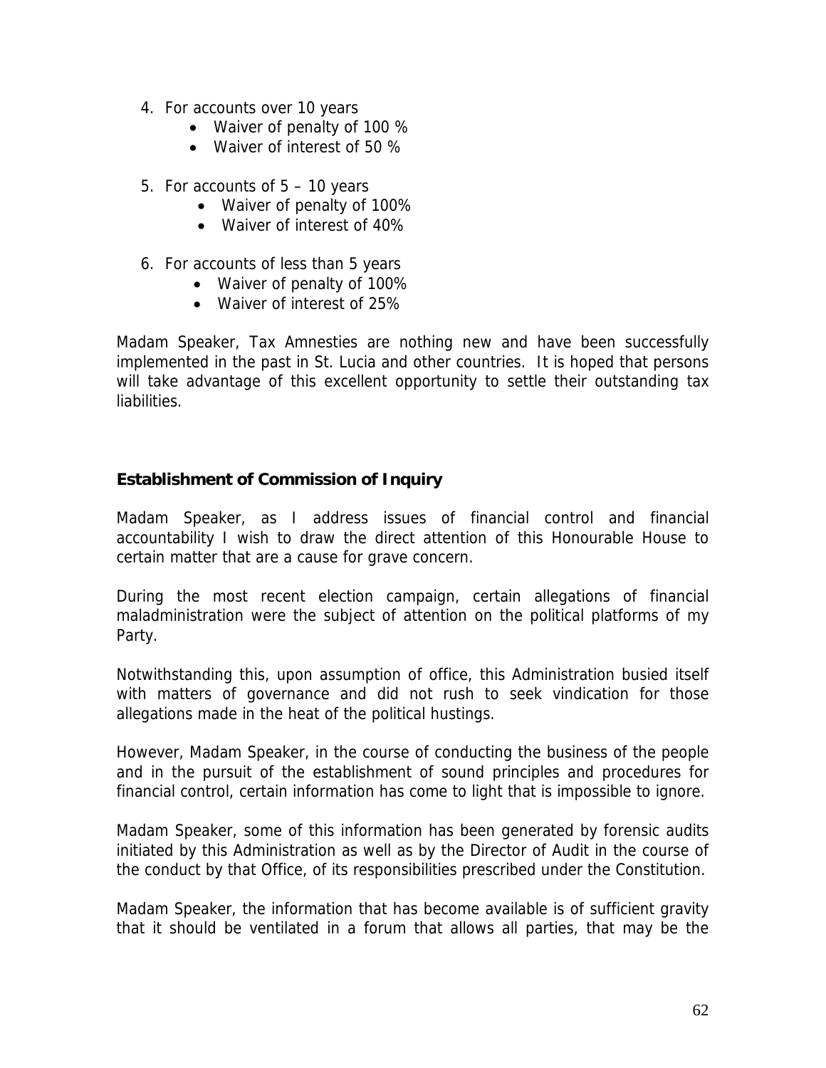4. For accounts over 10 years
    - Waiver of penalty of 100 %
    - Waiver of interest of 50 %

5. For accounts of 5 – 10 years
    - Waiver of penalty of 100%
    - Waiver of interest of 40%

6. For accounts of less than 5 years
    - Waiver of penalty of 100%
    - Waiver of interest of 25%

Madam Speaker, Tax Amnesties are nothing new and have been successfully implemented in the past in St. Lucia and other countries. It is hoped that persons will take advantage of this excellent opportunity to settle their outstanding tax liabilities.

**Establishment of Commission of Inquiry**

Madam Speaker, as I address issues of financial control and financial accountability I wish to draw the direct attention of this Honourable House to certain matter that are a cause for grave concern.

During the most recent election campaign, certain allegations of financial maladministration were the subject of attention on the political platforms of my Party.

Notwithstanding this, upon assumption of office, this Administration busied itself with matters of governance and did not rush to seek vindication for those allegations made in the heat of the political hustings.

However, Madam Speaker, in the course of conducting the business of the people and in the pursuit of the establishment of sound principles and procedures for financial control, certain information has come to light that is impossible to ignore.

Madam Speaker, some of this information has been generated by forensic audits initiated by this Administration as well as by the Director of Audit in the course of the conduct by that Office, of its responsibilities prescribed under the Constitution.

Madam Speaker, the information that has become available is of sufficient gravity that it should be ventilated in a forum that allows all parties, that may be the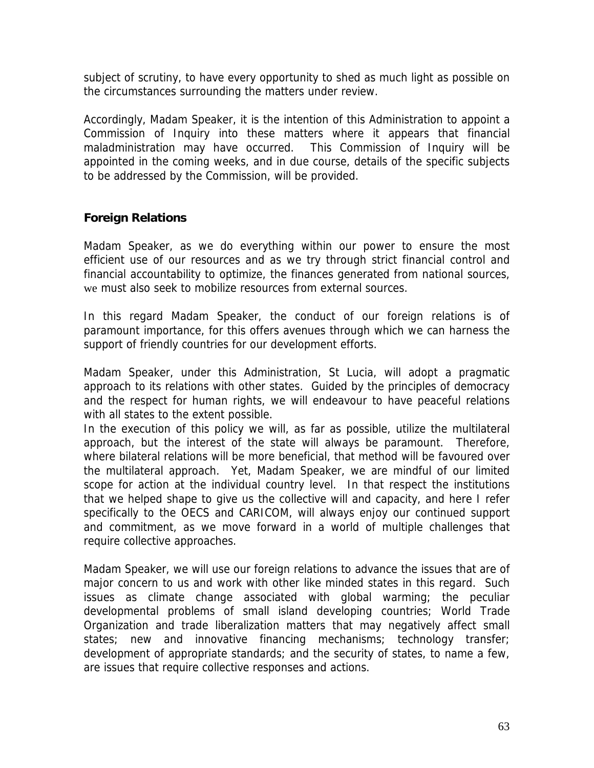subject of scrutiny, to have every opportunity to shed as much light as possible on the circumstances surrounding the matters under review.

Accordingly, Madam Speaker, it is the intention of this Administration to appoint a Commission of Inquiry into these matters where it appears that financial maladministration may have occurred. This Commission of Inquiry will be appointed in the coming weeks, and in due course, details of the specific subjects to be addressed by the Commission, will be provided.

## Foreign Relations

Madam Speaker, as we do everything within our power to ensure the most efficient use of our resources and as we try through strict financial control and financial accountability to optimize, the finances generated from national sources, we must also seek to mobilize resources from external sources.

In this regard Madam Speaker, the conduct of our foreign relations is of paramount importance, for this offers avenues through which we can harness the support of friendly countries for our development efforts.

Madam Speaker, under this Administration, St Lucia, will adopt a pragmatic approach to its relations with other states. Guided by the principles of democracy and the respect for human rights, we will endeavour to have peaceful relations with all states to the extent possible.

In the execution of this policy we will, as far as possible, utilize the multilateral approach, but the interest of the state will always be paramount. Therefore, where bilateral relations will be more beneficial, that method will be favoured over the multilateral approach. Yet, Madam Speaker, we are mindful of our limited scope for action at the individual country level. In that respect the institutions that we helped shape to give us the collective will and capacity, and here I refer specifically to the OECS and CARICOM, will always enjoy our continued support and commitment, as we move forward in a world of multiple challenges that require collective approaches.

Madam Speaker, we will use our foreign relations to advance the issues that are of major concern to us and work with other like minded states in this regard. Such issues as climate change associated with global warming; the peculiar developmental problems of small island developing countries; World Trade Organization and trade liberalization matters that may negatively affect small states; new and innovative financing mechanisms; technology transfer; development of appropriate standards; and the security of states, to name a few, are issues that require collective responses and actions.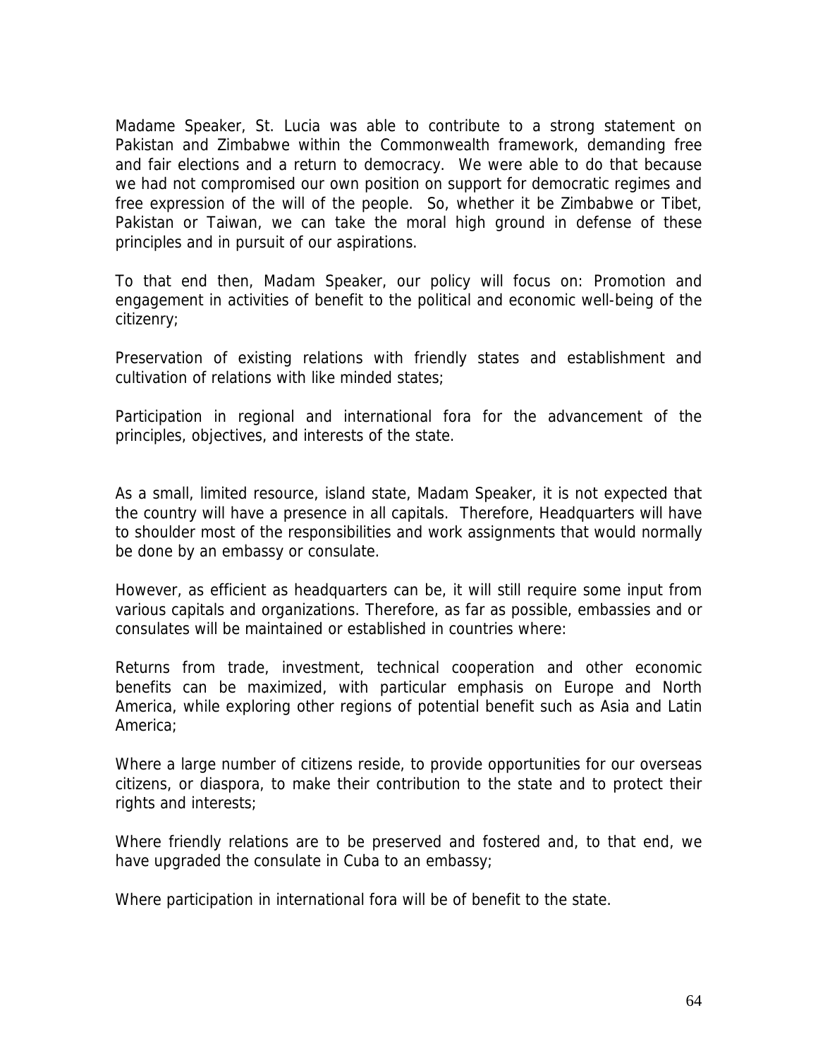Madame Speaker, St. Lucia was able to contribute to a strong statement on Pakistan and Zimbabwe within the Commonwealth framework, demanding free and fair elections and a return to democracy. We were able to do that because we had not compromised our own position on support for democratic regimes and free expression of the will of the people. So, whether it be Zimbabwe or Tibet, Pakistan or Taiwan, we can take the moral high ground in defense of these principles and in pursuit of our aspirations.

To that end then, Madam Speaker, our policy will focus on: Promotion and engagement in activities of benefit to the political and economic well-being of the citizenry;

Preservation of existing relations with friendly states and establishment and cultivation of relations with like minded states;

Participation in regional and international fora for the advancement of the principles, objectives, and interests of the state.

As a small, limited resource, island state, Madam Speaker, it is not expected that the country will have a presence in all capitals. Therefore, Headquarters will have to shoulder most of the responsibilities and work assignments that would normally be done by an embassy or consulate.

However, as efficient as headquarters can be, it will still require some input from various capitals and organizations. Therefore, as far as possible, embassies and or consulates will be maintained or established in countries where:

Returns from trade, investment, technical cooperation and other economic benefits can be maximized, with particular emphasis on Europe and North America, while exploring other regions of potential benefit such as Asia and Latin America;

Where a large number of citizens reside, to provide opportunities for our overseas citizens, or diaspora, to make their contribution to the state and to protect their rights and interests;

Where friendly relations are to be preserved and fostered and, to that end, we have upgraded the consulate in Cuba to an embassy;

Where participation in international fora will be of benefit to the state.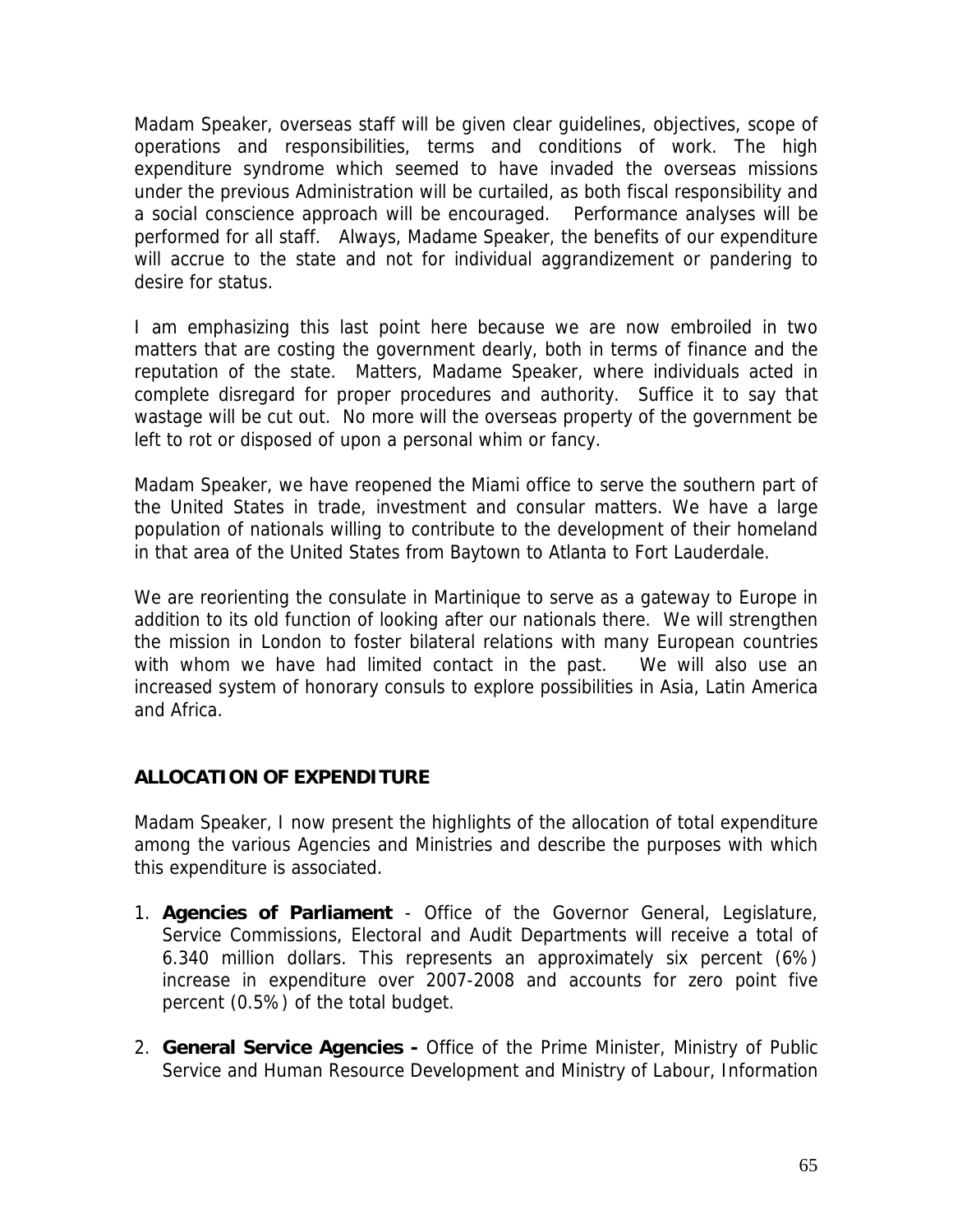Madam Speaker, overseas staff will be given clear guidelines, objectives, scope of operations and responsibilities, terms and conditions of work. The high expenditure syndrome which seemed to have invaded the overseas missions under the previous Administration will be curtailed, as both fiscal responsibility and a social conscience approach will be encouraged. Performance analyses will be performed for all staff. Always, Madame Speaker, the benefits of our expenditure will accrue to the state and not for individual aggrandizement or pandering to desire for status.

I am emphasizing this last point here because we are now embroiled in two matters that are costing the government dearly, both in terms of finance and the reputation of the state. Matters, Madame Speaker, where individuals acted in complete disregard for proper procedures and authority. Suffice it to say that wastage will be cut out. No more will the overseas property of the government be left to rot or disposed of upon a personal whim or fancy.

Madam Speaker, we have reopened the Miami office to serve the southern part of the United States in trade, investment and consular matters. We have a large population of nationals willing to contribute to the development of their homeland in that area of the United States from Baytown to Atlanta to Fort Lauderdale.

We are reorienting the consulate in Martinique to serve as a gateway to Europe in addition to its old function of looking after our nationals there. We will strengthen the mission in London to foster bilateral relations with many European countries with whom we have had limited contact in the past. We will also use an increased system of honorary consuls to explore possibilities in Asia, Latin America and Africa.

## ALLOCATION OF EXPENDITURE

Madam Speaker, I now present the highlights of the allocation of total expenditure among the various Agencies and Ministries and describe the purposes with which this expenditure is associated.

1. **Agencies of Parliament** - Office of the Governor General, Legislature, Service Commissions, Electoral and Audit Departments will receive a total of 6.340 million dollars. This represents an approximately six percent (6%) increase in expenditure over 2007-2008 and accounts for zero point five percent (0.5%) of the total budget.

2. **General Service Agencies -** Office of the Prime Minister, Ministry of Public Service and Human Resource Development and Ministry of Labour, Information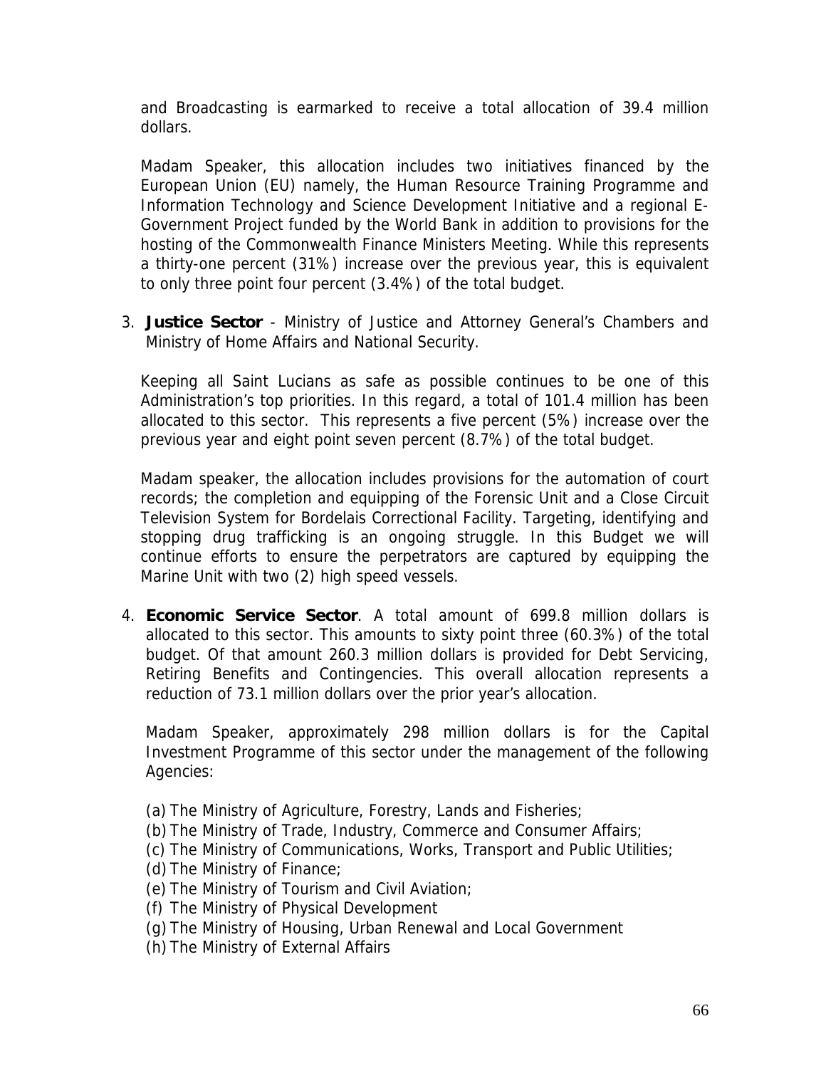and Broadcasting is earmarked to receive a total allocation of 39.4 million dollars.

Madam Speaker, this allocation includes two initiatives financed by the European Union (EU) namely, the Human Resource Training Programme and Information Technology and Science Development Initiative and a regional E-Government Project funded by the World Bank in addition to provisions for the hosting of the Commonwealth Finance Ministers Meeting. While this represents a thirty-one percent (31%) increase over the previous year, this is equivalent to only three point four percent (3.4%) of the total budget.

3. **Justice Sector** - Ministry of Justice and Attorney General's Chambers and Ministry of Home Affairs and National Security.

   Keeping all Saint Lucians as safe as possible continues to be one of this Administration's top priorities. In this regard, a total of 101.4 million has been allocated to this sector. This represents a five percent (5%) increase over the previous year and eight point seven percent (8.7%) of the total budget.

   Madam speaker, the allocation includes provisions for the automation of court records; the completion and equipping of the Forensic Unit and a Close Circuit Television System for Bordelais Correctional Facility. Targeting, identifying and stopping drug trafficking is an ongoing struggle. In this Budget we will continue efforts to ensure the perpetrators are captured by equipping the Marine Unit with two (2) high speed vessels.

4. **Economic Service Sector**. A total amount of 699.8 million dollars is allocated to this sector. This amounts to sixty point three (60.3%) of the total budget. Of that amount 260.3 million dollars is provided for Debt Servicing, Retiring Benefits and Contingencies. This overall allocation represents a reduction of 73.1 million dollars over the prior year's allocation.

   Madam Speaker, approximately 298 million dollars is for the Capital Investment Programme of this sector under the management of the following Agencies:

   (a) The Ministry of Agriculture, Forestry, Lands and Fisheries;
   (b) The Ministry of Trade, Industry, Commerce and Consumer Affairs;
   (c) The Ministry of Communications, Works, Transport and Public Utilities;
   (d) The Ministry of Finance;
   (e) The Ministry of Tourism and Civil Aviation;
   (f) The Ministry of Physical Development
   (g) The Ministry of Housing, Urban Renewal and Local Government
   (h) The Ministry of External Affairs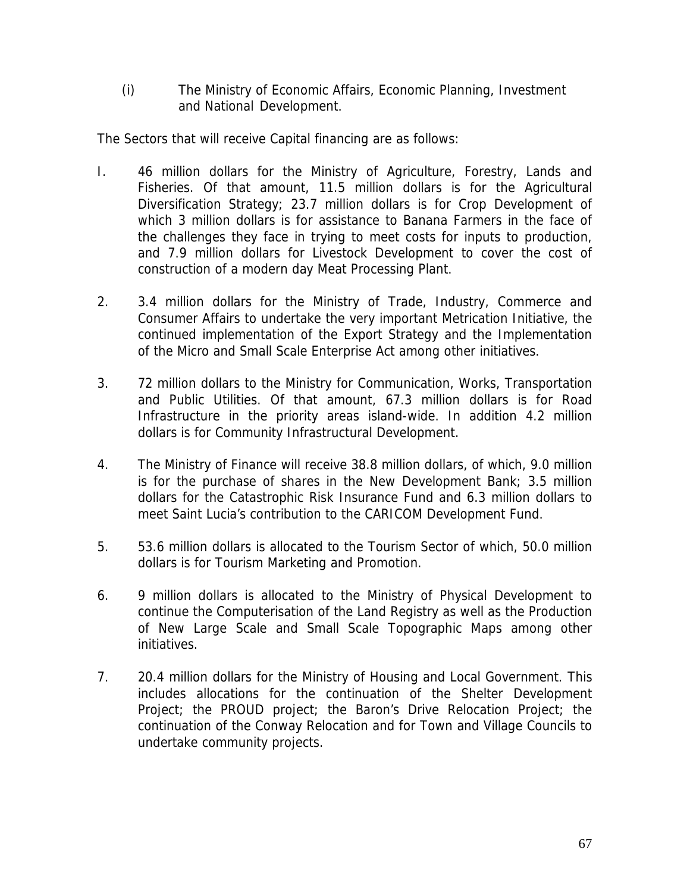(i) The Ministry of Economic Affairs, Economic Planning, Investment and National Development.

The Sectors that will receive Capital financing are as follows:

I. 46 million dollars for the Ministry of Agriculture, Forestry, Lands and Fisheries. Of that amount, 11.5 million dollars is for the Agricultural Diversification Strategy; 23.7 million dollars is for Crop Development of which 3 million dollars is for assistance to Banana Farmers in the face of the challenges they face in trying to meet costs for inputs to production, and 7.9 million dollars for Livestock Development to cover the cost of construction of a modern day Meat Processing Plant.

2. 3.4 million dollars for the Ministry of Trade, Industry, Commerce and Consumer Affairs to undertake the very important Metrication Initiative, the continued implementation of the Export Strategy and the Implementation of the Micro and Small Scale Enterprise Act among other initiatives.

3. 72 million dollars to the Ministry for Communication, Works, Transportation and Public Utilities. Of that amount, 67.3 million dollars is for Road Infrastructure in the priority areas island-wide. In addition 4.2 million dollars is for Community Infrastructural Development.

4. The Ministry of Finance will receive 38.8 million dollars, of which, 9.0 million is for the purchase of shares in the New Development Bank; 3.5 million dollars for the Catastrophic Risk Insurance Fund and 6.3 million dollars to meet Saint Lucia's contribution to the CARICOM Development Fund.

5. 53.6 million dollars is allocated to the Tourism Sector of which, 50.0 million dollars is for Tourism Marketing and Promotion.

6. 9 million dollars is allocated to the Ministry of Physical Development to continue the Computerisation of the Land Registry as well as the Production of New Large Scale and Small Scale Topographic Maps among other initiatives.

7. 20.4 million dollars for the Ministry of Housing and Local Government. This includes allocations for the continuation of the Shelter Development Project; the PROUD project; the Baron's Drive Relocation Project; the continuation of the Conway Relocation and for Town and Village Councils to undertake community projects.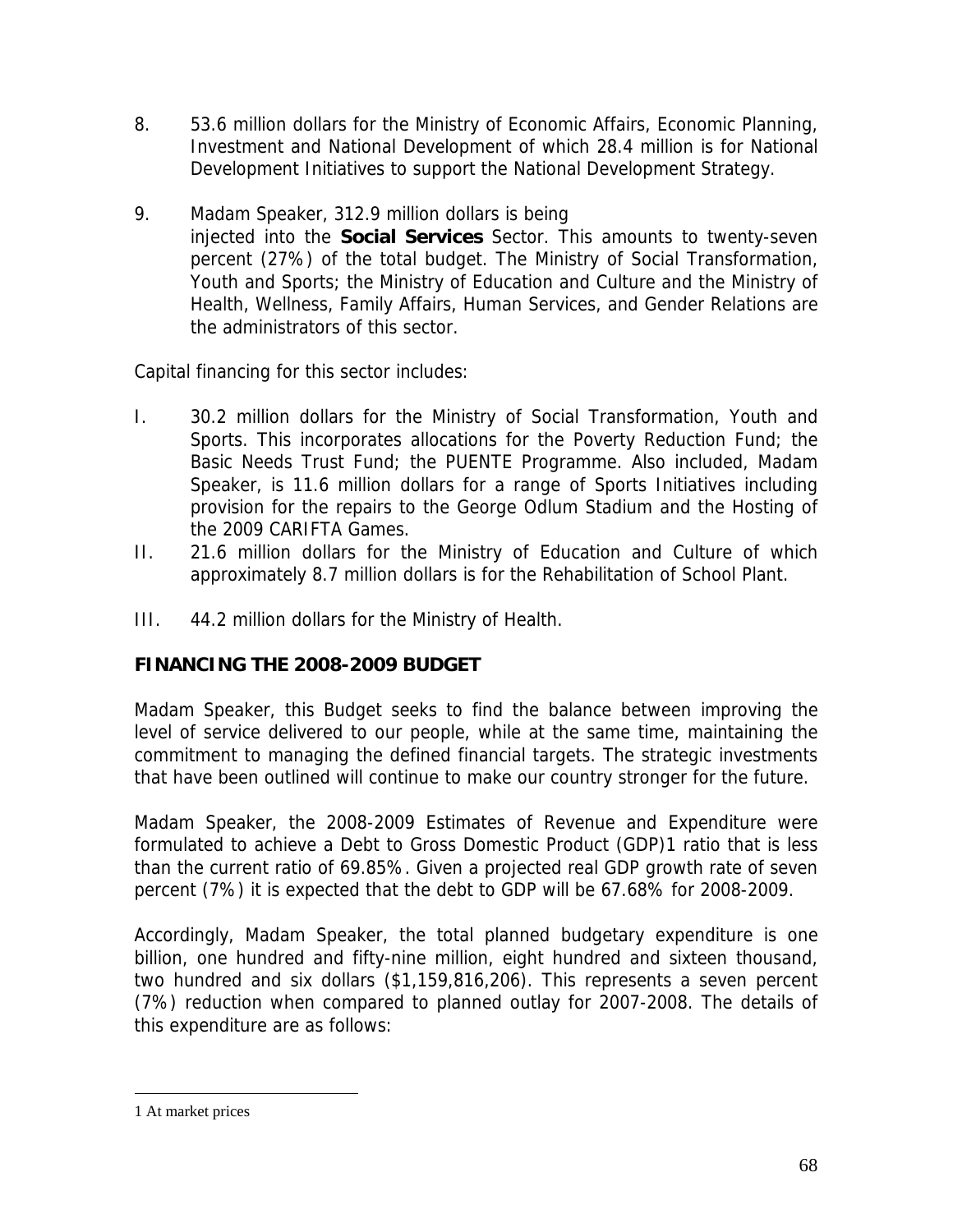8. 53.6 million dollars for the Ministry of Economic Affairs, Economic Planning, Investment and National Development of which 28.4 million is for National Development Initiatives to support the National Development Strategy.

9. Madam Speaker, 312.9 million dollars is being injected into the **Social Services** Sector. This amounts to twenty-seven percent (27%) of the total budget. The Ministry of Social Transformation, Youth and Sports; the Ministry of Education and Culture and the Ministry of Health, Wellness, Family Affairs, Human Services, and Gender Relations are the administrators of this sector.

Capital financing for this sector includes:

I. 30.2 million dollars for the Ministry of Social Transformation, Youth and Sports. This incorporates allocations for the Poverty Reduction Fund; the Basic Needs Trust Fund; the PUENTE Programme. Also included, Madam Speaker, is 11.6 million dollars for a range of Sports Initiatives including provision for the repairs to the George Odlum Stadium and the Hosting of the 2009 CARIFTA Games.

II. 21.6 million dollars for the Ministry of Education and Culture of which approximately 8.7 million dollars is for the Rehabilitation of School Plant.

III. 44.2 million dollars for the Ministry of Health.

**FINANCING THE 2008-2009 BUDGET**

Madam Speaker, this Budget seeks to find the balance between improving the level of service delivered to our people, while at the same time, maintaining the commitment to managing the defined financial targets. The strategic investments that have been outlined will continue to make our country stronger for the future.

Madam Speaker, the 2008-2009 Estimates of Revenue and Expenditure were formulated to achieve a Debt to Gross Domestic Product (GDP)[1] ratio that is less than the current ratio of 69.85%. Given a projected real GDP growth rate of seven percent (7%) it is expected that the debt to GDP will be 67.68% for 2008-2009.

Accordingly, Madam Speaker, the total planned budgetary expenditure is one billion, one hundred and fifty-nine million, eight hundred and sixteen thousand, two hundred and six dollars ($1,159,816,206). This represents a seven percent (7%) reduction when compared to planned outlay for 2007-2008. The details of this expenditure are as follows:

---

[1] At market prices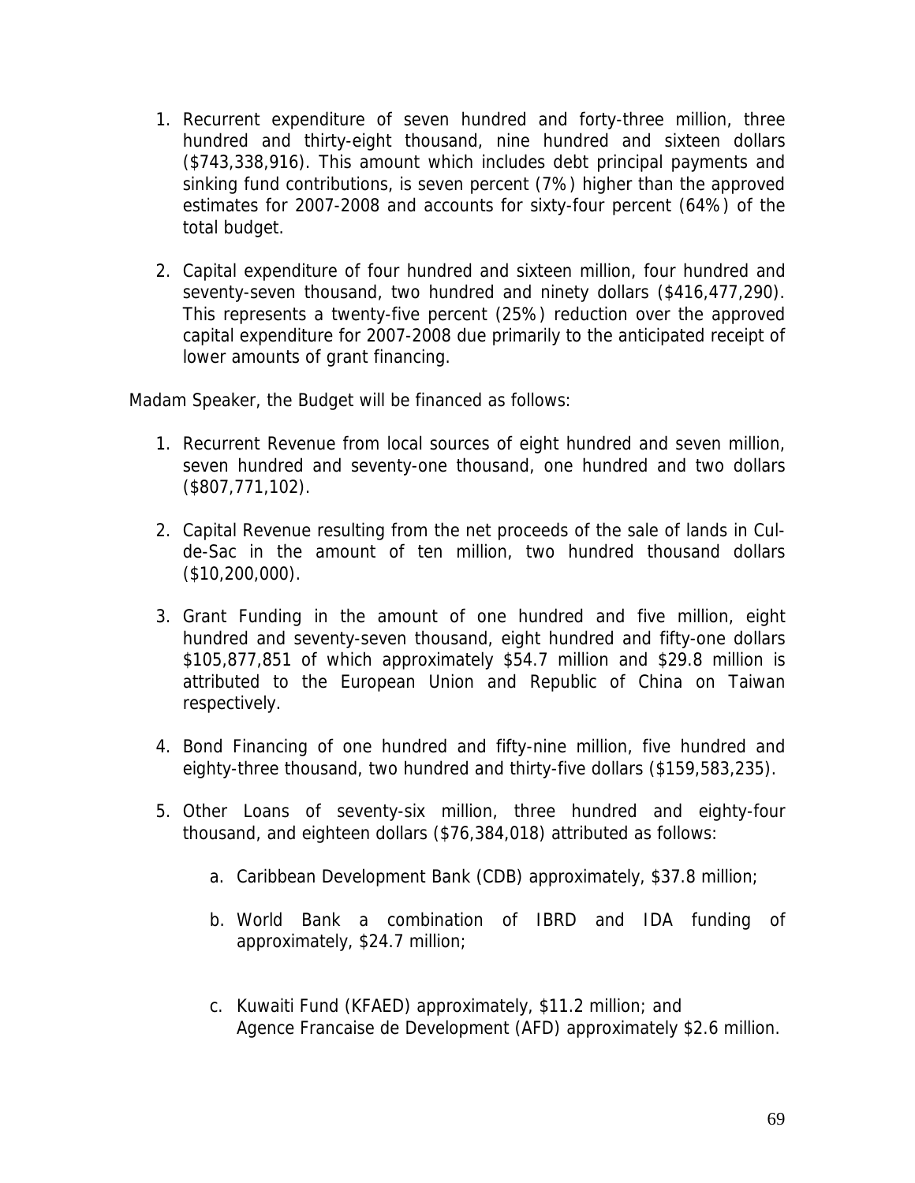1. Recurrent expenditure of seven hundred and forty-three million, three hundred and thirty-eight thousand, nine hundred and sixteen dollars ($743,338,916). This amount which includes debt principal payments and sinking fund contributions, is seven percent (7%) higher than the approved estimates for 2007-2008 and accounts for sixty-four percent (64%) of the total budget.

2. Capital expenditure of four hundred and sixteen million, four hundred and seventy-seven thousand, two hundred and ninety dollars ($416,477,290). This represents a twenty-five percent (25%) reduction over the approved capital expenditure for 2007-2008 due primarily to the anticipated receipt of lower amounts of grant financing.

Madam Speaker, the Budget will be financed as follows:

1. Recurrent Revenue from local sources of eight hundred and seven million, seven hundred and seventy-one thousand, one hundred and two dollars ($807,771,102).

2. Capital Revenue resulting from the net proceeds of the sale of lands in Cul-de-Sac in the amount of ten million, two hundred thousand dollars ($10,200,000).

3. Grant Funding in the amount of one hundred and five million, eight hundred and seventy-seven thousand, eight hundred and fifty-one dollars $105,877,851 of which approximately $54.7 million and $29.8 million is attributed to the European Union and Republic of China on Taiwan respectively.

4. Bond Financing of one hundred and fifty-nine million, five hundred and eighty-three thousand, two hundred and thirty-five dollars ($159,583,235).

5. Other Loans of seventy-six million, three hundred and eighty-four thousand, and eighteen dollars ($76,384,018) attributed as follows:

   a. Caribbean Development Bank (CDB) approximately, $37.8 million;

   b. World Bank a combination of IBRD and IDA funding of approximately, $24.7 million;

   c. Kuwaiti Fund (KFAED) approximately, $11.2 million; and
      Agence Francaise de Development (AFD) approximately $2.6 million.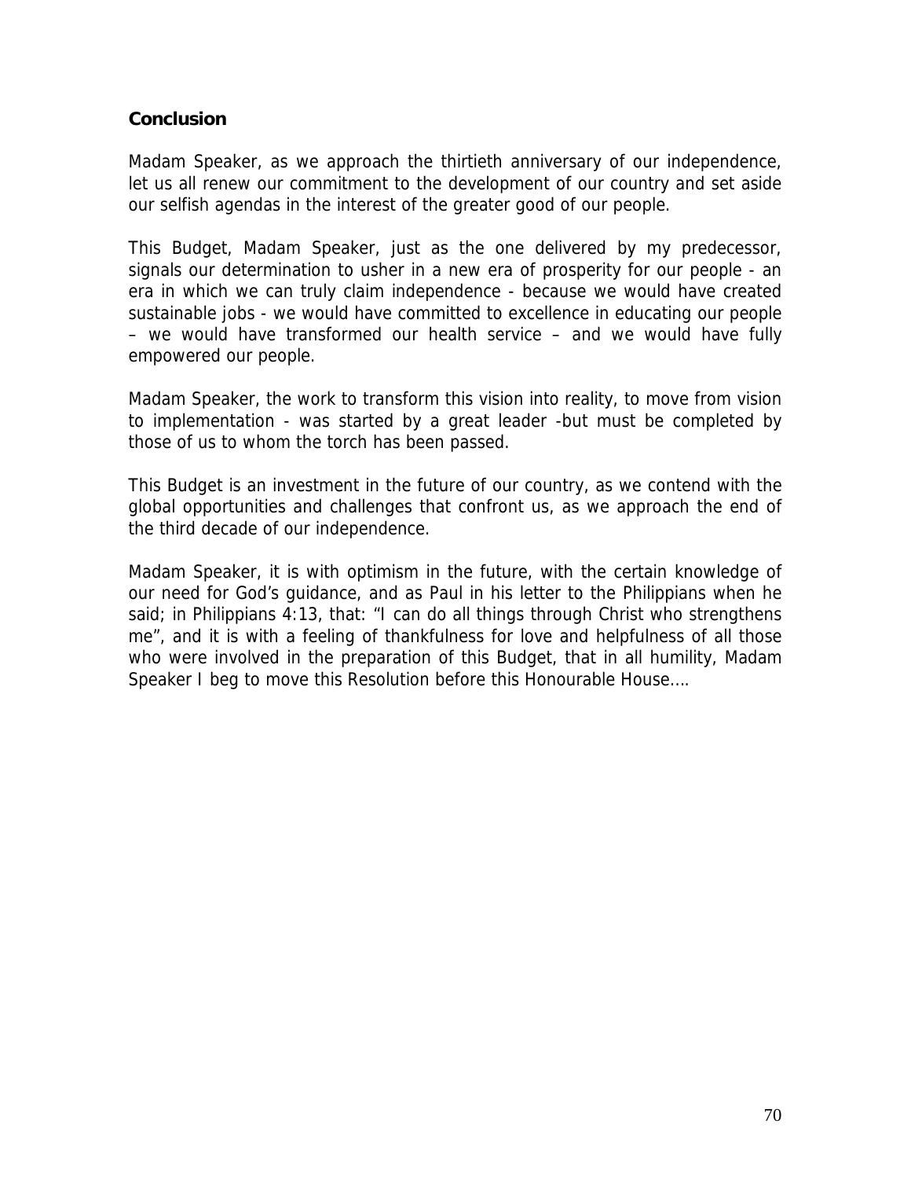**Conclusion**

Madam Speaker, as we approach the thirtieth anniversary of our independence, let us all renew our commitment to the development of our country and set aside our selfish agendas in the interest of the greater good of our people.

This Budget, Madam Speaker, just as the one delivered by my predecessor, signals our determination to usher in a new era of prosperity for our people - an era in which we can truly claim independence - because we would have created sustainable jobs - we would have committed to excellence in educating our people – we would have transformed our health service – and we would have fully empowered our people.

Madam Speaker, the work to transform this vision into reality, to move from vision to implementation - was started by a great leader -but must be completed by those of us to whom the torch has been passed.

This Budget is an investment in the future of our country, as we contend with the global opportunities and challenges that confront us, as we approach the end of the third decade of our independence.

Madam Speaker, it is with optimism in the future, with the certain knowledge of our need for God's guidance, and as Paul in his letter to the Philippians when he said; in Philippians 4:13, that: "I can do all things through Christ who strengthens me", and it is with a feeling of thankfulness for love and helpfulness of all those who were involved in the preparation of this Budget, that in all humility, Madam Speaker I beg to move this Resolution before this Honourable House….